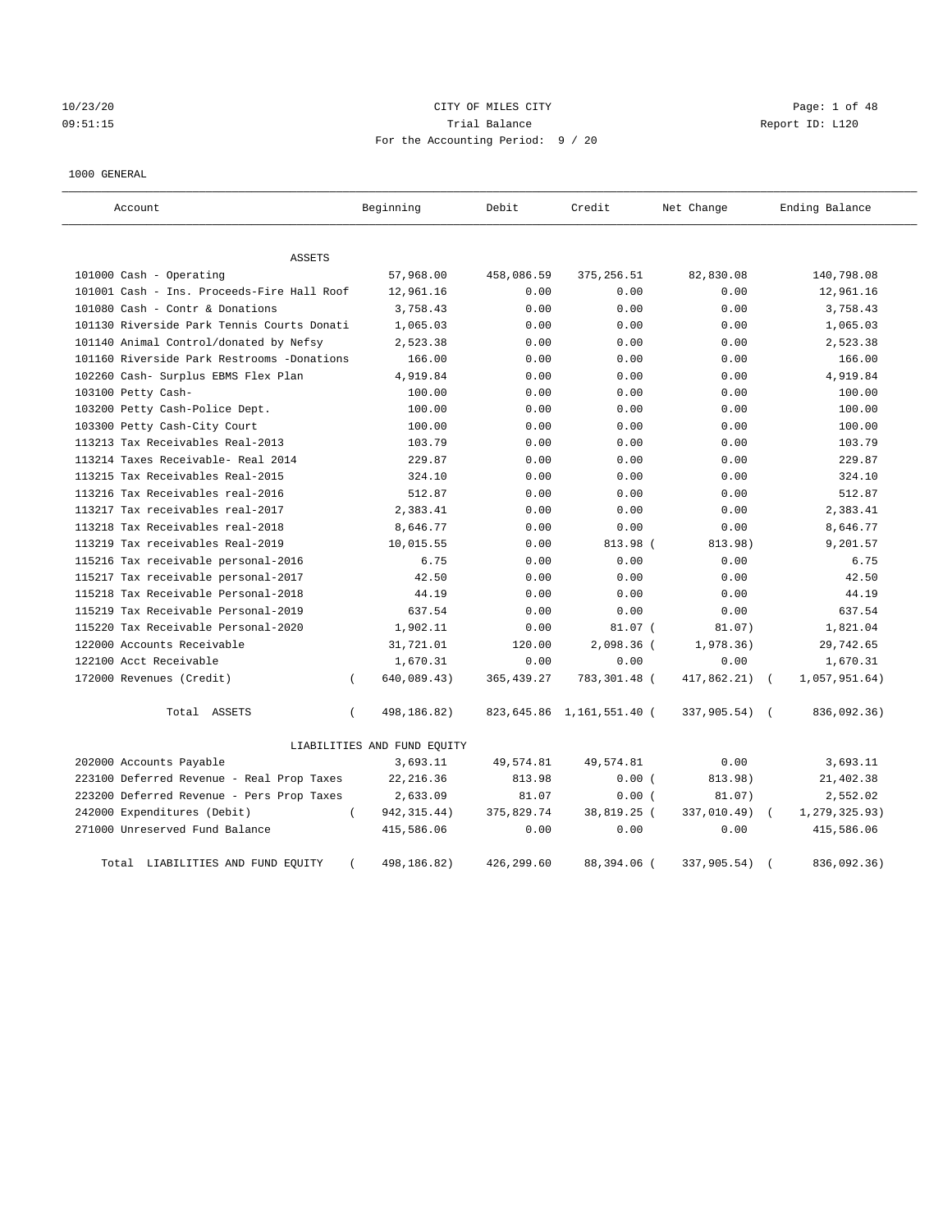CITY OF MILES CITY

Trial Balance

For the Accounting Period: 9 / 20

10/23/20
09:51:15

Report ID: L120

1000 GENERAL

| Account | Beginning | Debit | Credit | Net Change | Ending Balance |
|---|---|---|---|---|---|
| ASSETS | | | | | |
| 101000 Cash - Operating | 57,968.00 | 458,086.59 | 375,256.51 | 82,830.08 | 140,798.08 |
| 101001 Cash - Ins. Proceeds-Fire Hall Roof | 12,961.16 | 0.00 | 0.00 | 0.00 | 12,961.16 |
| 101080 Cash - Contr & Donations | 3,758.43 | 0.00 | 0.00 | 0.00 | 3,758.43 |
| 101130 Riverside Park Tennis Courts Donati | 1,065.03 | 0.00 | 0.00 | 0.00 | 1,065.03 |
| 101140 Animal Control/donated by Nefsy | 2,523.38 | 0.00 | 0.00 | 0.00 | 2,523.38 |
| 101160 Riverside Park Restrooms -Donations | 166.00 | 0.00 | 0.00 | 0.00 | 166.00 |
| 102260 Cash- Surplus EBMS Flex Plan | 4,919.84 | 0.00 | 0.00 | 0.00 | 4,919.84 |
| 103100 Petty Cash- | 100.00 | 0.00 | 0.00 | 0.00 | 100.00 |
| 103200 Petty Cash-Police Dept. | 100.00 | 0.00 | 0.00 | 0.00 | 100.00 |
| 103300 Petty Cash-City Court | 100.00 | 0.00 | 0.00 | 0.00 | 100.00 |
| 113213 Tax Receivables Real-2013 | 103.79 | 0.00 | 0.00 | 0.00 | 103.79 |
| 113214 Taxes Receivable- Real 2014 | 229.87 | 0.00 | 0.00 | 0.00 | 229.87 |
| 113215 Tax Receivables Real-2015 | 324.10 | 0.00 | 0.00 | 0.00 | 324.10 |
| 113216 Tax Receivables real-2016 | 512.87 | 0.00 | 0.00 | 0.00 | 512.87 |
| 113217 Tax receivables real-2017 | 2,383.41 | 0.00 | 0.00 | 0.00 | 2,383.41 |
| 113218 Tax Receivables real-2018 | 8,646.77 | 0.00 | 0.00 | 0.00 | 8,646.77 |
| 113219 Tax receivables Real-2019 | 10,015.55 | 0.00 | 813.98 | (813.98) | 9,201.57 |
| 115216 Tax receivable personal-2016 | 6.75 | 0.00 | 0.00 | 0.00 | 6.75 |
| 115217 Tax receivable personal-2017 | 42.50 | 0.00 | 0.00 | 0.00 | 42.50 |
| 115218 Tax Receivable Personal-2018 | 44.19 | 0.00 | 0.00 | 0.00 | 44.19 |
| 115219 Tax Receivable Personal-2019 | 637.54 | 0.00 | 0.00 | 0.00 | 637.54 |
| 115220 Tax Receivable Personal-2020 | 1,902.11 | 0.00 | 81.07 | (81.07) | 1,821.04 |
| 122000 Accounts Receivable | 31,721.01 | 120.00 | 2,098.36 | (1,978.36) | 29,742.65 |
| 122100 Acct Receivable | 1,670.31 | 0.00 | 0.00 | 0.00 | 1,670.31 |
| 172000 Revenues (Credit) | (640,089.43) | 365,439.27 | 783,301.48 | (417,862.21) | (1,057,951.64) |
| Total ASSETS | (498,186.82) | 823,645.86 | 1,161,551.40 | (337,905.54) | (836,092.36) |
| LIABILITIES AND FUND EQUITY | | | | | |
| 202000 Accounts Payable | 3,693.11 | 49,574.81 | 49,574.81 | 0.00 | 3,693.11 |
| 223100 Deferred Revenue - Real Prop Taxes | 22,216.36 | 813.98 | 0.00 | (813.98) | 21,402.38 |
| 223200 Deferred Revenue - Pers Prop Taxes | 2,633.09 | 81.07 | 0.00 | (81.07) | 2,552.02 |
| 242000 Expenditures (Debit) | (942,315.44) | 375,829.74 | 38,819.25 | (337,010.49) | (1,279,325.93) |
| 271000 Unreserved Fund Balance | 415,586.06 | 0.00 | 0.00 | 0.00 | 415,586.06 |
| Total LIABILITIES AND FUND EQUITY | (498,186.82) | 426,299.60 | 88,394.06 | (337,905.54) | (836,092.36) |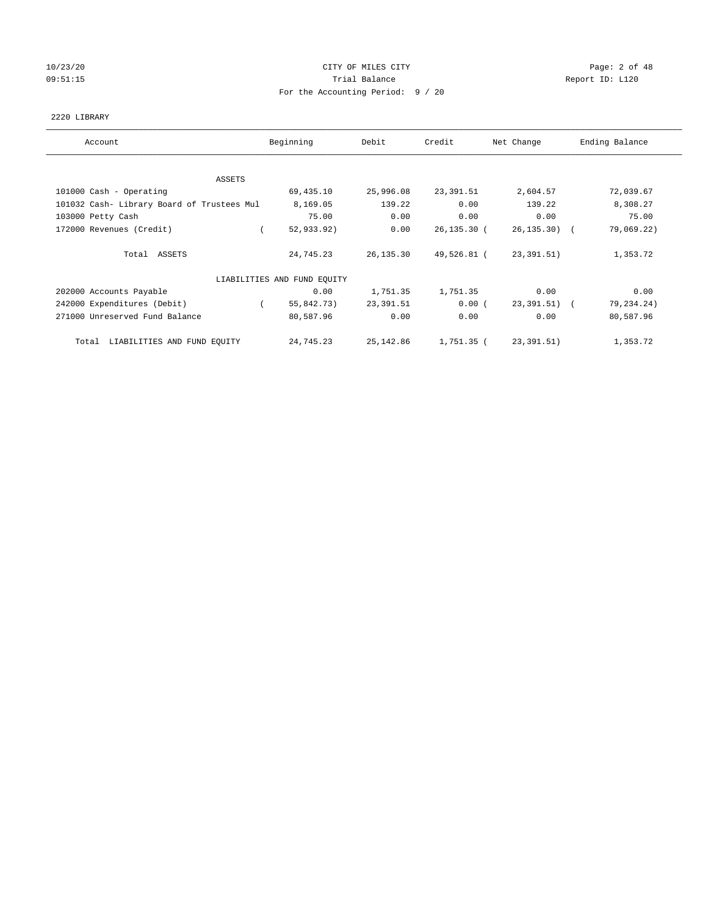CITY OF MILES CITY
Trial Balance
For the Accounting Period: 9 / 20

2220 LIBRARY

| Account | Beginning | Debit | Credit | Net Change | Ending Balance |
|---|---|---|---|---|---|
| ASSETS | | | | | |
| 101000 Cash - Operating | 69,435.10 | 25,996.08 | 23,391.51 | 2,604.57 | 72,039.67 |
| 101032 Cash- Library Board of Trustees Mul | 8,169.05 | 139.22 | 0.00 | 139.22 | 8,308.27 |
| 103000 Petty Cash | 75.00 | 0.00 | 0.00 | 0.00 | 75.00 |
| 172000 Revenues (Credit) | ( 52,933.92) | 0.00 | 26,135.30 | ( 26,135.30) | ( 79,069.22) |
| Total ASSETS | 24,745.23 | 26,135.30 | 49,526.81 | ( 23,391.51) | 1,353.72 |
| LIABILITIES AND FUND EQUITY | | | | | |
| 202000 Accounts Payable | 0.00 | 1,751.35 | 1,751.35 | 0.00 | 0.00 |
| 242000 Expenditures (Debit) | ( 55,842.73) | 23,391.51 | 0.00 | ( 23,391.51) | ( 79,234.24) |
| 271000 Unreserved Fund Balance | 80,587.96 | 0.00 | 0.00 | 0.00 | 80,587.96 |
| Total LIABILITIES AND FUND EQUITY | 24,745.23 | 25,142.86 | 1,751.35 | ( 23,391.51) | 1,353.72 |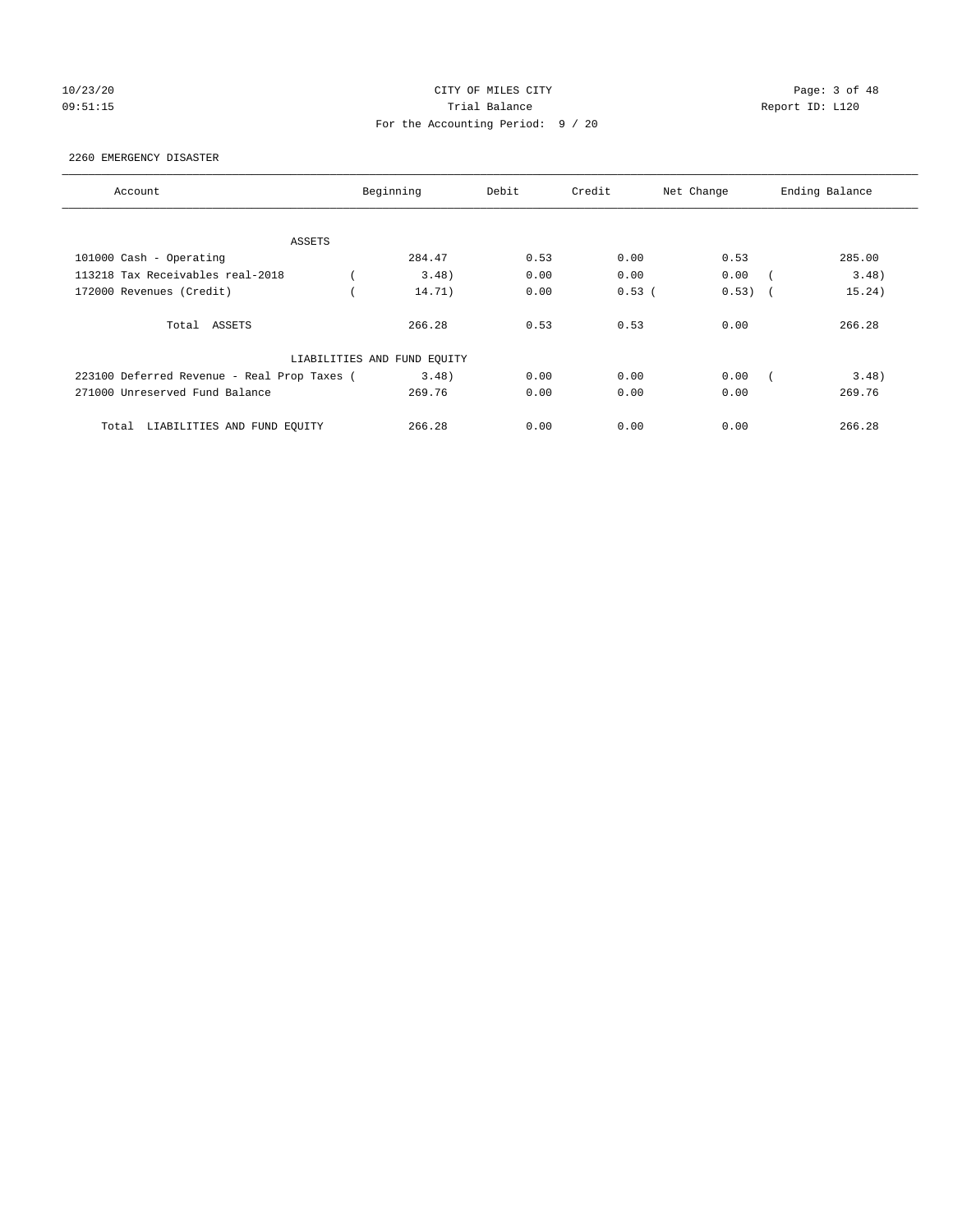CITY OF MILES CITY

Trial Balance

For the Accounting Period: 9 / 20

10/23/20 09:51:15 Report ID: L120

2260 EMERGENCY DISASTER

| Account | Beginning | Debit | Credit | Net Change | Ending Balance |
|---|---|---|---|---|---|
| ASSETS | | | | | |
| 101000 Cash - Operating | 284.47 | 0.53 | 0.00 | 0.53 | 285.00 |
| 113218 Tax Receivables real-2018 | ( 3.48) | 0.00 | 0.00 | 0.00 | ( 3.48) |
| 172000 Revenues (Credit) | ( 14.71) | 0.00 | 0.53 | ( 0.53) | ( 15.24) |
| Total ASSETS | 266.28 | 0.53 | 0.53 | 0.00 | 266.28 |
| LIABILITIES AND FUND EQUITY | | | | | |
| 223100 Deferred Revenue - Real Prop Taxes | ( 3.48) | 0.00 | 0.00 | 0.00 | ( 3.48) |
| 271000 Unreserved Fund Balance | 269.76 | 0.00 | 0.00 | 0.00 | 269.76 |
| Total LIABILITIES AND FUND EQUITY | 266.28 | 0.00 | 0.00 | 0.00 | 266.28 |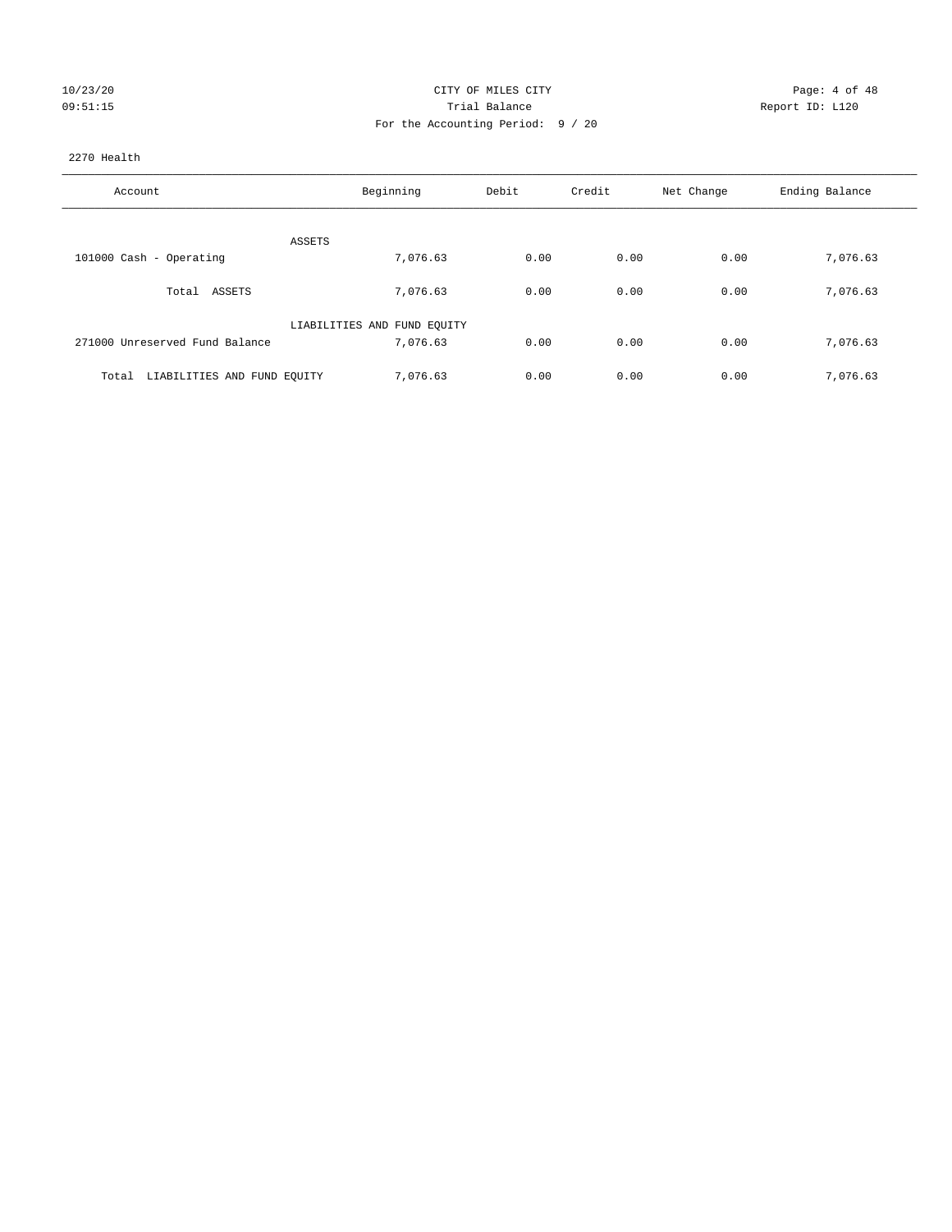CITY OF MILES CITY

Trial Balance

For the Accounting Period: 9 / 20

10/23/20 09:51:15 — Report ID: L120

2270 Health

| Account | Beginning | Debit | Credit | Net Change | Ending Balance |
|---|---|---|---|---|---|
| ASSETS | | | | | |
| 101000 Cash - Operating | 7,076.63 | 0.00 | 0.00 | 0.00 | 7,076.63 |
| Total ASSETS | 7,076.63 | 0.00 | 0.00 | 0.00 | 7,076.63 |
| LIABILITIES AND FUND EQUITY | | | | | |
| 271000 Unreserved Fund Balance | 7,076.63 | 0.00 | 0.00 | 0.00 | 7,076.63 |
| Total LIABILITIES AND FUND EQUITY | 7,076.63 | 0.00 | 0.00 | 0.00 | 7,076.63 |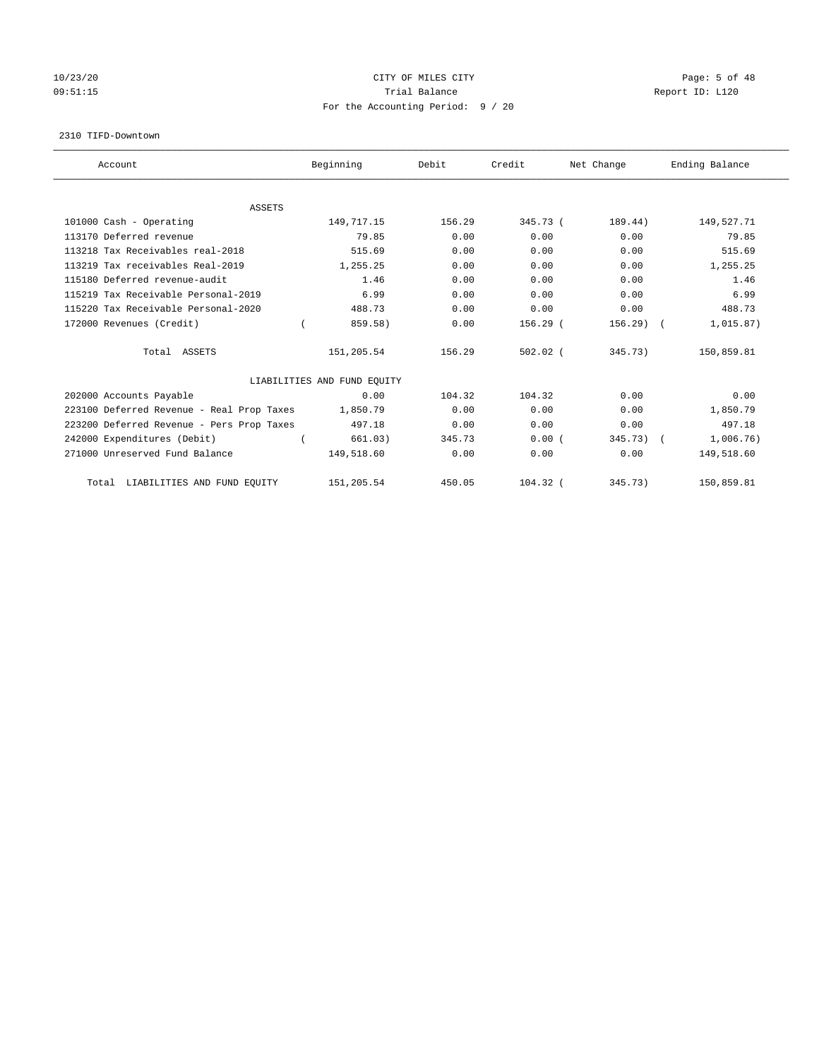# CITY OF MILES CITY

## Trial Balance

For the Accounting Period: 9 / 20

10/23/20
09:51:15

Report ID: L120

2310 TIFD-Downtown

| Account | Beginning | Debit | Credit | Net Change | Ending Balance |
|---|---|---|---|---|---|
| ASSETS | | | | | |
| 101000 Cash - Operating | 149,717.15 | 156.29 | 345.73 | ( 189.44) | 149,527.71 |
| 113170 Deferred revenue | 79.85 | 0.00 | 0.00 | 0.00 | 79.85 |
| 113218 Tax Receivables real-2018 | 515.69 | 0.00 | 0.00 | 0.00 | 515.69 |
| 113219 Tax receivables Real-2019 | 1,255.25 | 0.00 | 0.00 | 0.00 | 1,255.25 |
| 115180 Deferred revenue-audit | 1.46 | 0.00 | 0.00 | 0.00 | 1.46 |
| 115219 Tax Receivable Personal-2019 | 6.99 | 0.00 | 0.00 | 0.00 | 6.99 |
| 115220 Tax Receivable Personal-2020 | 488.73 | 0.00 | 0.00 | 0.00 | 488.73 |
| 172000 Revenues (Credit) | ( 859.58) | 0.00 | 156.29 | ( 156.29) | ( 1,015.87) |
| Total ASSETS | 151,205.54 | 156.29 | 502.02 | ( 345.73) | 150,859.81 |
| LIABILITIES AND FUND EQUITY | | | | | |
| 202000 Accounts Payable | 0.00 | 104.32 | 104.32 | 0.00 | 0.00 |
| 223100 Deferred Revenue - Real Prop Taxes | 1,850.79 | 0.00 | 0.00 | 0.00 | 1,850.79 |
| 223200 Deferred Revenue - Pers Prop Taxes | 497.18 | 0.00 | 0.00 | 0.00 | 497.18 |
| 242000 Expenditures (Debit) | ( 661.03) | 345.73 | 0.00 | ( 345.73) | ( 1,006.76) |
| 271000 Unreserved Fund Balance | 149,518.60 | 0.00 | 0.00 | 0.00 | 149,518.60 |
| Total LIABILITIES AND FUND EQUITY | 151,205.54 | 450.05 | 104.32 | ( 345.73) | 150,859.81 |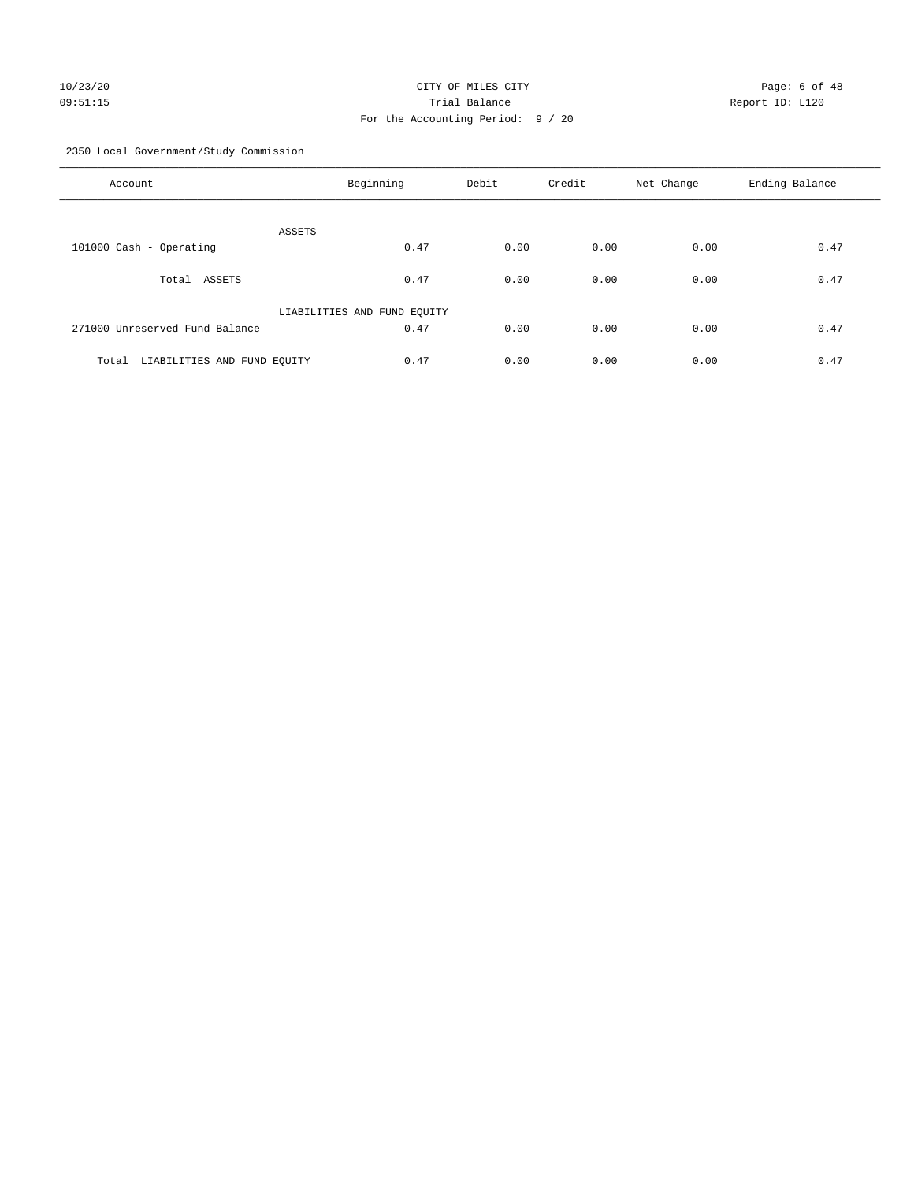CITY OF MILES CITY

Trial Balance

For the Accounting Period: 9 / 20

10/23/20 09:51:15 — Report ID: L120

2350 Local Government/Study Commission

| Account | Beginning | Debit | Credit | Net Change | Ending Balance |
|---|---|---|---|---|---|
| ASSETS | | | | | |
| 101000 Cash - Operating | 0.47 | 0.00 | 0.00 | 0.00 | 0.47 |
| Total ASSETS | 0.47 | 0.00 | 0.00 | 0.00 | 0.47 |
| LIABILITIES AND FUND EQUITY | | | | | |
| 271000 Unreserved Fund Balance | 0.47 | 0.00 | 0.00 | 0.00 | 0.47 |
| Total LIABILITIES AND FUND EQUITY | 0.47 | 0.00 | 0.00 | 0.00 | 0.47 |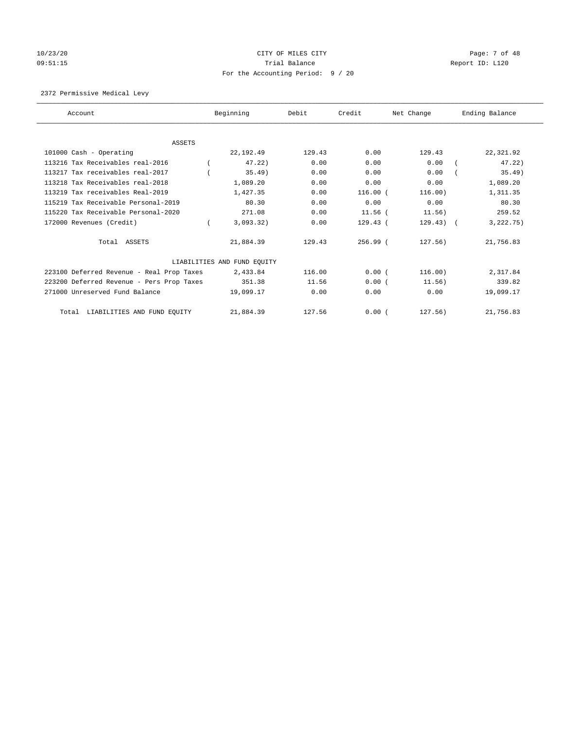CITY OF MILES CITY
Trial Balance
For the Accounting Period: 9 / 20

10/23/20
09:51:15

Report ID: L120

2372 Permissive Medical Levy

| Account | Beginning | Debit | Credit | Net Change | Ending Balance |
|---|---|---|---|---|---|
| **ASSETS** | | | | | |
| 101000 Cash - Operating | 22,192.49 | 129.43 | 0.00 | 129.43 | 22,321.92 |
| 113216 Tax Receivables real-2016 | ( 47.22) | 0.00 | 0.00 | 0.00 | ( 47.22) |
| 113217 Tax receivables real-2017 | ( 35.49) | 0.00 | 0.00 | 0.00 | ( 35.49) |
| 113218 Tax Receivables real-2018 | 1,089.20 | 0.00 | 0.00 | 0.00 | 1,089.20 |
| 113219 Tax receivables Real-2019 | 1,427.35 | 0.00 | 116.00 | ( 116.00) | 1,311.35 |
| 115219 Tax Receivable Personal-2019 | 80.30 | 0.00 | 0.00 | 0.00 | 80.30 |
| 115220 Tax Receivable Personal-2020 | 271.08 | 0.00 | 11.56 | ( 11.56) | 259.52 |
| 172000 Revenues (Credit) | ( 3,093.32) | 0.00 | 129.43 | ( 129.43) | ( 3,222.75) |
| Total ASSETS | 21,884.39 | 129.43 | 256.99 | ( 127.56) | 21,756.83 |
| **LIABILITIES AND FUND EQUITY** | | | | | |
| 223100 Deferred Revenue - Real Prop Taxes | 2,433.84 | 116.00 | 0.00 | ( 116.00) | 2,317.84 |
| 223200 Deferred Revenue - Pers Prop Taxes | 351.38 | 11.56 | 0.00 | ( 11.56) | 339.82 |
| 271000 Unreserved Fund Balance | 19,099.17 | 0.00 | 0.00 | 0.00 | 19,099.17 |
| Total LIABILITIES AND FUND EQUITY | 21,884.39 | 127.56 | 0.00 | ( 127.56) | 21,756.83 |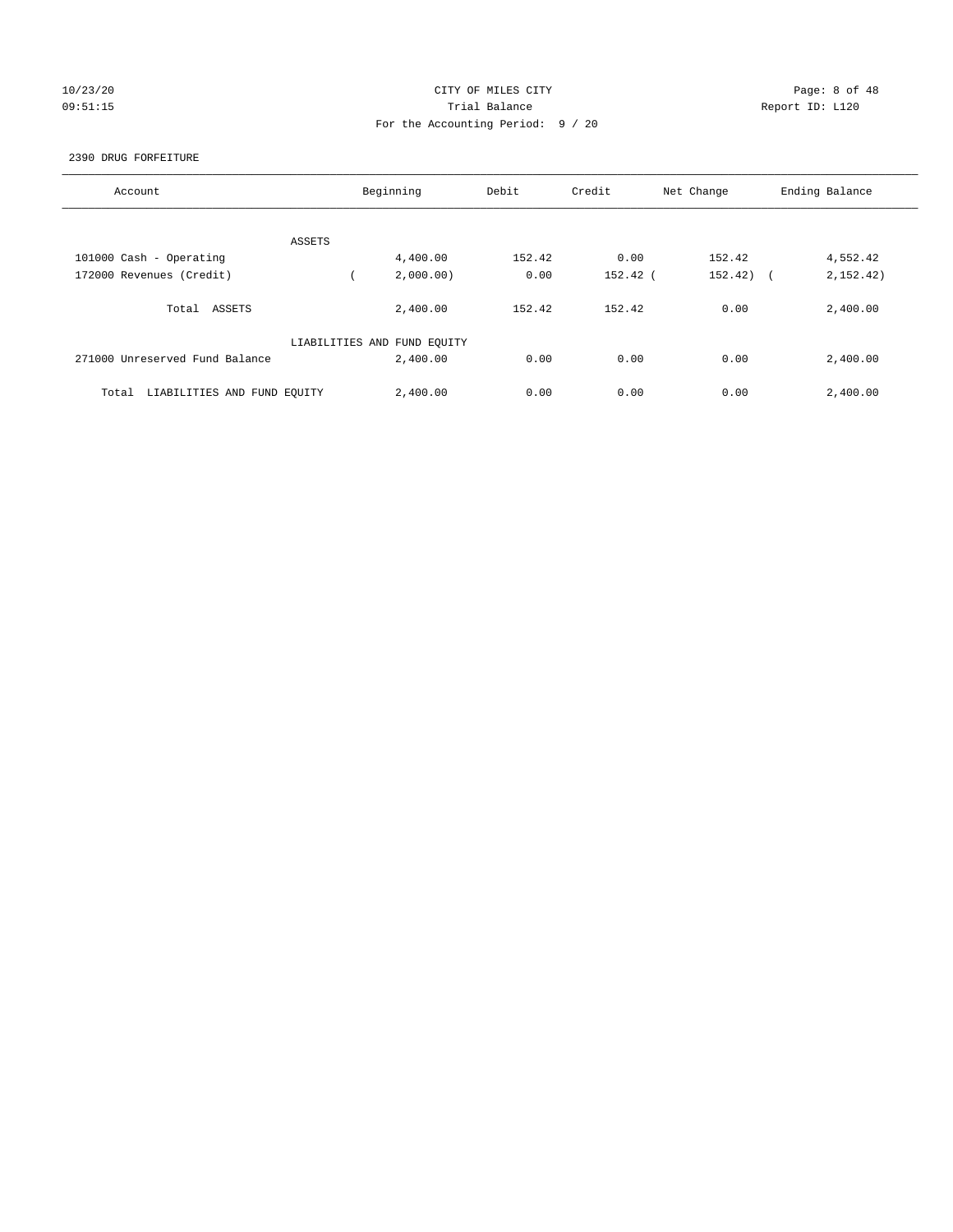CITY OF MILES CITY
Trial Balance
For the Accounting Period: 9 / 20

10/23/20
09:51:15

Report ID: L120

2390 DRUG FORFEITURE

| Account | Beginning | Debit | Credit | Net Change | Ending Balance |
|---|---|---|---|---|---|
| ASSETS | | | | | |
| 101000 Cash - Operating | 4,400.00 | 152.42 | 0.00 | 152.42 | 4,552.42 |
| 172000 Revenues (Credit) | ( 2,000.00) | 0.00 | 152.42 | ( 152.42) | ( 2,152.42) |
| Total ASSETS | 2,400.00 | 152.42 | 152.42 | 0.00 | 2,400.00 |
| LIABILITIES AND FUND EQUITY | | | | | |
| 271000 Unreserved Fund Balance | 2,400.00 | 0.00 | 0.00 | 0.00 | 2,400.00 |
| Total LIABILITIES AND FUND EQUITY | 2,400.00 | 0.00 | 0.00 | 0.00 | 2,400.00 |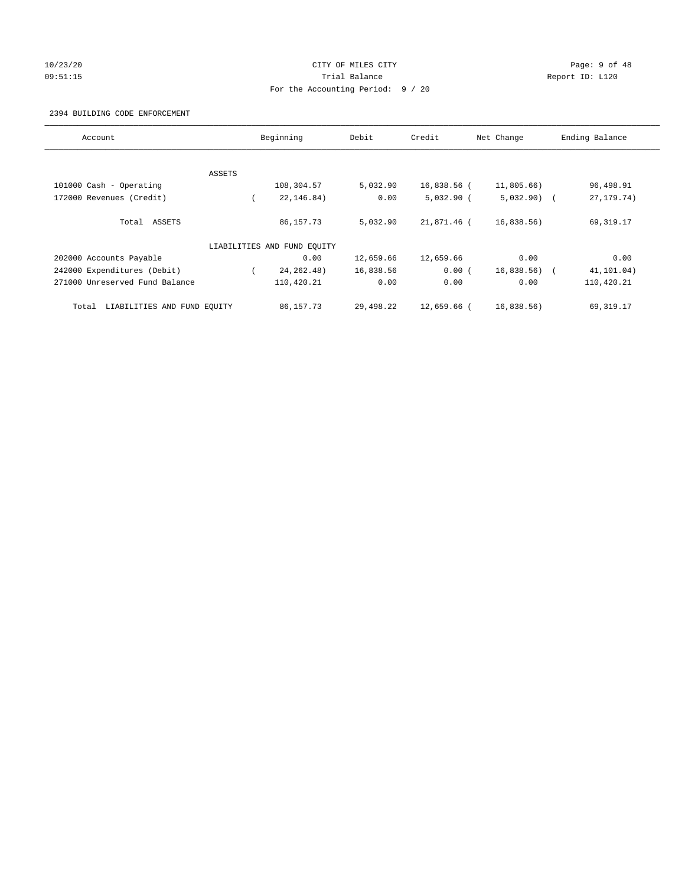CITY OF MILES CITY
Trial Balance
For the Accounting Period: 9 / 20

10/23/20
09:51:15

Report ID: L120

2394 BUILDING CODE ENFORCEMENT

| Account | Beginning | Debit | Credit | Net Change | Ending Balance |
|---|---|---|---|---|---|
| ASSETS | | | | | |
| 101000 Cash - Operating | 108,304.57 | 5,032.90 | 16,838.56 | ( 11,805.66) | 96,498.91 |
| 172000 Revenues (Credit) | ( 22,146.84) | 0.00 | 5,032.90 | ( 5,032.90) | ( 27,179.74) |
| Total ASSETS | 86,157.73 | 5,032.90 | 21,871.46 | ( 16,838.56) | 69,319.17 |
| LIABILITIES AND FUND EQUITY | | | | | |
| 202000 Accounts Payable | 0.00 | 12,659.66 | 12,659.66 | 0.00 | 0.00 |
| 242000 Expenditures (Debit) | ( 24,262.48) | 16,838.56 | 0.00 | ( 16,838.56) | ( 41,101.04) |
| 271000 Unreserved Fund Balance | 110,420.21 | 0.00 | 0.00 | 0.00 | 110,420.21 |
| Total LIABILITIES AND FUND EQUITY | 86,157.73 | 29,498.22 | 12,659.66 | ( 16,838.56) | 69,319.17 |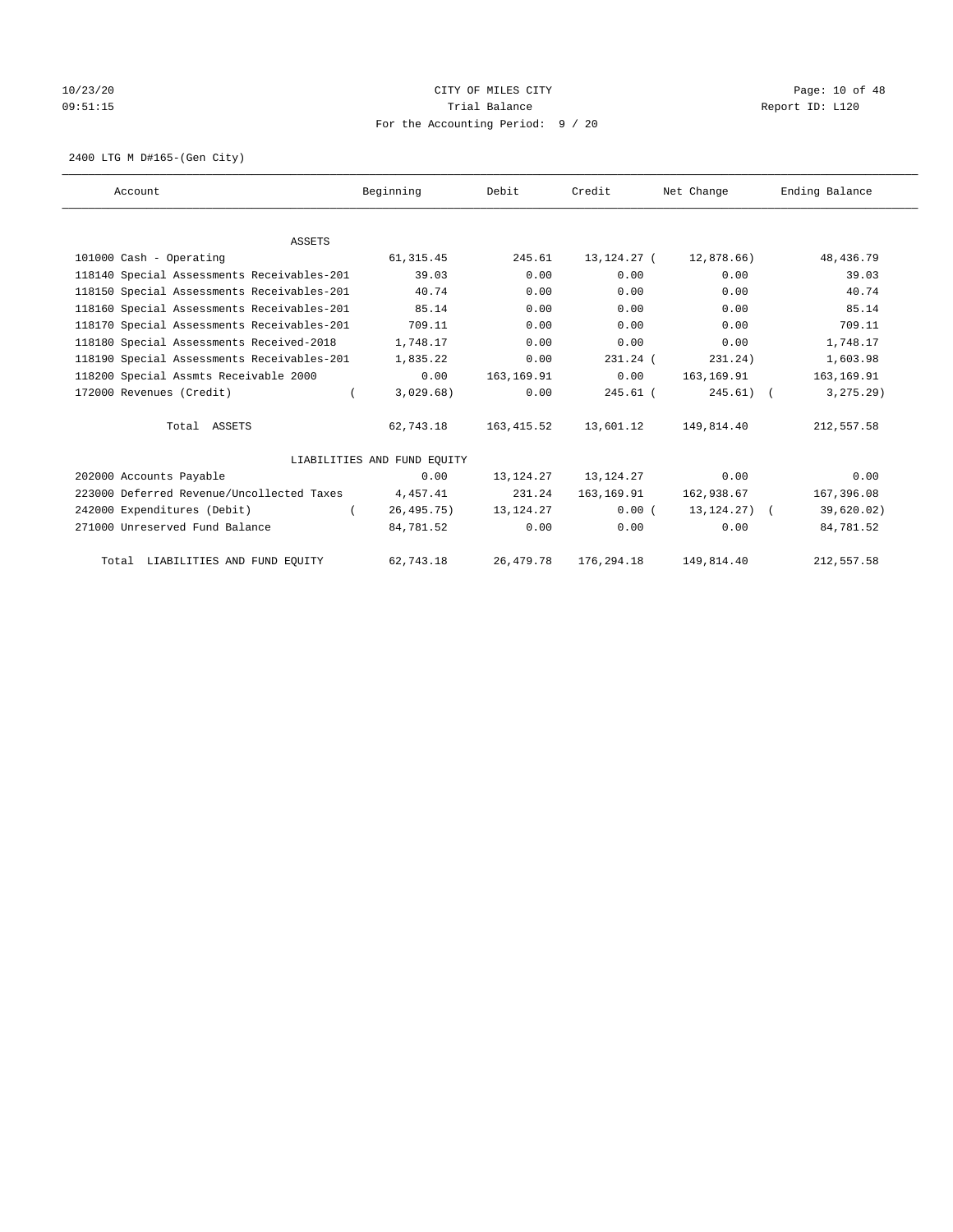CITY OF MILES CITY

Trial Balance

For the Accounting Period: 9 / 20

2400 LTG M D#165-(Gen City)

| Account | Beginning | Debit | Credit | Net Change | Ending Balance |
|---|---|---|---|---|---|
| ASSETS | | | | | |
| 101000 Cash - Operating | 61,315.45 | 245.61 | 13,124.27 | (12,878.66) | 48,436.79 |
| 118140 Special Assessments Receivables-201 | 39.03 | 0.00 | 0.00 | 0.00 | 39.03 |
| 118150 Special Assessments Receivables-201 | 40.74 | 0.00 | 0.00 | 0.00 | 40.74 |
| 118160 Special Assessments Receivables-201 | 85.14 | 0.00 | 0.00 | 0.00 | 85.14 |
| 118170 Special Assessments Receivables-201 | 709.11 | 0.00 | 0.00 | 0.00 | 709.11 |
| 118180 Special Assessments Received-2018 | 1,748.17 | 0.00 | 0.00 | 0.00 | 1,748.17 |
| 118190 Special Assessments Receivables-201 | 1,835.22 | 0.00 | 231.24 | (231.24) | 1,603.98 |
| 118200 Special Assmts Receivable 2000 | 0.00 | 163,169.91 | 0.00 | 163,169.91 | 163,169.91 |
| 172000 Revenues (Credit) | (3,029.68) | 0.00 | 245.61 | (245.61) | (3,275.29) |
| Total ASSETS | 62,743.18 | 163,415.52 | 13,601.12 | 149,814.40 | 212,557.58 |
| LIABILITIES AND FUND EQUITY | | | | | |
| 202000 Accounts Payable | 0.00 | 13,124.27 | 13,124.27 | 0.00 | 0.00 |
| 223000 Deferred Revenue/Uncollected Taxes | 4,457.41 | 231.24 | 163,169.91 | 162,938.67 | 167,396.08 |
| 242000 Expenditures (Debit) | (26,495.75) | 13,124.27 | 0.00 | (13,124.27) | (39,620.02) |
| 271000 Unreserved Fund Balance | 84,781.52 | 0.00 | 0.00 | 0.00 | 84,781.52 |
| Total LIABILITIES AND FUND EQUITY | 62,743.18 | 26,479.78 | 176,294.18 | 149,814.40 | 212,557.58 |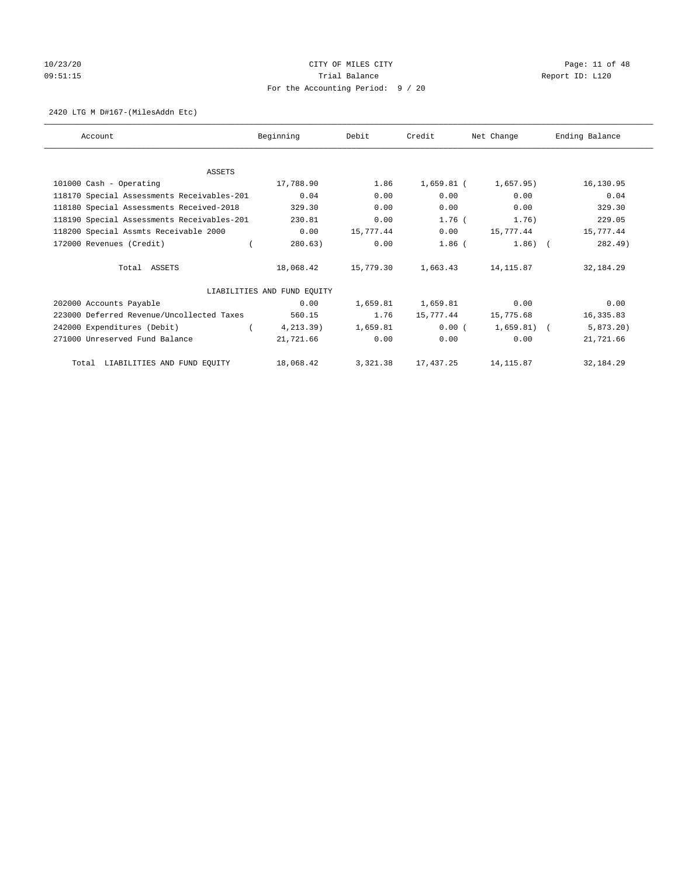CITY OF MILES CITY

Trial Balance

For the Accounting Period: 9 / 20

10/23/20
09:51:15

Report ID: L120

2420 LTG M D#167-(MilesAddn Etc)

| Account | Beginning | Debit | Credit | Net Change | Ending Balance |
|---|---|---|---|---|---|
| ASSETS | | | | | |
| 101000 Cash - Operating | 17,788.90 | 1.86 | 1,659.81 | (1,657.95) | 16,130.95 |
| 118170 Special Assessments Receivables-201 | 0.04 | 0.00 | 0.00 | 0.00 | 0.04 |
| 118180 Special Assessments Received-2018 | 329.30 | 0.00 | 0.00 | 0.00 | 329.30 |
| 118190 Special Assessments Receivables-201 | 230.81 | 0.00 | 1.76 | (1.76) | 229.05 |
| 118200 Special Assmts Receivable 2000 | 0.00 | 15,777.44 | 0.00 | 15,777.44 | 15,777.44 |
| 172000 Revenues (Credit) | (280.63) | 0.00 | 1.86 | (1.86) | (282.49) |
| Total ASSETS | 18,068.42 | 15,779.30 | 1,663.43 | 14,115.87 | 32,184.29 |
| LIABILITIES AND FUND EQUITY | | | | | |
| 202000 Accounts Payable | 0.00 | 1,659.81 | 1,659.81 | 0.00 | 0.00 |
| 223000 Deferred Revenue/Uncollected Taxes | 560.15 | 1.76 | 15,777.44 | 15,775.68 | 16,335.83 |
| 242000 Expenditures (Debit) | (4,213.39) | 1,659.81 | 0.00 | (1,659.81) | (5,873.20) |
| 271000 Unreserved Fund Balance | 21,721.66 | 0.00 | 0.00 | 0.00 | 21,721.66 |
| Total LIABILITIES AND FUND EQUITY | 18,068.42 | 3,321.38 | 17,437.25 | 14,115.87 | 32,184.29 |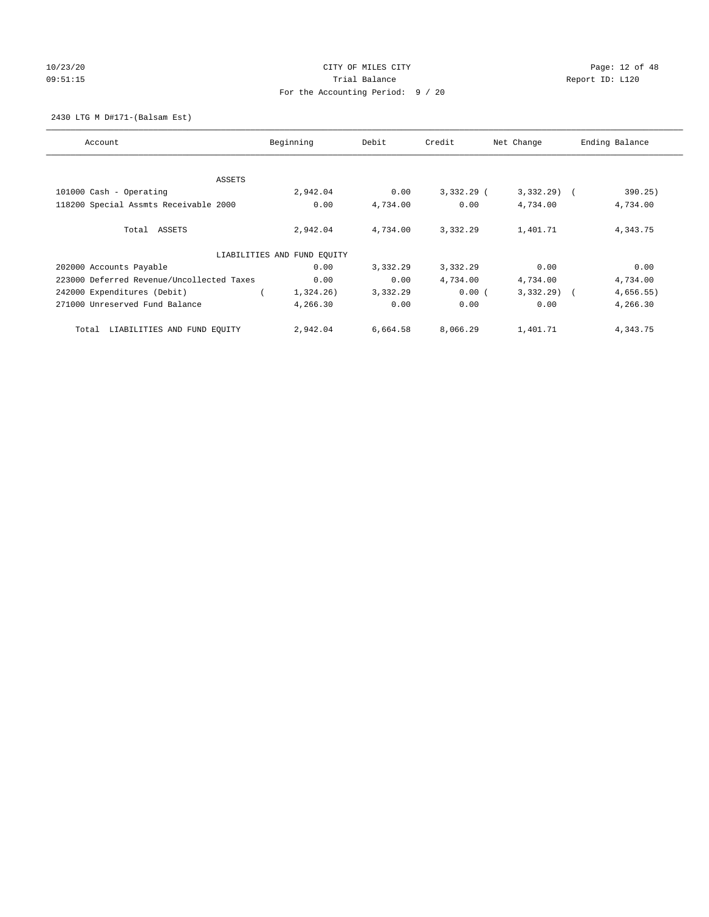CITY OF MILES CITY
Trial Balance
For the Accounting Period: 9 / 20

2430 LTG M D#171-(Balsam Est)

| Account | Beginning | Debit | Credit | Net Change | Ending Balance |
|---|---|---|---|---|---|
| ASSETS | | | | | |
| 101000 Cash - Operating | 2,942.04 | 0.00 | 3,332.29 | (3,332.29) | (390.25) |
| 118200 Special Assmts Receivable 2000 | 0.00 | 4,734.00 | 0.00 | 4,734.00 | 4,734.00 |
| Total ASSETS | 2,942.04 | 4,734.00 | 3,332.29 | 1,401.71 | 4,343.75 |
| LIABILITIES AND FUND EQUITY | | | | | |
| 202000 Accounts Payable | 0.00 | 3,332.29 | 3,332.29 | 0.00 | 0.00 |
| 223000 Deferred Revenue/Uncollected Taxes | 0.00 | 0.00 | 4,734.00 | 4,734.00 | 4,734.00 |
| 242000 Expenditures (Debit) | (1,324.26) | 3,332.29 | 0.00 | (3,332.29) | (4,656.55) |
| 271000 Unreserved Fund Balance | 4,266.30 | 0.00 | 0.00 | 0.00 | 4,266.30 |
| Total LIABILITIES AND FUND EQUITY | 2,942.04 | 6,664.58 | 8,066.29 | 1,401.71 | 4,343.75 |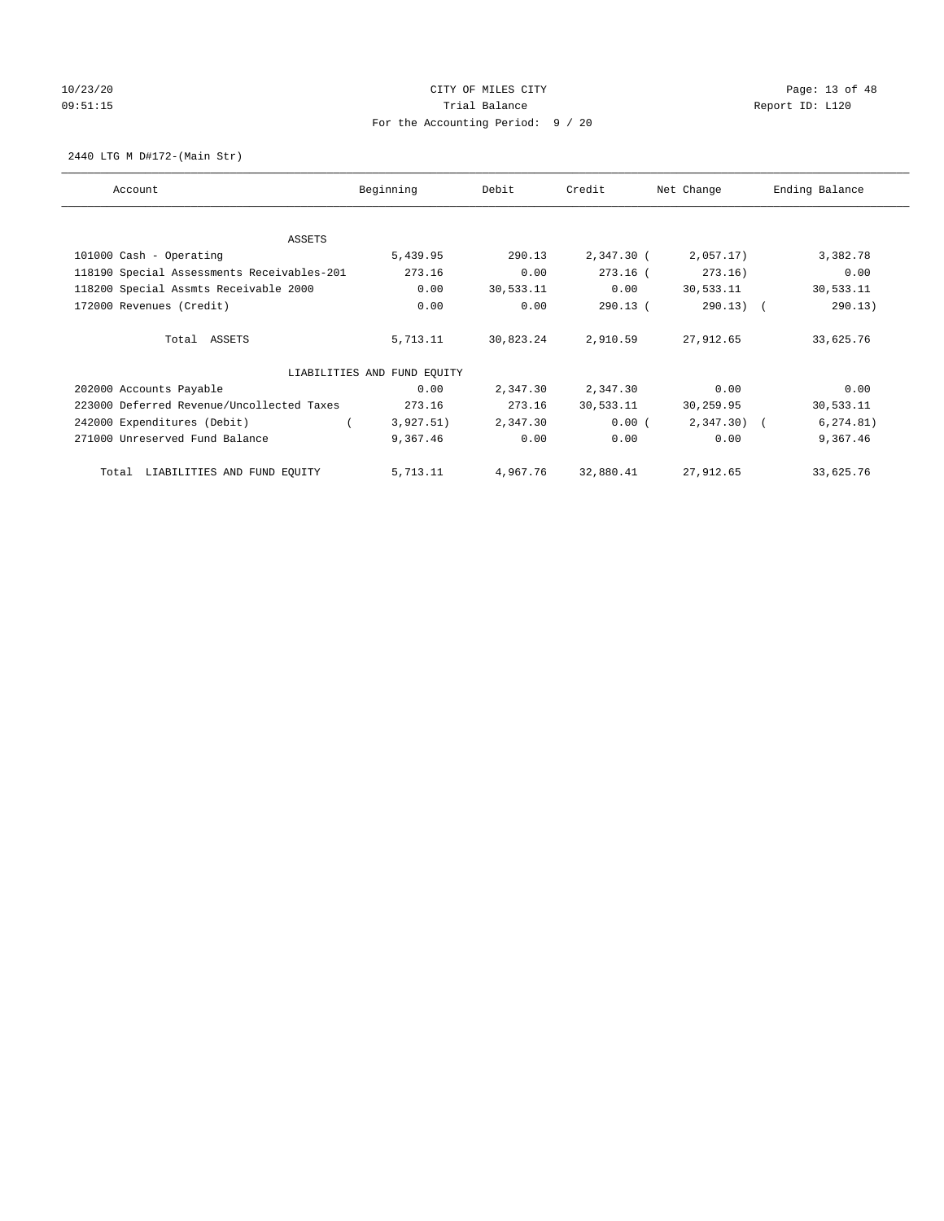CITY OF MILES CITY

Trial Balance

For the Accounting Period: 9 / 20

10/23/20
09:51:15

Report ID: L120

2440 LTG M D#172-(Main Str)

| Account | Beginning | Debit | Credit | Net Change | Ending Balance |
|---|---|---|---|---|---|
| ASSETS | | | | | |
| 101000 Cash - Operating | 5,439.95 | 290.13 | 2,347.30 | ( 2,057.17) | 3,382.78 |
| 118190 Special Assessments Receivables-201 | 273.16 | 0.00 | 273.16 | ( 273.16) | 0.00 |
| 118200 Special Assmts Receivable 2000 | 0.00 | 30,533.11 | 0.00 | 30,533.11 | 30,533.11 |
| 172000 Revenues (Credit) | 0.00 | 0.00 | 290.13 | ( 290.13) | ( 290.13) |
| Total ASSETS | 5,713.11 | 30,823.24 | 2,910.59 | 27,912.65 | 33,625.76 |
| LIABILITIES AND FUND EQUITY | | | | | |
| 202000 Accounts Payable | 0.00 | 2,347.30 | 2,347.30 | 0.00 | 0.00 |
| 223000 Deferred Revenue/Uncollected Taxes | 273.16 | 273.16 | 30,533.11 | 30,259.95 | 30,533.11 |
| 242000 Expenditures (Debit) | ( 3,927.51) | 2,347.30 | 0.00 | ( 2,347.30) | ( 6,274.81) |
| 271000 Unreserved Fund Balance | 9,367.46 | 0.00 | 0.00 | 0.00 | 9,367.46 |
| Total LIABILITIES AND FUND EQUITY | 5,713.11 | 4,967.76 | 32,880.41 | 27,912.65 | 33,625.76 |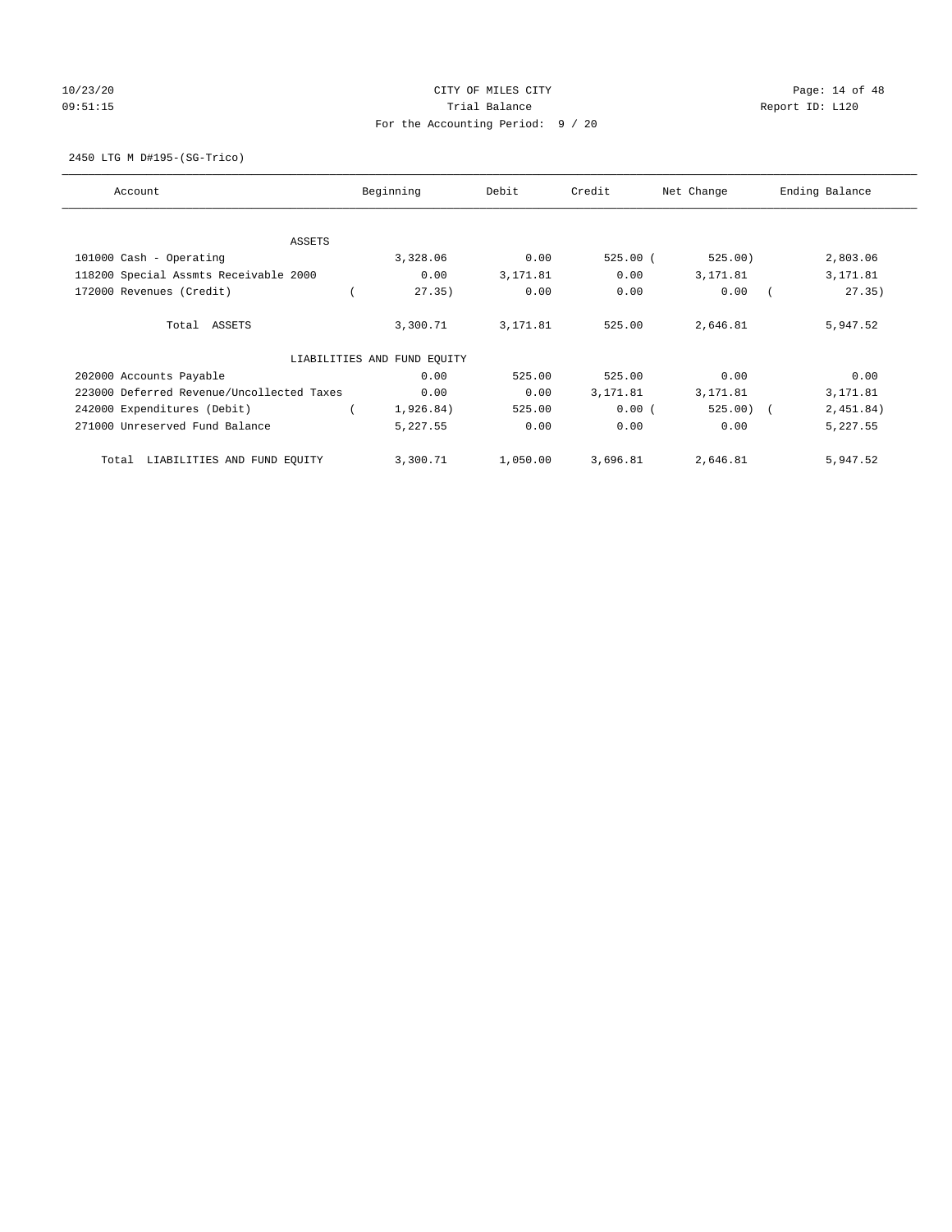CITY OF MILES CITY

Trial Balance

For the Accounting Period: 9 / 20

2450 LTG M D#195-(SG-Trico)

| Account | Beginning | Debit | Credit | Net Change | Ending Balance |
|---|---|---|---|---|---|
| ASSETS | | | | | |
| 101000 Cash - Operating | 3,328.06 | 0.00 | 525.00 | (525.00) | 2,803.06 |
| 118200 Special Assmts Receivable 2000 | 0.00 | 3,171.81 | 0.00 | 3,171.81 | 3,171.81 |
| 172000 Revenues (Credit) | (27.35) | 0.00 | 0.00 | 0.00 | (27.35) |
| Total ASSETS | 3,300.71 | 3,171.81 | 525.00 | 2,646.81 | 5,947.52 |
| LIABILITIES AND FUND EQUITY | | | | | |
| 202000 Accounts Payable | 0.00 | 525.00 | 525.00 | 0.00 | 0.00 |
| 223000 Deferred Revenue/Uncollected Taxes | 0.00 | 0.00 | 3,171.81 | 3,171.81 | 3,171.81 |
| 242000 Expenditures (Debit) | (1,926.84) | 525.00 | 0.00 | (525.00) | (2,451.84) |
| 271000 Unreserved Fund Balance | 5,227.55 | 0.00 | 0.00 | 0.00 | 5,227.55 |
| Total LIABILITIES AND FUND EQUITY | 3,300.71 | 1,050.00 | 3,696.81 | 2,646.81 | 5,947.52 |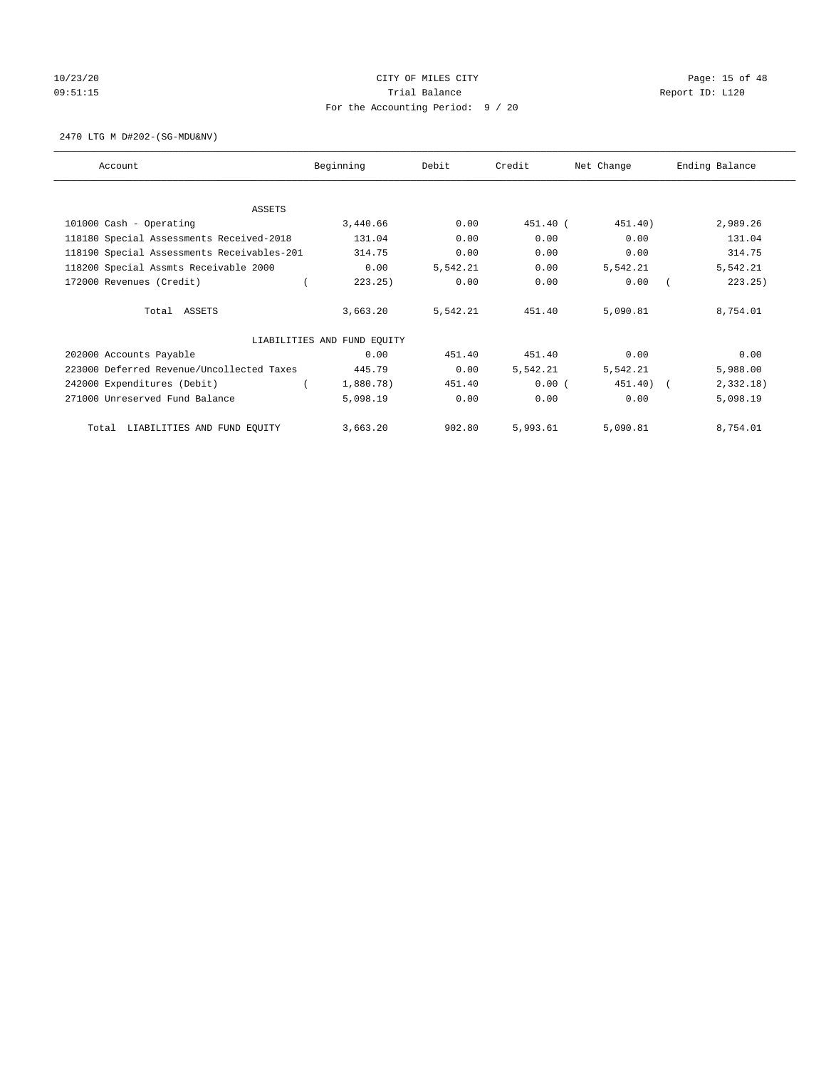CITY OF MILES CITY

Trial Balance

For the Accounting Period: 9 / 20

10/23/20
09:51:15

Report ID: L120

2470 LTG M D#202-(SG-MDU&NV)

| Account | Beginning | Debit | Credit | Net Change | Ending Balance |
|---|---|---|---|---|---|
| ASSETS | | | | | |
| 101000 Cash - Operating | 3,440.66 | 0.00 | 451.40 | ( 451.40) | 2,989.26 |
| 118180 Special Assessments Received-2018 | 131.04 | 0.00 | 0.00 | 0.00 | 131.04 |
| 118190 Special Assessments Receivables-201 | 314.75 | 0.00 | 0.00 | 0.00 | 314.75 |
| 118200 Special Assmts Receivable 2000 | 0.00 | 5,542.21 | 0.00 | 5,542.21 | 5,542.21 |
| 172000 Revenues (Credit) | ( 223.25) | 0.00 | 0.00 | 0.00 | ( 223.25) |
| Total ASSETS | 3,663.20 | 5,542.21 | 451.40 | 5,090.81 | 8,754.01 |
| LIABILITIES AND FUND EQUITY | | | | | |
| 202000 Accounts Payable | 0.00 | 451.40 | 451.40 | 0.00 | 0.00 |
| 223000 Deferred Revenue/Uncollected Taxes | 445.79 | 0.00 | 5,542.21 | 5,542.21 | 5,988.00 |
| 242000 Expenditures (Debit) | ( 1,880.78) | 451.40 | 0.00 | ( 451.40) | ( 2,332.18) |
| 271000 Unreserved Fund Balance | 5,098.19 | 0.00 | 0.00 | 0.00 | 5,098.19 |
| Total LIABILITIES AND FUND EQUITY | 3,663.20 | 902.80 | 5,993.61 | 5,090.81 | 8,754.01 |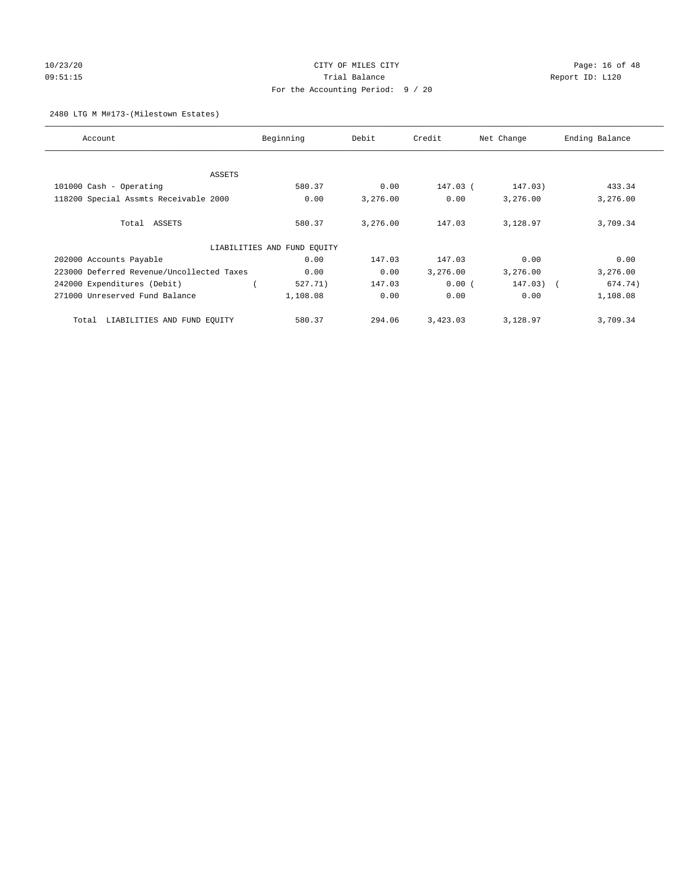CITY OF MILES CITY
Trial Balance
For the Accounting Period: 9 / 20

10/23/20
09:51:15

Report ID: L120

2480 LTG M M#173-(Milestown Estates)

| Account | Beginning | Debit | Credit | Net Change | Ending Balance |
|---|---|---|---|---|---|
| ASSETS | | | | | |
| 101000 Cash - Operating | 580.37 | 0.00 | 147.03 | ( 147.03) | 433.34 |
| 118200 Special Assmts Receivable 2000 | 0.00 | 3,276.00 | 0.00 | 3,276.00 | 3,276.00 |
| Total ASSETS | 580.37 | 3,276.00 | 147.03 | 3,128.97 | 3,709.34 |
| LIABILITIES AND FUND EQUITY | | | | | |
| 202000 Accounts Payable | 0.00 | 147.03 | 147.03 | 0.00 | 0.00 |
| 223000 Deferred Revenue/Uncollected Taxes | 0.00 | 0.00 | 3,276.00 | 3,276.00 | 3,276.00 |
| 242000 Expenditures (Debit) | ( 527.71) | 147.03 | 0.00 | ( 147.03) | ( 674.74) |
| 271000 Unreserved Fund Balance | 1,108.08 | 0.00 | 0.00 | 0.00 | 1,108.08 |
| Total LIABILITIES AND FUND EQUITY | 580.37 | 294.06 | 3,423.03 | 3,128.97 | 3,709.34 |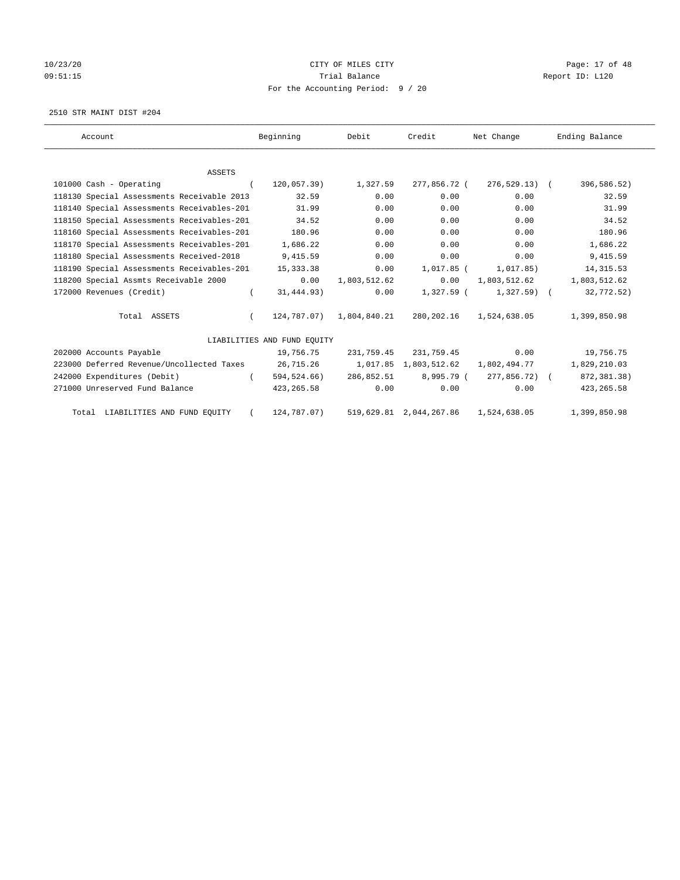CITY OF MILES CITY
Trial Balance
For the Accounting Period: 9 / 20

10/23/20
09:51:15

Report ID: L120

2510 STR MAINT DIST #204

| Account | Beginning | Debit | Credit | Net Change | Ending Balance |
|---|---|---|---|---|---|
| ASSETS | | | | | |
| 101000 Cash - Operating | ( 120,057.39) | 1,327.59 | 277,856.72 | ( 276,529.13) | ( 396,586.52) |
| 118130 Special Assessments Receivable 2013 | 32.59 | 0.00 | 0.00 | 0.00 | 32.59 |
| 118140 Special Assessments Receivables-201 | 31.99 | 0.00 | 0.00 | 0.00 | 31.99 |
| 118150 Special Assessments Receivables-201 | 34.52 | 0.00 | 0.00 | 0.00 | 34.52 |
| 118160 Special Assessments Receivables-201 | 180.96 | 0.00 | 0.00 | 0.00 | 180.96 |
| 118170 Special Assessments Receivables-201 | 1,686.22 | 0.00 | 0.00 | 0.00 | 1,686.22 |
| 118180 Special Assessments Received-2018 | 9,415.59 | 0.00 | 0.00 | 0.00 | 9,415.59 |
| 118190 Special Assessments Receivables-201 | 15,333.38 | 0.00 | 1,017.85 | ( 1,017.85) | 14,315.53 |
| 118200 Special Assmts Receivable 2000 | 0.00 | 1,803,512.62 | 0.00 | 1,803,512.62 | 1,803,512.62 |
| 172000 Revenues (Credit) | ( 31,444.93) | 0.00 | 1,327.59 | ( 1,327.59) | ( 32,772.52) |
| Total ASSETS | ( 124,787.07) | 1,804,840.21 | 280,202.16 | 1,524,638.05 | 1,399,850.98 |
| LIABILITIES AND FUND EQUITY | | | | | |
| 202000 Accounts Payable | 19,756.75 | 231,759.45 | 231,759.45 | 0.00 | 19,756.75 |
| 223000 Deferred Revenue/Uncollected Taxes | 26,715.26 | 1,017.85 | 1,803,512.62 | 1,802,494.77 | 1,829,210.03 |
| 242000 Expenditures (Debit) | ( 594,524.66) | 286,852.51 | 8,995.79 | ( 277,856.72) | ( 872,381.38) |
| 271000 Unreserved Fund Balance | 423,265.58 | 0.00 | 0.00 | 0.00 | 423,265.58 |
| Total LIABILITIES AND FUND EQUITY | ( 124,787.07) | 519,629.81 | 2,044,267.86 | 1,524,638.05 | 1,399,850.98 |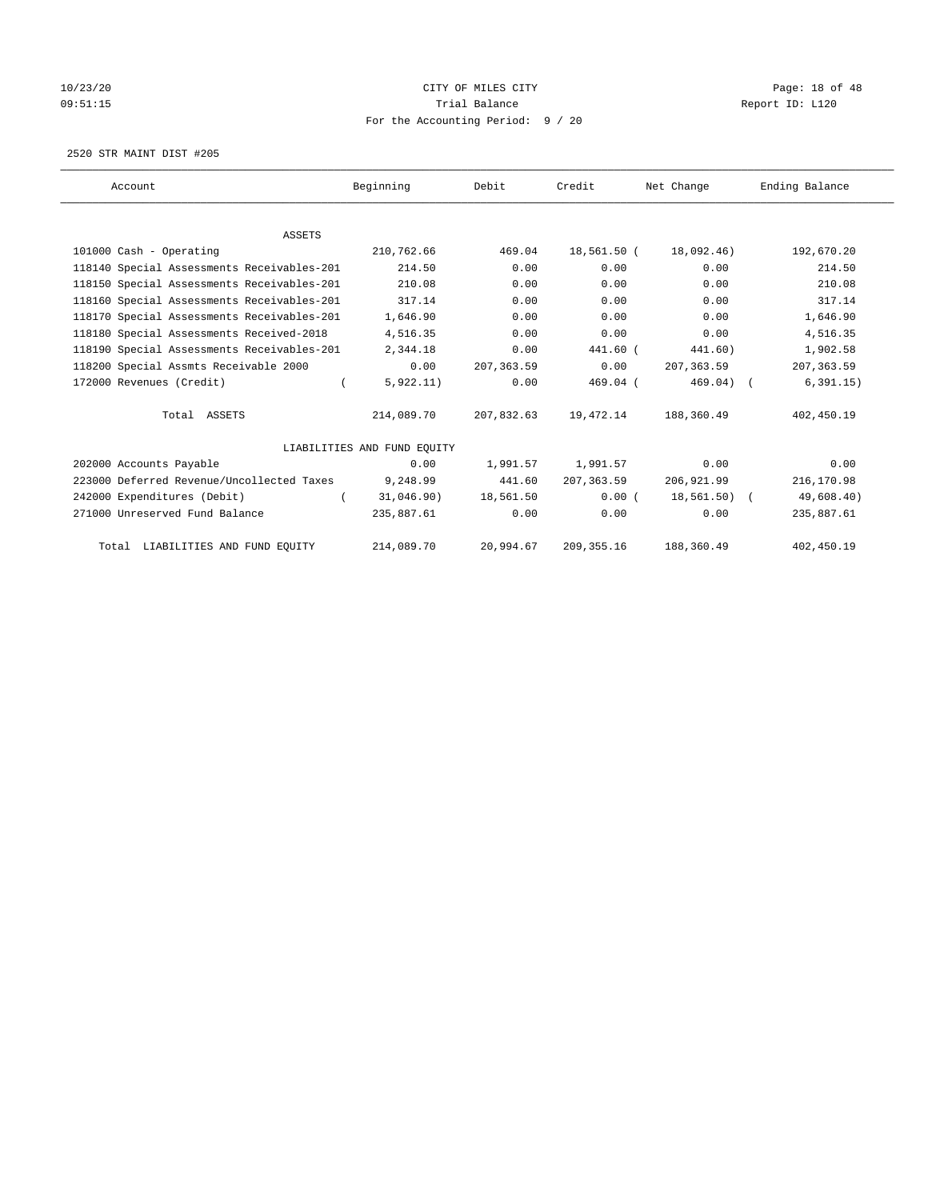CITY OF MILES CITY
Trial Balance
For the Accounting Period: 9 / 20

2520 STR MAINT DIST #205

| Account | Beginning | Debit | Credit | Net Change | Ending Balance |
|---|---|---|---|---|---|
| ASSETS | | | | | |
| 101000 Cash - Operating | 210,762.66 | 469.04 | 18,561.50 | ( 18,092.46) | 192,670.20 |
| 118140 Special Assessments Receivables-201 | 214.50 | 0.00 | 0.00 | 0.00 | 214.50 |
| 118150 Special Assessments Receivables-201 | 210.08 | 0.00 | 0.00 | 0.00 | 210.08 |
| 118160 Special Assessments Receivables-201 | 317.14 | 0.00 | 0.00 | 0.00 | 317.14 |
| 118170 Special Assessments Receivables-201 | 1,646.90 | 0.00 | 0.00 | 0.00 | 1,646.90 |
| 118180 Special Assessments Received-2018 | 4,516.35 | 0.00 | 0.00 | 0.00 | 4,516.35 |
| 118190 Special Assessments Receivables-201 | 2,344.18 | 0.00 | 441.60 | ( 441.60) | 1,902.58 |
| 118200 Special Assmts Receivable 2000 | 0.00 | 207,363.59 | 0.00 | 207,363.59 | 207,363.59 |
| 172000 Revenues (Credit) | ( 5,922.11) | 0.00 | 469.04 | ( 469.04) | ( 6,391.15) |
| Total ASSETS | 214,089.70 | 207,832.63 | 19,472.14 | 188,360.49 | 402,450.19 |
| LIABILITIES AND FUND EQUITY | | | | | |
| 202000 Accounts Payable | 0.00 | 1,991.57 | 1,991.57 | 0.00 | 0.00 |
| 223000 Deferred Revenue/Uncollected Taxes | 9,248.99 | 441.60 | 207,363.59 | 206,921.99 | 216,170.98 |
| 242000 Expenditures (Debit) | ( 31,046.90) | 18,561.50 | 0.00 | ( 18,561.50) | ( 49,608.40) |
| 271000 Unreserved Fund Balance | 235,887.61 | 0.00 | 0.00 | 0.00 | 235,887.61 |
| Total LIABILITIES AND FUND EQUITY | 214,089.70 | 20,994.67 | 209,355.16 | 188,360.49 | 402,450.19 |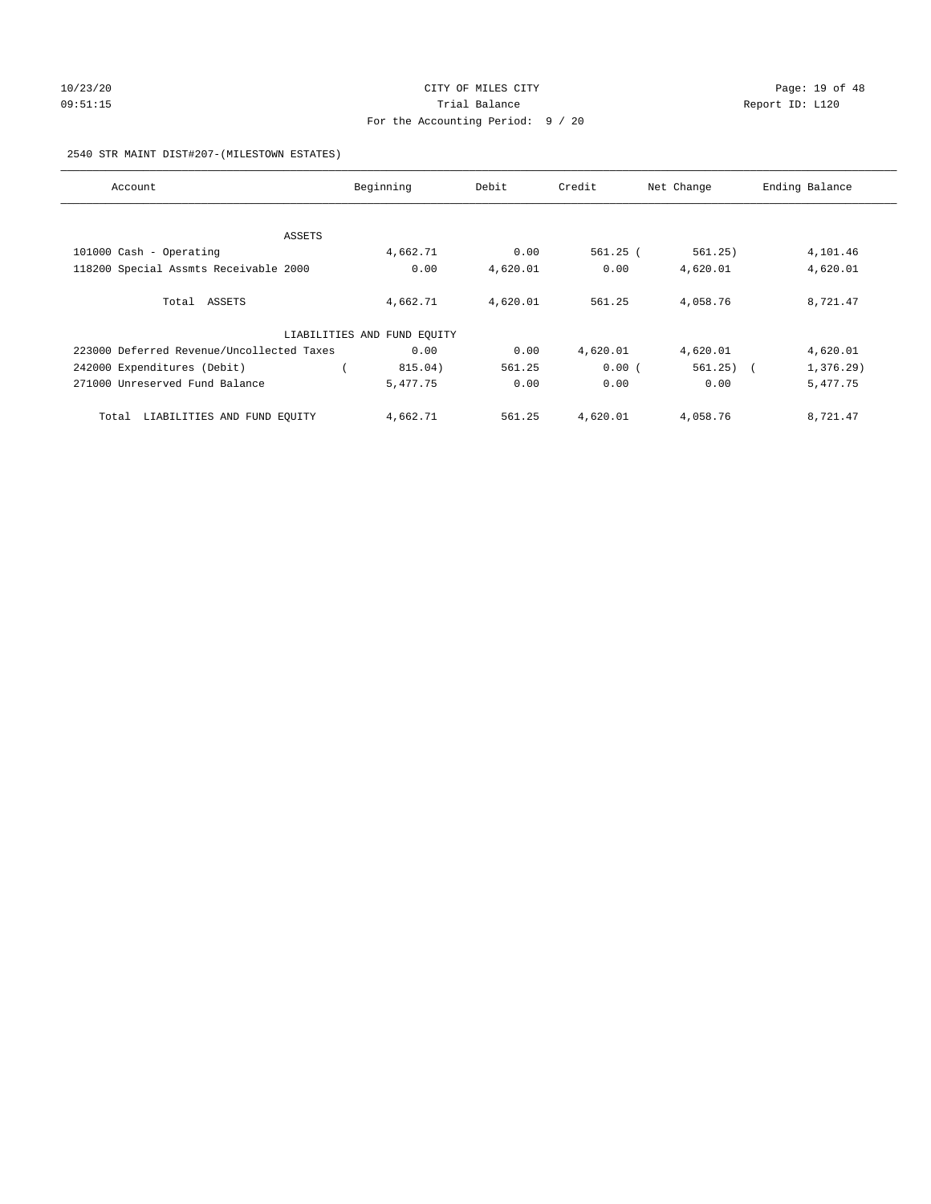CITY OF MILES CITY

Trial Balance

For the Accounting Period: 9 / 20

10/23/20
09:51:15

Report ID: L120

2540 STR MAINT DIST#207-(MILESTOWN ESTATES)

| Account | Beginning | Debit | Credit | Net Change | Ending Balance |
|---|---|---|---|---|---|
| ASSETS | | | | | |
| 101000 Cash - Operating | 4,662.71 | 0.00 | 561.25 | ( 561.25) | 4,101.46 |
| 118200 Special Assmts Receivable 2000 | 0.00 | 4,620.01 | 0.00 | 4,620.01 | 4,620.01 |
| Total ASSETS | 4,662.71 | 4,620.01 | 561.25 | 4,058.76 | 8,721.47 |
| LIABILITIES AND FUND EQUITY | | | | | |
| 223000 Deferred Revenue/Uncollected Taxes | 0.00 | 0.00 | 4,620.01 | 4,620.01 | 4,620.01 |
| 242000 Expenditures (Debit) | ( 815.04) | 561.25 | 0.00 | ( 561.25) | ( 1,376.29) |
| 271000 Unreserved Fund Balance | 5,477.75 | 0.00 | 0.00 | 0.00 | 5,477.75 |
| Total LIABILITIES AND FUND EQUITY | 4,662.71 | 561.25 | 4,620.01 | 4,058.76 | 8,721.47 |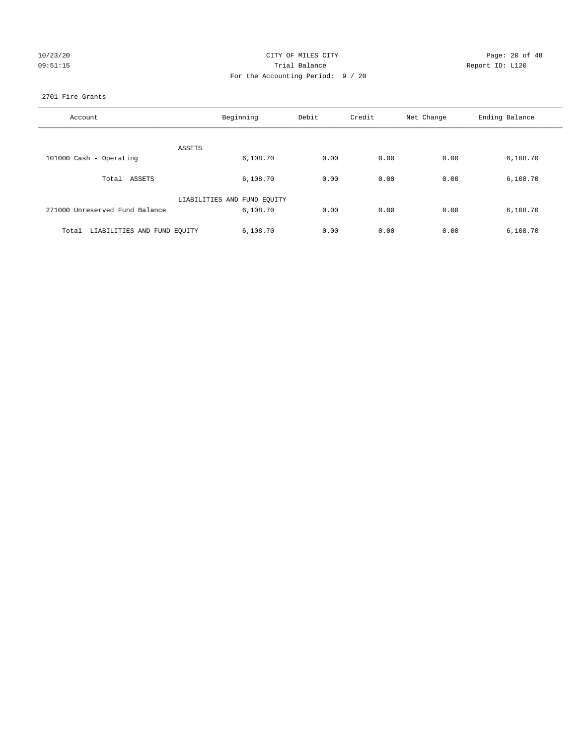CITY OF MILES CITY
Trial Balance
For the Accounting Period: 9 / 20

10/23/20
09:51:15

Report ID: L120

2701 Fire Grants

| Account | Beginning | Debit | Credit | Net Change | Ending Balance |
|---|---|---|---|---|---|
| ASSETS | | | | | |
| 101000 Cash - Operating | 6,108.70 | 0.00 | 0.00 | 0.00 | 6,108.70 |
| Total ASSETS | 6,108.70 | 0.00 | 0.00 | 0.00 | 6,108.70 |
| LIABILITIES AND FUND EQUITY | | | | | |
| 271000 Unreserved Fund Balance | 6,108.70 | 0.00 | 0.00 | 0.00 | 6,108.70 |
| Total LIABILITIES AND FUND EQUITY | 6,108.70 | 0.00 | 0.00 | 0.00 | 6,108.70 |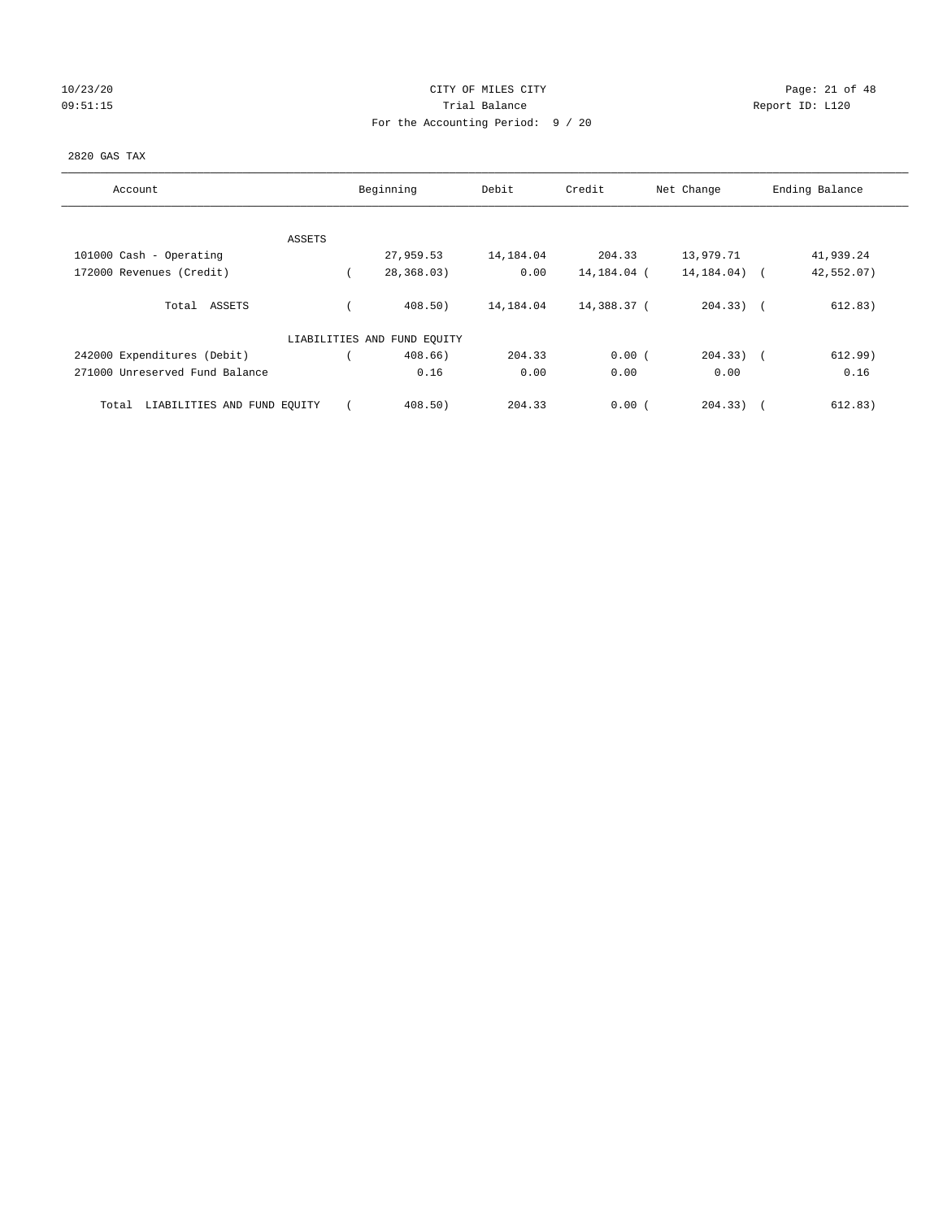CITY OF MILES CITY

Trial Balance

For the Accounting Period: 9 / 20

10/23/20 09:51:15 — Report ID: L120

2820 GAS TAX

| Account | Beginning | Debit | Credit | Net Change | Ending Balance |
|---|---|---|---|---|---|
| ASSETS | | | | | |
| 101000 Cash - Operating | 27,959.53 | 14,184.04 | 204.33 | 13,979.71 | 41,939.24 |
| 172000 Revenues (Credit) | ( 28,368.03) | 0.00 | 14,184.04 | ( 14,184.04) | ( 42,552.07) |
| Total ASSETS | ( 408.50) | 14,184.04 | 14,388.37 | ( 204.33) | ( 612.83) |
| LIABILITIES AND FUND EQUITY | | | | | |
| 242000 Expenditures (Debit) | ( 408.66) | 204.33 | 0.00 | ( 204.33) | ( 612.99) |
| 271000 Unreserved Fund Balance | 0.16 | 0.00 | 0.00 | 0.00 | 0.16 |
| Total LIABILITIES AND FUND EQUITY | ( 408.50) | 204.33 | 0.00 | ( 204.33) | ( 612.83) |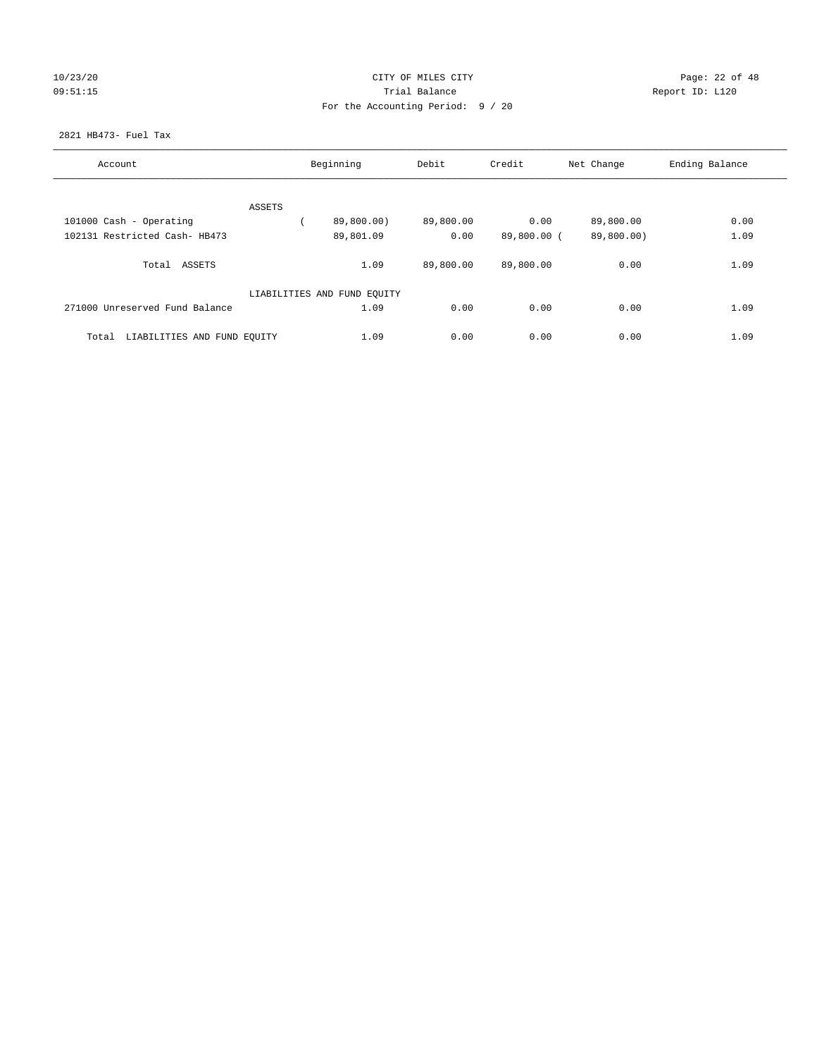CITY OF MILES CITY

Trial Balance

For the Accounting Period: 9 / 20

10/23/20 09:51:15 Report ID: L120

2821 HB473- Fuel Tax

| Account | Beginning | Debit | Credit | Net Change | Ending Balance |
|---|---|---|---|---|---|
| ASSETS | | | | | |
| 101000 Cash - Operating | ( 89,800.00) | 89,800.00 | 0.00 | 89,800.00 | 0.00 |
| 102131 Restricted Cash- HB473 | 89,801.09 | 0.00 | 89,800.00 | ( 89,800.00) | 1.09 |
| Total ASSETS | 1.09 | 89,800.00 | 89,800.00 | 0.00 | 1.09 |
| LIABILITIES AND FUND EQUITY | | | | | |
| 271000 Unreserved Fund Balance | 1.09 | 0.00 | 0.00 | 0.00 | 1.09 |
| Total LIABILITIES AND FUND EQUITY | 1.09 | 0.00 | 0.00 | 0.00 | 1.09 |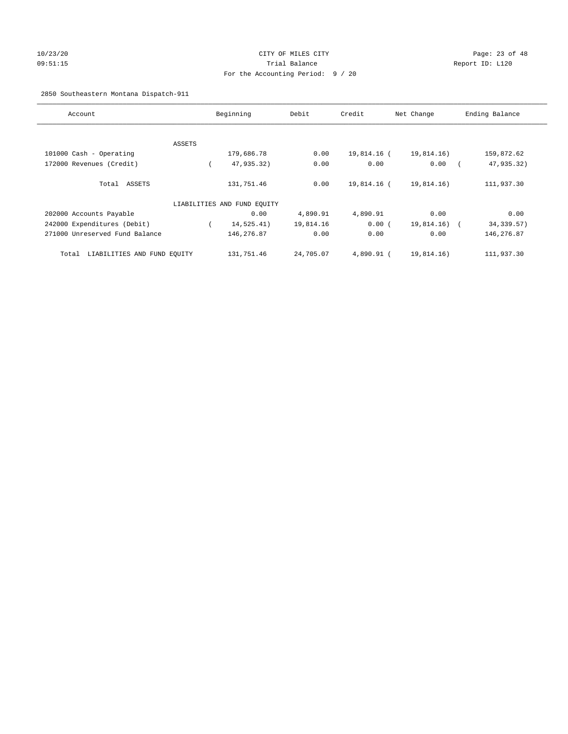CITY OF MILES CITY
Trial Balance
For the Accounting Period: 9 / 20

10/23/20
09:51:15

Report ID: L120

2850 Southeastern Montana Dispatch-911

| Account | Beginning | Debit | Credit | Net Change | Ending Balance |
|---|---|---|---|---|---|
| ASSETS | | | | | |
| 101000 Cash - Operating | 179,686.78 | 0.00 | 19,814.16 | ( 19,814.16) | 159,872.62 |
| 172000 Revenues (Credit) | ( 47,935.32) | 0.00 | 0.00 | 0.00 | ( 47,935.32) |
| Total ASSETS | 131,751.46 | 0.00 | 19,814.16 | ( 19,814.16) | 111,937.30 |
| LIABILITIES AND FUND EQUITY | | | | | |
| 202000 Accounts Payable | 0.00 | 4,890.91 | 4,890.91 | 0.00 | 0.00 |
| 242000 Expenditures (Debit) | ( 14,525.41) | 19,814.16 | 0.00 | ( 19,814.16) | ( 34,339.57) |
| 271000 Unreserved Fund Balance | 146,276.87 | 0.00 | 0.00 | 0.00 | 146,276.87 |
| Total LIABILITIES AND FUND EQUITY | 131,751.46 | 24,705.07 | 4,890.91 | ( 19,814.16) | 111,937.30 |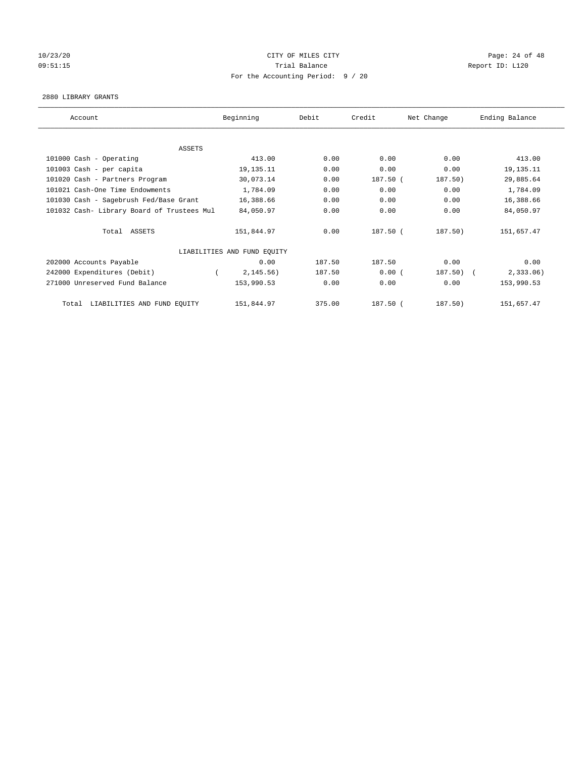CITY OF MILES CITY

Trial Balance

For the Accounting Period: 9 / 20

10/23/20
09:51:15

Report ID: L120

2880 LIBRARY GRANTS

| Account | Beginning | Debit | Credit | Net Change | Ending Balance |
|---|---|---|---|---|---|
| ASSETS | | | | | |
| 101000 Cash - Operating | 413.00 | 0.00 | 0.00 | 0.00 | 413.00 |
| 101003 Cash - per capita | 19,135.11 | 0.00 | 0.00 | 0.00 | 19,135.11 |
| 101020 Cash - Partners Program | 30,073.14 | 0.00 | 187.50 | (187.50) | 29,885.64 |
| 101021 Cash-One Time Endowments | 1,784.09 | 0.00 | 0.00 | 0.00 | 1,784.09 |
| 101030 Cash - Sagebrush Fed/Base Grant | 16,388.66 | 0.00 | 0.00 | 0.00 | 16,388.66 |
| 101032 Cash- Library Board of Trustees Mul | 84,050.97 | 0.00 | 0.00 | 0.00 | 84,050.97 |
| Total ASSETS | 151,844.97 | 0.00 | 187.50 | (187.50) | 151,657.47 |
| LIABILITIES AND FUND EQUITY | | | | | |
| 202000 Accounts Payable | 0.00 | 187.50 | 187.50 | 0.00 | 0.00 |
| 242000 Expenditures (Debit) | (2,145.56) | 187.50 | 0.00 | (187.50) | (2,333.06) |
| 271000 Unreserved Fund Balance | 153,990.53 | 0.00 | 0.00 | 0.00 | 153,990.53 |
| Total LIABILITIES AND FUND EQUITY | 151,844.97 | 375.00 | 187.50 | (187.50) | 151,657.47 |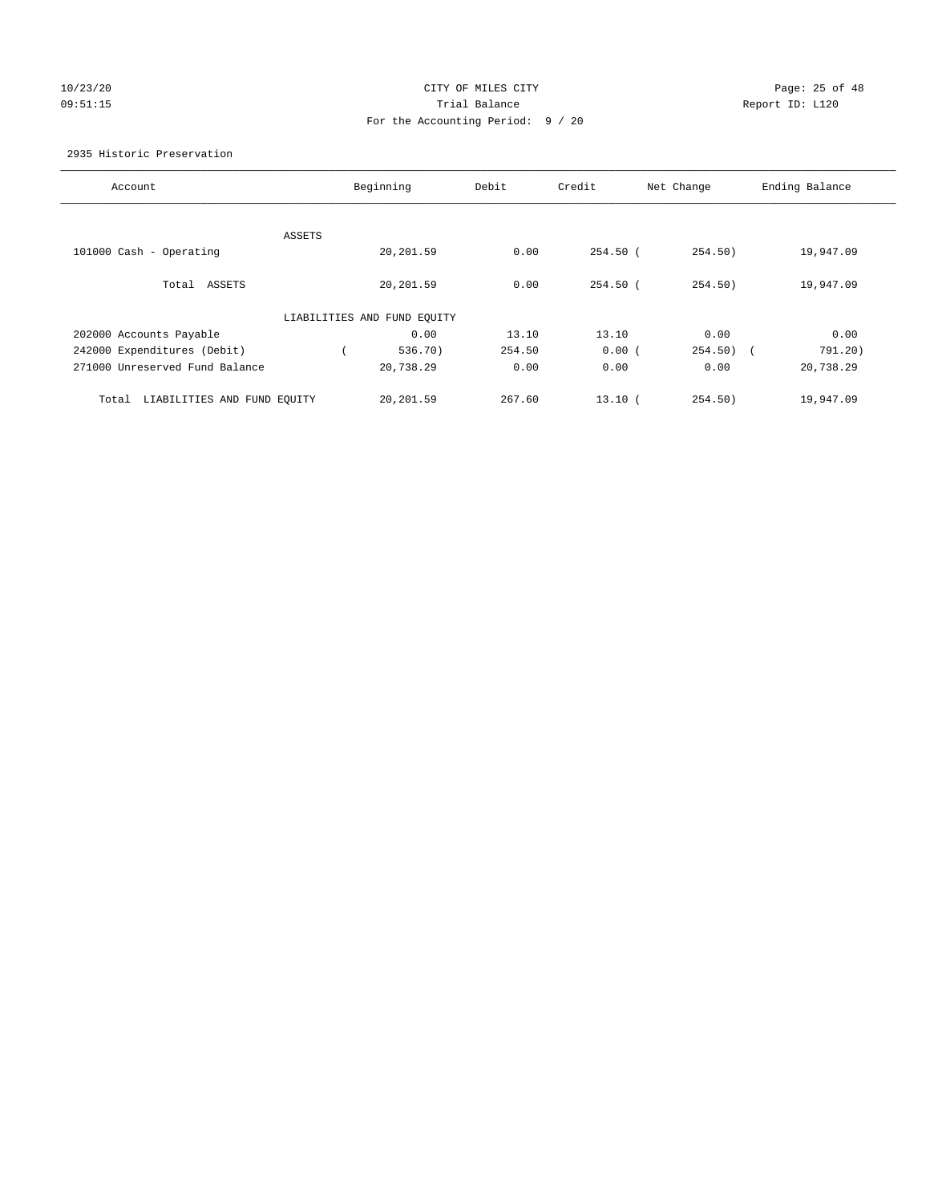CITY OF MILES CITY
Trial Balance
For the Accounting Period: 9 / 20

10/23/20
09:51:15

Report ID: L120

2935 Historic Preservation

| Account | Beginning | Debit | Credit | Net Change | Ending Balance |
|---|---|---|---|---|---|
| ASSETS | | | | | |
| 101000 Cash - Operating | 20,201.59 | 0.00 | 254.50 | ( 254.50) | 19,947.09 |
| Total ASSETS | 20,201.59 | 0.00 | 254.50 | ( 254.50) | 19,947.09 |
| LIABILITIES AND FUND EQUITY | | | | | |
| 202000 Accounts Payable | 0.00 | 13.10 | 13.10 | 0.00 | 0.00 |
| 242000 Expenditures (Debit) | ( 536.70) | 254.50 | 0.00 | ( 254.50) | ( 791.20) |
| 271000 Unreserved Fund Balance | 20,738.29 | 0.00 | 0.00 | 0.00 | 20,738.29 |
| Total LIABILITIES AND FUND EQUITY | 20,201.59 | 267.60 | 13.10 | ( 254.50) | 19,947.09 |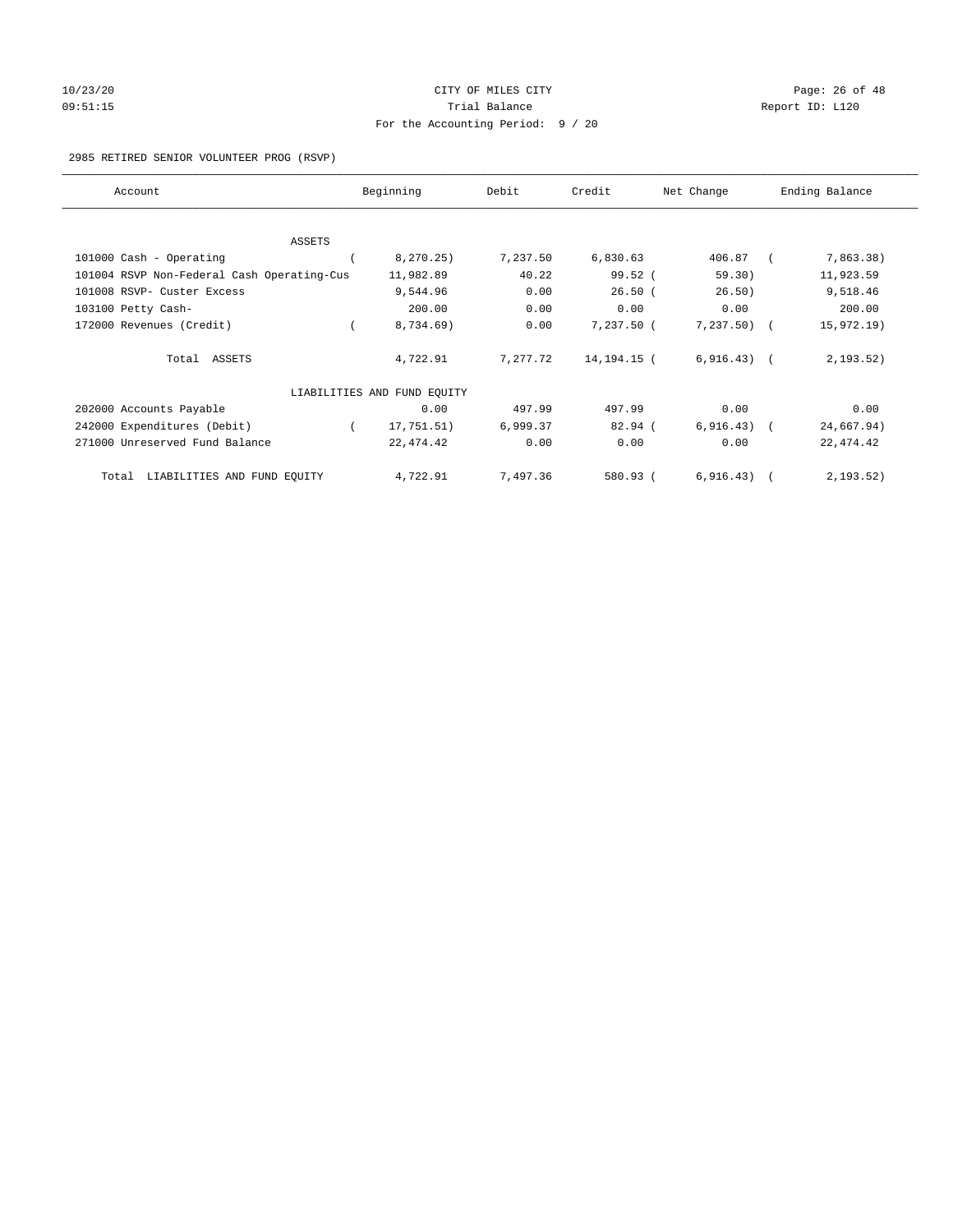CITY OF MILES CITY

Trial Balance

For the Accounting Period: 9 / 20

2985 RETIRED SENIOR VOLUNTEER PROG (RSVP)

| Account | Beginning | Debit | Credit | Net Change | Ending Balance |
|---|---|---|---|---|---|
| ASSETS | | | | | |
| 101000 Cash - Operating | ( 8,270.25) | 7,237.50 | 6,830.63 | 406.87 | ( 7,863.38) |
| 101004 RSVP Non-Federal Cash Operating-Cus | 11,982.89 | 40.22 | 99.52 | ( 59.30) | 11,923.59 |
| 101008 RSVP- Custer Excess | 9,544.96 | 0.00 | 26.50 | ( 26.50) | 9,518.46 |
| 103100 Petty Cash- | 200.00 | 0.00 | 0.00 | 0.00 | 200.00 |
| 172000 Revenues (Credit) | ( 8,734.69) | 0.00 | 7,237.50 | ( 7,237.50) | ( 15,972.19) |
| Total ASSETS | 4,722.91 | 7,277.72 | 14,194.15 | ( 6,916.43) | ( 2,193.52) |
| LIABILITIES AND FUND EQUITY | | | | | |
| 202000 Accounts Payable | 0.00 | 497.99 | 497.99 | 0.00 | 0.00 |
| 242000 Expenditures (Debit) | ( 17,751.51) | 6,999.37 | 82.94 | ( 6,916.43) | ( 24,667.94) |
| 271000 Unreserved Fund Balance | 22,474.42 | 0.00 | 0.00 | 0.00 | 22,474.42 |
| Total LIABILITIES AND FUND EQUITY | 4,722.91 | 7,497.36 | 580.93 | ( 6,916.43) | ( 2,193.52) |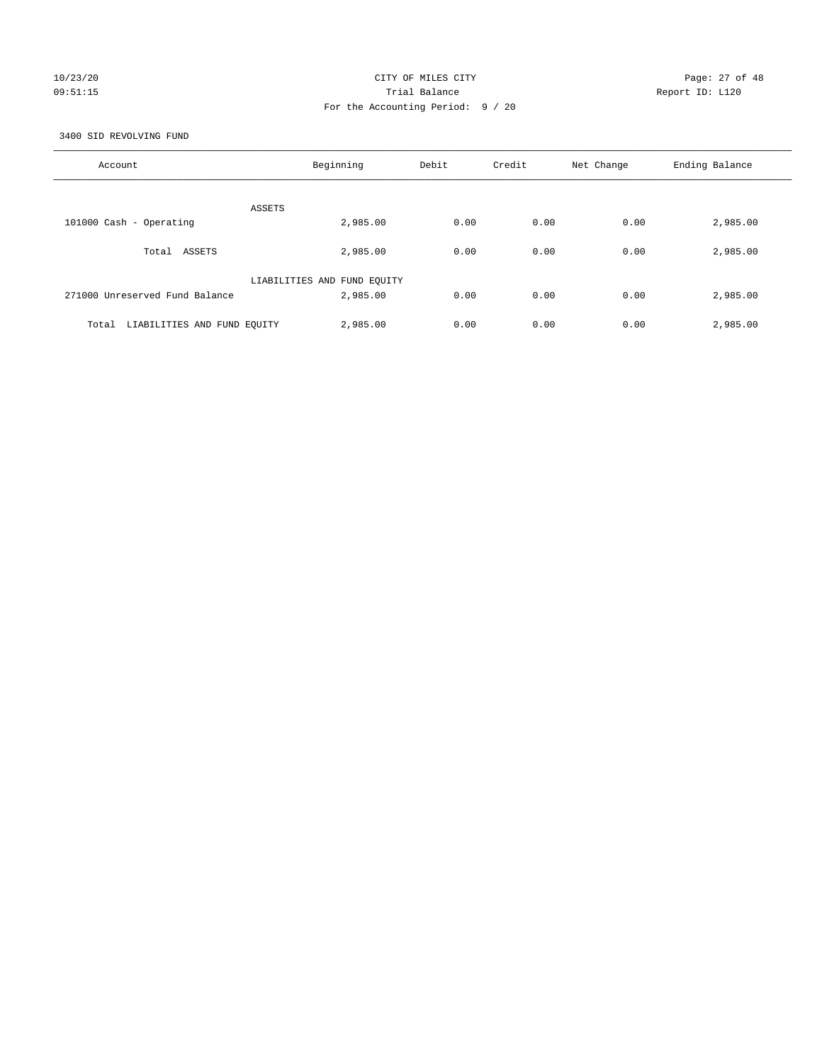CITY OF MILES CITY

Trial Balance

Report ID: L120

For the Accounting Period: 9 / 20

3400 SID REVOLVING FUND

| Account | Beginning | Debit | Credit | Net Change | Ending Balance |
|---|---|---|---|---|---|
| ASSETS | | | | | |
| 101000 Cash - Operating | 2,985.00 | 0.00 | 0.00 | 0.00 | 2,985.00 |
| Total ASSETS | 2,985.00 | 0.00 | 0.00 | 0.00 | 2,985.00 |
| LIABILITIES AND FUND EQUITY | | | | | |
| 271000 Unreserved Fund Balance | 2,985.00 | 0.00 | 0.00 | 0.00 | 2,985.00 |
| Total LIABILITIES AND FUND EQUITY | 2,985.00 | 0.00 | 0.00 | 0.00 | 2,985.00 |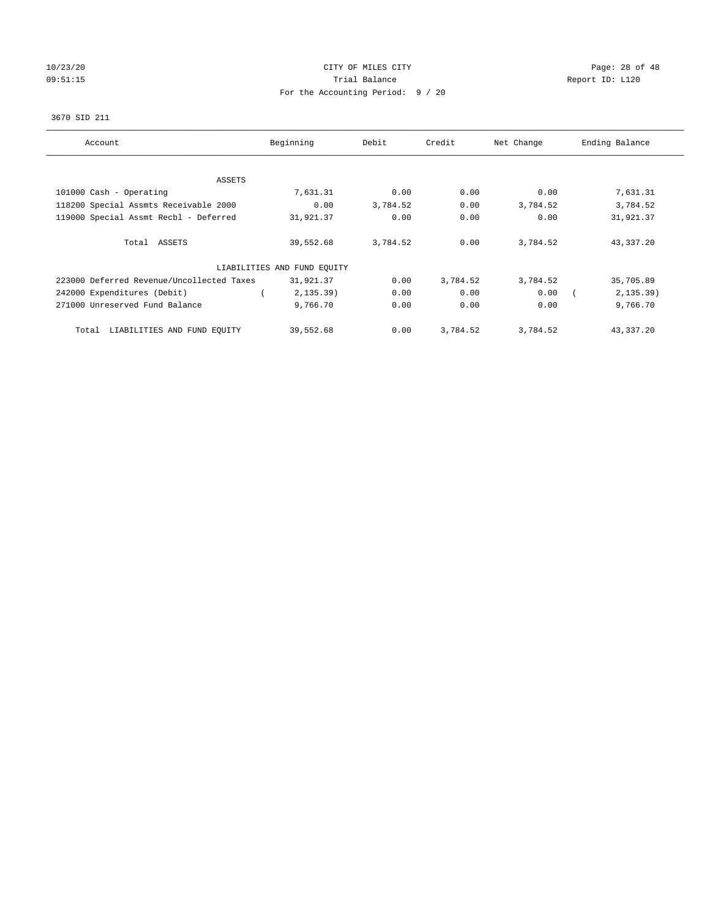10/23/20 CITY OF MILES CITY
09:51:15 Trial Balance Report ID: L120
For the Accounting Period: 9 / 20

3670 SID 211

| Account | Beginning | Debit | Credit | Net Change | Ending Balance |
|---|---|---|---|---|---|
| ASSETS | | | | | |
| 101000 Cash - Operating | 7,631.31 | 0.00 | 0.00 | 0.00 | 7,631.31 |
| 118200 Special Assmts Receivable 2000 | 0.00 | 3,784.52 | 0.00 | 3,784.52 | 3,784.52 |
| 119000 Special Assmt Recbl - Deferred | 31,921.37 | 0.00 | 0.00 | 0.00 | 31,921.37 |
| Total ASSETS | 39,552.68 | 3,784.52 | 0.00 | 3,784.52 | 43,337.20 |
| LIABILITIES AND FUND EQUITY | | | | | |
| 223000 Deferred Revenue/Uncollected Taxes | 31,921.37 | 0.00 | 3,784.52 | 3,784.52 | 35,705.89 |
| 242000 Expenditures (Debit) | ( 2,135.39) | 0.00 | 0.00 | 0.00 | ( 2,135.39) |
| 271000 Unreserved Fund Balance | 9,766.70 | 0.00 | 0.00 | 0.00 | 9,766.70 |
| Total LIABILITIES AND FUND EQUITY | 39,552.68 | 0.00 | 3,784.52 | 3,784.52 | 43,337.20 |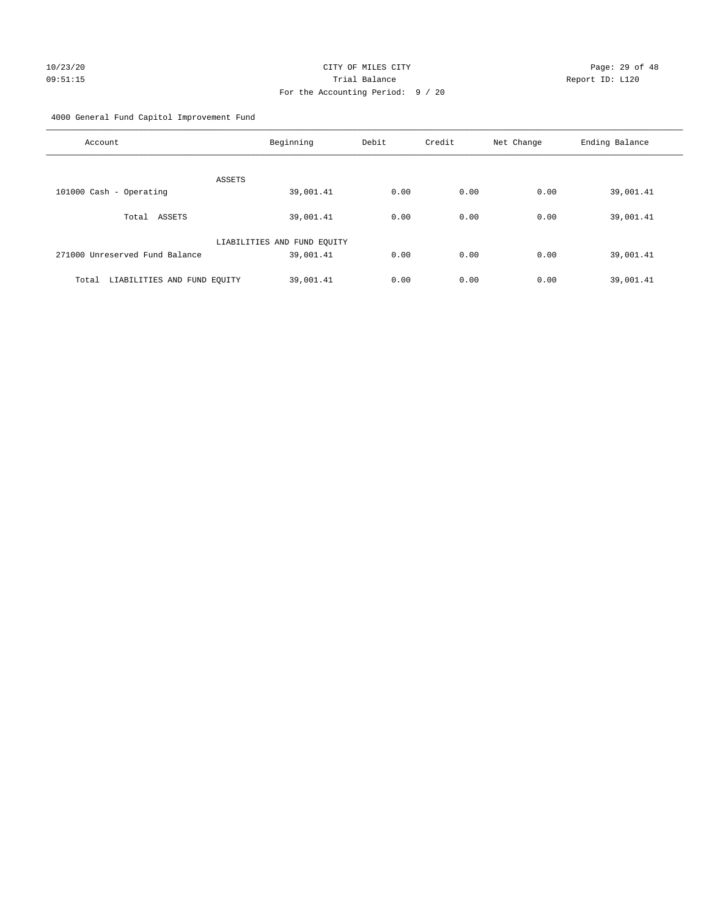CITY OF MILES CITY
Trial Balance
For the Accounting Period: 9 / 20

10/23/20
09:51:15

Report ID: L120

4000 General Fund Capitol Improvement Fund

| Account | Beginning | Debit | Credit | Net Change | Ending Balance |
|---|---|---|---|---|---|
| ASSETS | | | | | |
| 101000 Cash - Operating | 39,001.41 | 0.00 | 0.00 | 0.00 | 39,001.41 |
| Total ASSETS | 39,001.41 | 0.00 | 0.00 | 0.00 | 39,001.41 |
| LIABILITIES AND FUND EQUITY | | | | | |
| 271000 Unreserved Fund Balance | 39,001.41 | 0.00 | 0.00 | 0.00 | 39,001.41 |
| Total LIABILITIES AND FUND EQUITY | 39,001.41 | 0.00 | 0.00 | 0.00 | 39,001.41 |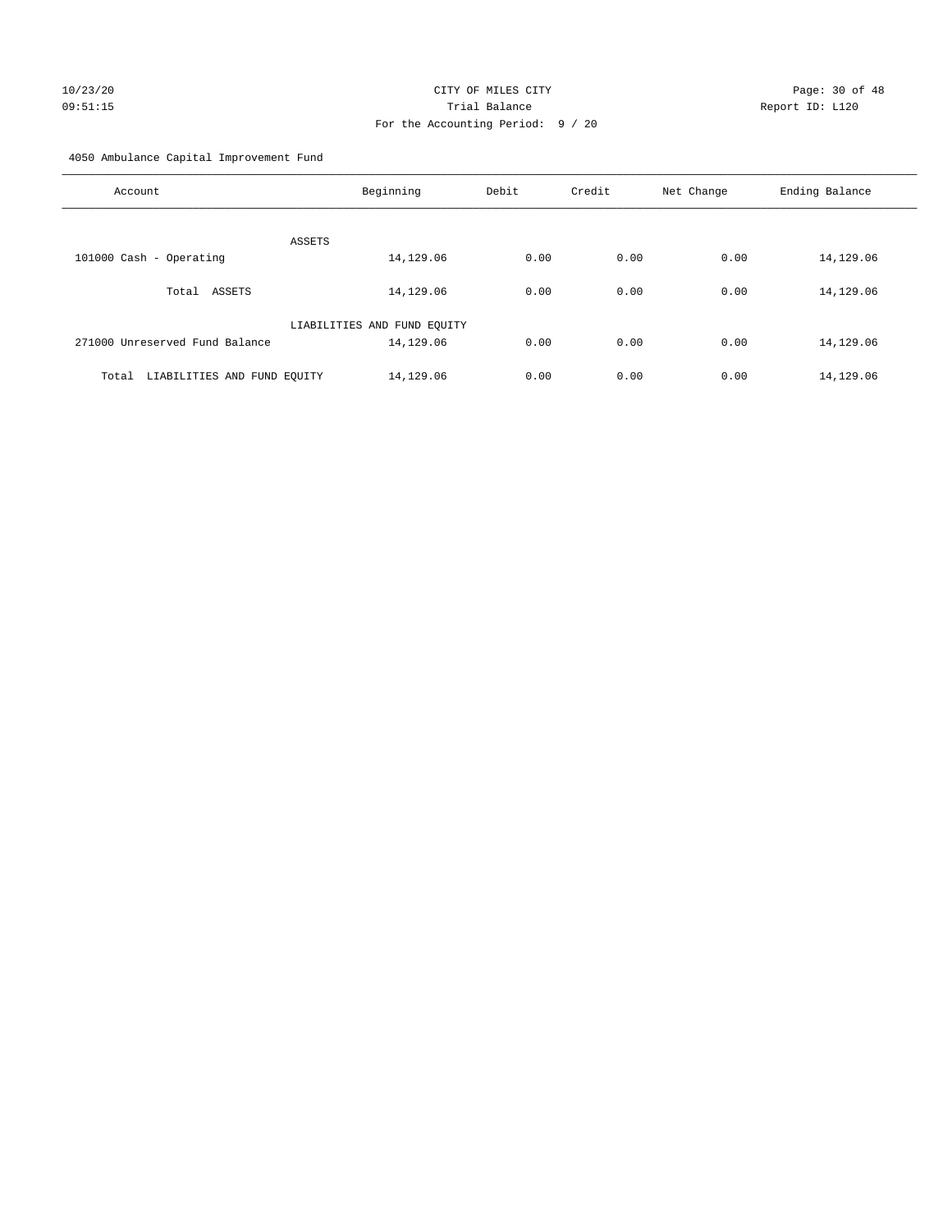CITY OF MILES CITY

Trial Balance

For the Accounting Period: 9 / 20

10/23/20
09:51:15

Report ID: L120

4050 Ambulance Capital Improvement Fund

| Account | Beginning | Debit | Credit | Net Change | Ending Balance |
|---|---|---|---|---|---|
| ASSETS | | | | | |
| 101000 Cash - Operating | 14,129.06 | 0.00 | 0.00 | 0.00 | 14,129.06 |
| Total ASSETS | 14,129.06 | 0.00 | 0.00 | 0.00 | 14,129.06 |
| LIABILITIES AND FUND EQUITY | | | | | |
| 271000 Unreserved Fund Balance | 14,129.06 | 0.00 | 0.00 | 0.00 | 14,129.06 |
| Total LIABILITIES AND FUND EQUITY | 14,129.06 | 0.00 | 0.00 | 0.00 | 14,129.06 |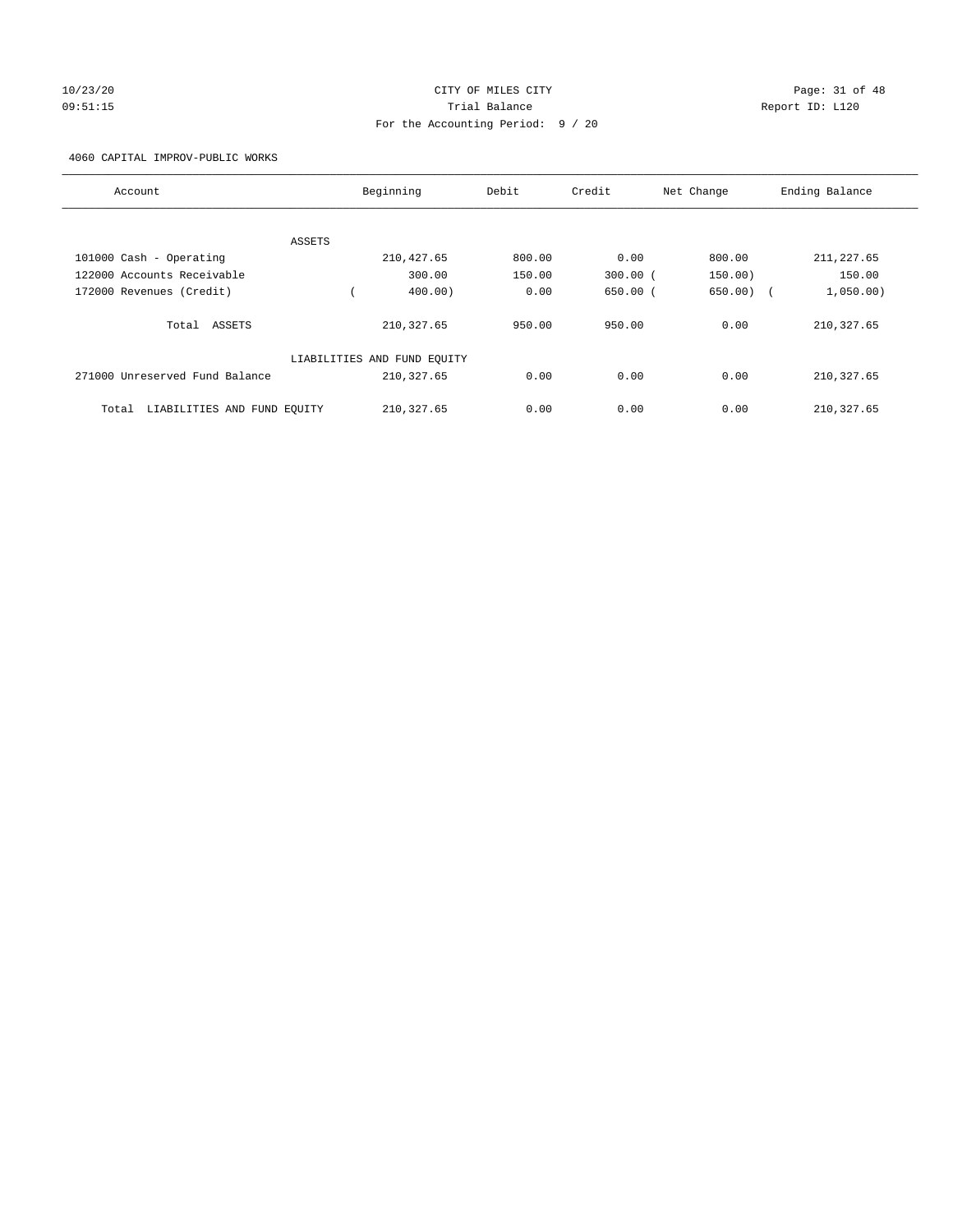10/23/20 CITY OF MILES CITY
09:51:15 Trial Balance Report ID: L120
For the Accounting Period: 9 / 20

4060 CAPITAL IMPROV-PUBLIC WORKS

| Account | Beginning | Debit | Credit | Net Change | Ending Balance |
|---|---|---|---|---|---|
| ASSETS | | | | | |
| 101000 Cash - Operating | 210,427.65 | 800.00 | 0.00 | 800.00 | 211,227.65 |
| 122000 Accounts Receivable | 300.00 | 150.00 | 300.00 | ( 150.00) | 150.00 |
| 172000 Revenues (Credit) | ( 400.00) | 0.00 | 650.00 | ( 650.00) | ( 1,050.00) |
| Total ASSETS | 210,327.65 | 950.00 | 950.00 | 0.00 | 210,327.65 |
| LIABILITIES AND FUND EQUITY | | | | | |
| 271000 Unreserved Fund Balance | 210,327.65 | 0.00 | 0.00 | 0.00 | 210,327.65 |
| Total LIABILITIES AND FUND EQUITY | 210,327.65 | 0.00 | 0.00 | 0.00 | 210,327.65 |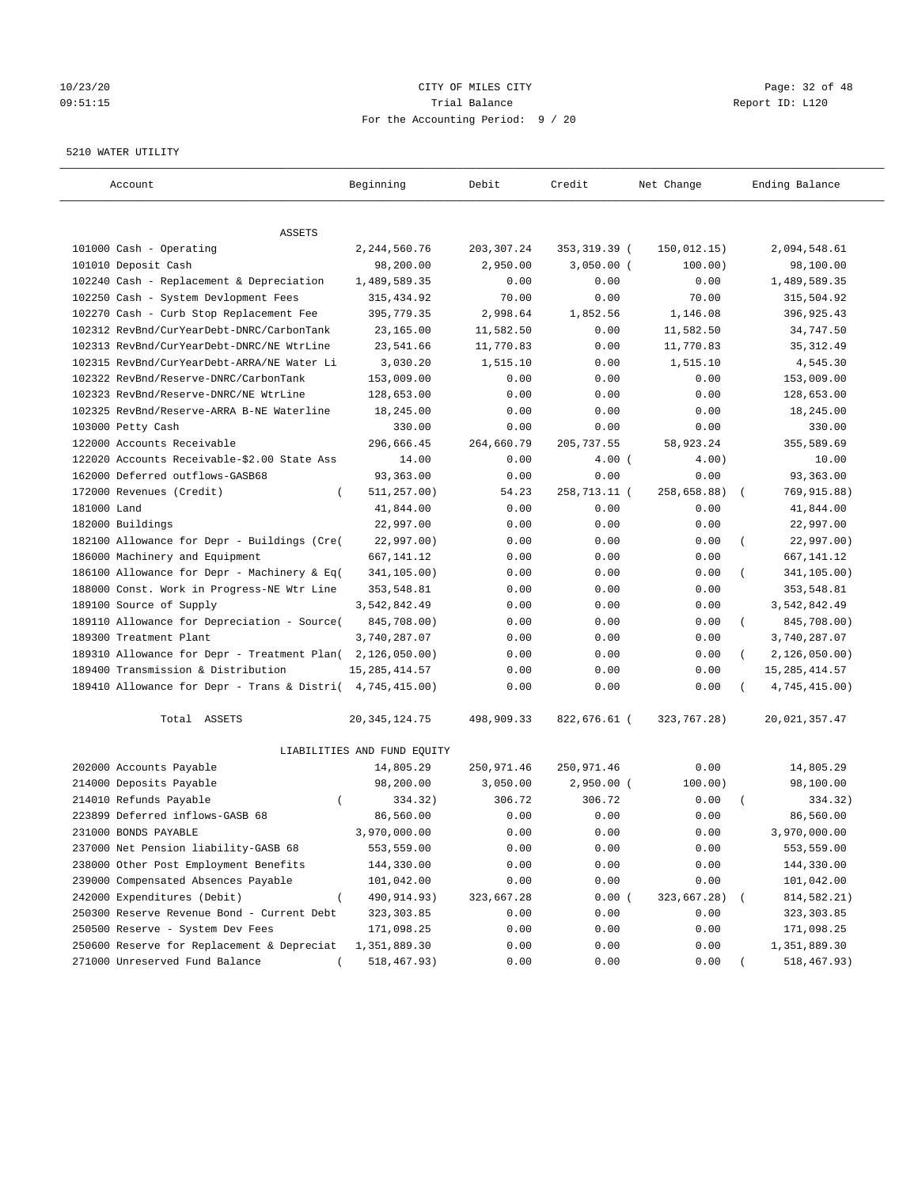CITY OF MILES CITY
Trial Balance
For the Accounting Period: 9 / 20

10/23/20
09:51:15

Report ID: L120

5210 WATER UTILITY

| Account | Beginning | Debit | Credit | Net Change | Ending Balance |
|---|---|---|---|---|---|
| **ASSETS** | | | | | |
| 101000 Cash - Operating | 2,244,560.76 | 203,307.24 | 353,319.39 | ( 150,012.15) | 2,094,548.61 |
| 101010 Deposit Cash | 98,200.00 | 2,950.00 | 3,050.00 | ( 100.00) | 98,100.00 |
| 102240 Cash - Replacement & Depreciation | 1,489,589.35 | 0.00 | 0.00 | 0.00 | 1,489,589.35 |
| 102250 Cash - System Devlopment Fees | 315,434.92 | 70.00 | 0.00 | 70.00 | 315,504.92 |
| 102270 Cash - Curb Stop Replacement Fee | 395,779.35 | 2,998.64 | 1,852.56 | 1,146.08 | 396,925.43 |
| 102312 RevBnd/CurYearDebt-DNRC/CarbonTank | 23,165.00 | 11,582.50 | 0.00 | 11,582.50 | 34,747.50 |
| 102313 RevBnd/CurYearDebt-DNRC/NE WtrLine | 23,541.66 | 11,770.83 | 0.00 | 11,770.83 | 35,312.49 |
| 102315 RevBnd/CurYearDebt-ARRA/NE Water Li | 3,030.20 | 1,515.10 | 0.00 | 1,515.10 | 4,545.30 |
| 102322 RevBnd/Reserve-DNRC/CarbonTank | 153,009.00 | 0.00 | 0.00 | 0.00 | 153,009.00 |
| 102323 RevBnd/Reserve-DNRC/NE WtrLine | 128,653.00 | 0.00 | 0.00 | 0.00 | 128,653.00 |
| 102325 RevBnd/Reserve-ARRA B-NE Waterline | 18,245.00 | 0.00 | 0.00 | 0.00 | 18,245.00 |
| 103000 Petty Cash | 330.00 | 0.00 | 0.00 | 0.00 | 330.00 |
| 122000 Accounts Receivable | 296,666.45 | 264,660.79 | 205,737.55 | 58,923.24 | 355,589.69 |
| 122020 Accounts Receivable-$2.00 State Ass | 14.00 | 0.00 | 4.00 | ( 4.00) | 10.00 |
| 162000 Deferred outflows-GASB68 | 93,363.00 | 0.00 | 0.00 | 0.00 | 93,363.00 |
| 172000 Revenues (Credit) | ( 511,257.00) | 54.23 | 258,713.11 | ( 258,658.88) | ( 769,915.88) |
| 181000 Land | 41,844.00 | 0.00 | 0.00 | 0.00 | 41,844.00 |
| 182000 Buildings | 22,997.00 | 0.00 | 0.00 | 0.00 | 22,997.00 |
| 182100 Allowance for Depr - Buildings (Cre( | 22,997.00) | 0.00 | 0.00 | 0.00 | ( 22,997.00) |
| 186000 Machinery and Equipment | 667,141.12 | 0.00 | 0.00 | 0.00 | 667,141.12 |
| 186100 Allowance for Depr - Machinery & Eq( | 341,105.00) | 0.00 | 0.00 | 0.00 | ( 341,105.00) |
| 188000 Const. Work in Progress-NE Wtr Line | 353,548.81 | 0.00 | 0.00 | 0.00 | 353,548.81 |
| 189100 Source of Supply | 3,542,842.49 | 0.00 | 0.00 | 0.00 | 3,542,842.49 |
| 189110 Allowance for Depreciation - Source( | 845,708.00) | 0.00 | 0.00 | 0.00 | ( 845,708.00) |
| 189300 Treatment Plant | 3,740,287.07 | 0.00 | 0.00 | 0.00 | 3,740,287.07 |
| 189310 Allowance for Depr - Treatment Plan( | 2,126,050.00) | 0.00 | 0.00 | 0.00 | ( 2,126,050.00) |
| 189400 Transmission & Distribution | 15,285,414.57 | 0.00 | 0.00 | 0.00 | 15,285,414.57 |
| 189410 Allowance for Depr - Trans & Distri( | 4,745,415.00) | 0.00 | 0.00 | 0.00 | ( 4,745,415.00) |
| Total ASSETS | 20,345,124.75 | 498,909.33 | 822,676.61 | ( 323,767.28) | 20,021,357.47 |
| **LIABILITIES AND FUND EQUITY** | | | | | |
| 202000 Accounts Payable | 14,805.29 | 250,971.46 | 250,971.46 | 0.00 | 14,805.29 |
| 214000 Deposits Payable | 98,200.00 | 3,050.00 | 2,950.00 | ( 100.00) | 98,100.00 |
| 214010 Refunds Payable | ( 334.32) | 306.72 | 306.72 | 0.00 | ( 334.32) |
| 223899 Deferred inflows-GASB 68 | 86,560.00 | 0.00 | 0.00 | 0.00 | 86,560.00 |
| 231000 BONDS PAYABLE | 3,970,000.00 | 0.00 | 0.00 | 0.00 | 3,970,000.00 |
| 237000 Net Pension liability-GASB 68 | 553,559.00 | 0.00 | 0.00 | 0.00 | 553,559.00 |
| 238000 Other Post Employment Benefits | 144,330.00 | 0.00 | 0.00 | 0.00 | 144,330.00 |
| 239000 Compensated Absences Payable | 101,042.00 | 0.00 | 0.00 | 0.00 | 101,042.00 |
| 242000 Expenditures (Debit) | ( 490,914.93) | 323,667.28 | 0.00 | ( 323,667.28) | ( 814,582.21) |
| 250300 Reserve Revenue Bond - Current Debt | 323,303.85 | 0.00 | 0.00 | 0.00 | 323,303.85 |
| 250500 Reserve - System Dev Fees | 171,098.25 | 0.00 | 0.00 | 0.00 | 171,098.25 |
| 250600 Reserve for Replacement & Depreciat | 1,351,889.30 | 0.00 | 0.00 | 0.00 | 1,351,889.30 |
| 271000 Unreserved Fund Balance | ( 518,467.93) | 0.00 | 0.00 | 0.00 | ( 518,467.93) |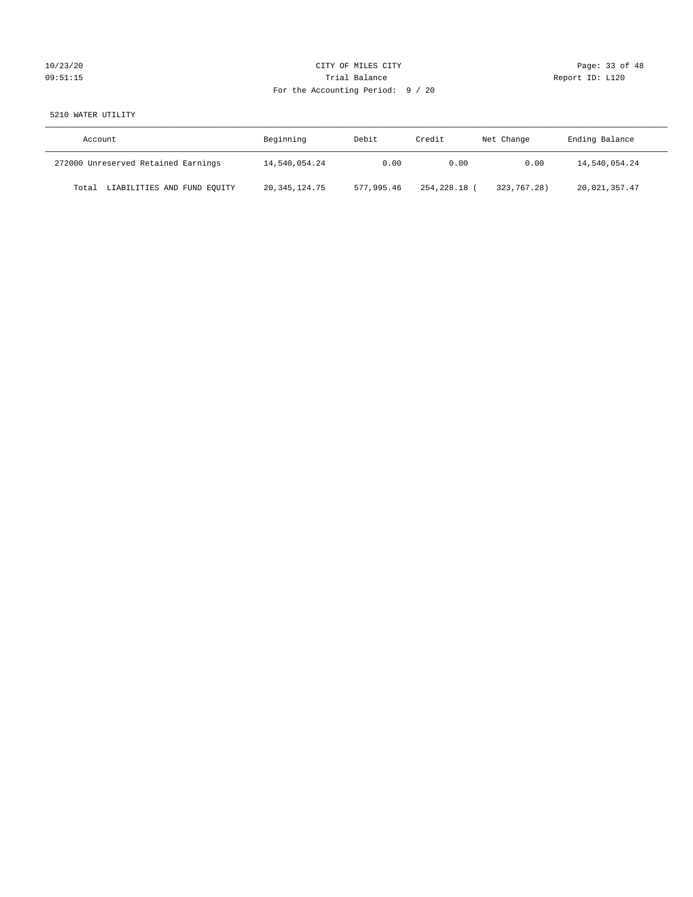CITY OF MILES CITY

Trial Balance

For the Accounting Period: 9 / 20

5210 WATER UTILITY

| Account | Beginning | Debit | Credit | Net Change | Ending Balance |
|---|---|---|---|---|---|
| 272000 Unreserved Retained Earnings | 14,540,054.24 | 0.00 | 0.00 | 0.00 | 14,540,054.24 |
| Total LIABILITIES AND FUND EQUITY | 20,345,124.75 | 577,995.46 | 254,228.18 | ( 323,767.28) | 20,021,357.47 |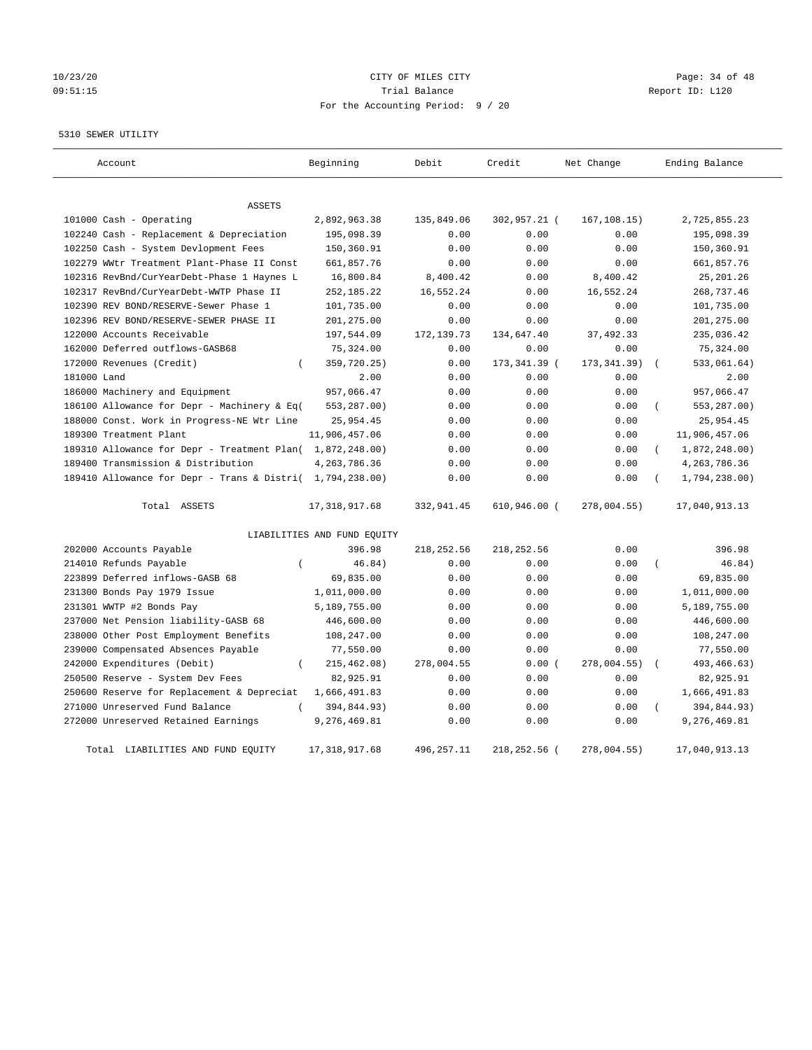CITY OF MILES CITY
Trial Balance
For the Accounting Period: 9 / 20

10/23/20
09:51:15

Report ID: L120

5310 SEWER UTILITY

| Account | Beginning | Debit | Credit | Net Change | Ending Balance |
|---|---|---|---|---|---|
| ASSETS | | | | | |
| 101000 Cash - Operating | 2,892,963.38 | 135,849.06 | 302,957.21 | (167,108.15) | 2,725,855.23 |
| 102240 Cash - Replacement & Depreciation | 195,098.39 | 0.00 | 0.00 | 0.00 | 195,098.39 |
| 102250 Cash - System Devlopment Fees | 150,360.91 | 0.00 | 0.00 | 0.00 | 150,360.91 |
| 102279 WWtr Treatment Plant-Phase II Const | 661,857.76 | 0.00 | 0.00 | 0.00 | 661,857.76 |
| 102316 RevBnd/CurYearDebt-Phase 1 Haynes L | 16,800.84 | 8,400.42 | 0.00 | 8,400.42 | 25,201.26 |
| 102317 RevBnd/CurYearDebt-WWTP Phase II | 252,185.22 | 16,552.24 | 0.00 | 16,552.24 | 268,737.46 |
| 102390 REV BOND/RESERVE-Sewer Phase 1 | 101,735.00 | 0.00 | 0.00 | 0.00 | 101,735.00 |
| 102396 REV BOND/RESERVE-SEWER PHASE II | 201,275.00 | 0.00 | 0.00 | 0.00 | 201,275.00 |
| 122000 Accounts Receivable | 197,544.09 | 172,139.73 | 134,647.40 | 37,492.33 | 235,036.42 |
| 162000 Deferred outflows-GASB68 | 75,324.00 | 0.00 | 0.00 | 0.00 | 75,324.00 |
| 172000 Revenues (Credit) | (359,720.25) | 0.00 | 173,341.39 | (173,341.39) | (533,061.64) |
| 181000 Land | 2.00 | 0.00 | 0.00 | 0.00 | 2.00 |
| 186000 Machinery and Equipment | 957,066.47 | 0.00 | 0.00 | 0.00 | 957,066.47 |
| 186100 Allowance for Depr - Machinery & Eq | (553,287.00) | 0.00 | 0.00 | 0.00 | (553,287.00) |
| 188000 Const. Work in Progress-NE Wtr Line | 25,954.45 | 0.00 | 0.00 | 0.00 | 25,954.45 |
| 189300 Treatment Plant | 11,906,457.06 | 0.00 | 0.00 | 0.00 | 11,906,457.06 |
| 189310 Allowance for Depr - Treatment Plan | (1,872,248.00) | 0.00 | 0.00 | 0.00 | (1,872,248.00) |
| 189400 Transmission & Distribution | 4,263,786.36 | 0.00 | 0.00 | 0.00 | 4,263,786.36 |
| 189410 Allowance for Depr - Trans & Distri | (1,794,238.00) | 0.00 | 0.00 | 0.00 | (1,794,238.00) |
| Total ASSETS | 17,318,917.68 | 332,941.45 | 610,946.00 | (278,004.55) | 17,040,913.13 |
| LIABILITIES AND FUND EQUITY | | | | | |
| 202000 Accounts Payable | 396.98 | 218,252.56 | 218,252.56 | 0.00 | 396.98 |
| 214010 Refunds Payable | (46.84) | 0.00 | 0.00 | 0.00 | (46.84) |
| 223899 Deferred inflows-GASB 68 | 69,835.00 | 0.00 | 0.00 | 0.00 | 69,835.00 |
| 231300 Bonds Pay 1979 Issue | 1,011,000.00 | 0.00 | 0.00 | 0.00 | 1,011,000.00 |
| 231301 WWTP #2 Bonds Pay | 5,189,755.00 | 0.00 | 0.00 | 0.00 | 5,189,755.00 |
| 237000 Net Pension liability-GASB 68 | 446,600.00 | 0.00 | 0.00 | 0.00 | 446,600.00 |
| 238000 Other Post Employment Benefits | 108,247.00 | 0.00 | 0.00 | 0.00 | 108,247.00 |
| 239000 Compensated Absences Payable | 77,550.00 | 0.00 | 0.00 | 0.00 | 77,550.00 |
| 242000 Expenditures (Debit) | (215,462.08) | 278,004.55 | 0.00 | (278,004.55) | (493,466.63) |
| 250500 Reserve - System Dev Fees | 82,925.91 | 0.00 | 0.00 | 0.00 | 82,925.91 |
| 250600 Reserve for Replacement & Depreciat | 1,666,491.83 | 0.00 | 0.00 | 0.00 | 1,666,491.83 |
| 271000 Unreserved Fund Balance | (394,844.93) | 0.00 | 0.00 | 0.00 | (394,844.93) |
| 272000 Unreserved Retained Earnings | 9,276,469.81 | 0.00 | 0.00 | 0.00 | 9,276,469.81 |
| Total LIABILITIES AND FUND EQUITY | 17,318,917.68 | 496,257.11 | 218,252.56 | (278,004.55) | 17,040,913.13 |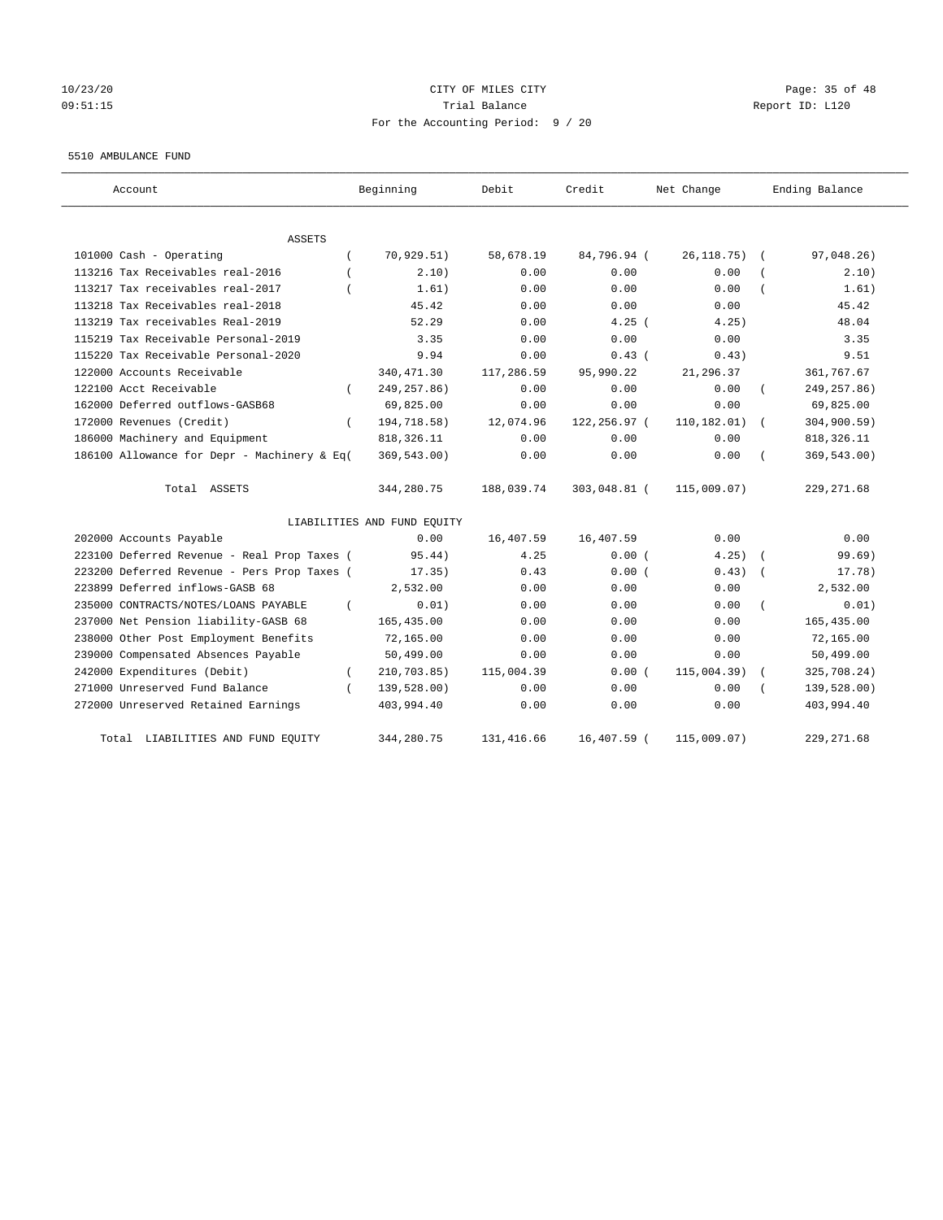10/23/20 09:51:15

CITY OF MILES CITY
Trial Balance
For the Accounting Period: 9 / 20

Report ID: L120

5510 AMBULANCE FUND

| Account | Beginning | Debit | Credit | Net Change | Ending Balance |
|---|---|---|---|---|---|
| ASSETS | | | | | |
| 101000 Cash - Operating | ( 70,929.51) | 58,678.19 | 84,796.94 | ( 26,118.75) | ( 97,048.26) |
| 113216 Tax Receivables real-2016 | ( 2.10) | 0.00 | 0.00 | 0.00 | ( 2.10) |
| 113217 Tax receivables real-2017 | ( 1.61) | 0.00 | 0.00 | 0.00 | ( 1.61) |
| 113218 Tax Receivables real-2018 | 45.42 | 0.00 | 0.00 | 0.00 | 45.42 |
| 113219 Tax receivables Real-2019 | 52.29 | 0.00 | 4.25 | ( 4.25) | 48.04 |
| 115219 Tax Receivable Personal-2019 | 3.35 | 0.00 | 0.00 | 0.00 | 3.35 |
| 115220 Tax Receivable Personal-2020 | 9.94 | 0.00 | 0.43 | ( 0.43) | 9.51 |
| 122000 Accounts Receivable | 340,471.30 | 117,286.59 | 95,990.22 | 21,296.37 | 361,767.67 |
| 122100 Acct Receivable | ( 249,257.86) | 0.00 | 0.00 | 0.00 | ( 249,257.86) |
| 162000 Deferred outflows-GASB68 | 69,825.00 | 0.00 | 0.00 | 0.00 | 69,825.00 |
| 172000 Revenues (Credit) | ( 194,718.58) | 12,074.96 | 122,256.97 | ( 110,182.01) | ( 304,900.59) |
| 186000 Machinery and Equipment | 818,326.11 | 0.00 | 0.00 | 0.00 | 818,326.11 |
| 186100 Allowance for Depr - Machinery & Eq( | 369,543.00) | 0.00 | 0.00 | 0.00 | ( 369,543.00) |
| Total ASSETS | 344,280.75 | 188,039.74 | 303,048.81 | ( 115,009.07) | 229,271.68 |
| LIABILITIES AND FUND EQUITY | | | | | |
| 202000 Accounts Payable | 0.00 | 16,407.59 | 16,407.59 | 0.00 | 0.00 |
| 223100 Deferred Revenue - Real Prop Taxes ( | 95.44) | 4.25 | 0.00 | ( 4.25) | ( 99.69) |
| 223200 Deferred Revenue - Pers Prop Taxes ( | 17.35) | 0.43 | 0.00 | ( 0.43) | ( 17.78) |
| 223899 Deferred inflows-GASB 68 | 2,532.00 | 0.00 | 0.00 | 0.00 | 2,532.00 |
| 235000 CONTRACTS/NOTES/LOANS PAYABLE | ( 0.01) | 0.00 | 0.00 | 0.00 | ( 0.01) |
| 237000 Net Pension liability-GASB 68 | 165,435.00 | 0.00 | 0.00 | 0.00 | 165,435.00 |
| 238000 Other Post Employment Benefits | 72,165.00 | 0.00 | 0.00 | 0.00 | 72,165.00 |
| 239000 Compensated Absences Payable | 50,499.00 | 0.00 | 0.00 | 0.00 | 50,499.00 |
| 242000 Expenditures (Debit) | ( 210,703.85) | 115,004.39 | 0.00 | ( 115,004.39) | ( 325,708.24) |
| 271000 Unreserved Fund Balance | ( 139,528.00) | 0.00 | 0.00 | 0.00 | ( 139,528.00) |
| 272000 Unreserved Retained Earnings | 403,994.40 | 0.00 | 0.00 | 0.00 | 403,994.40 |
| Total LIABILITIES AND FUND EQUITY | 344,280.75 | 131,416.66 | 16,407.59 | ( 115,009.07) | 229,271.68 |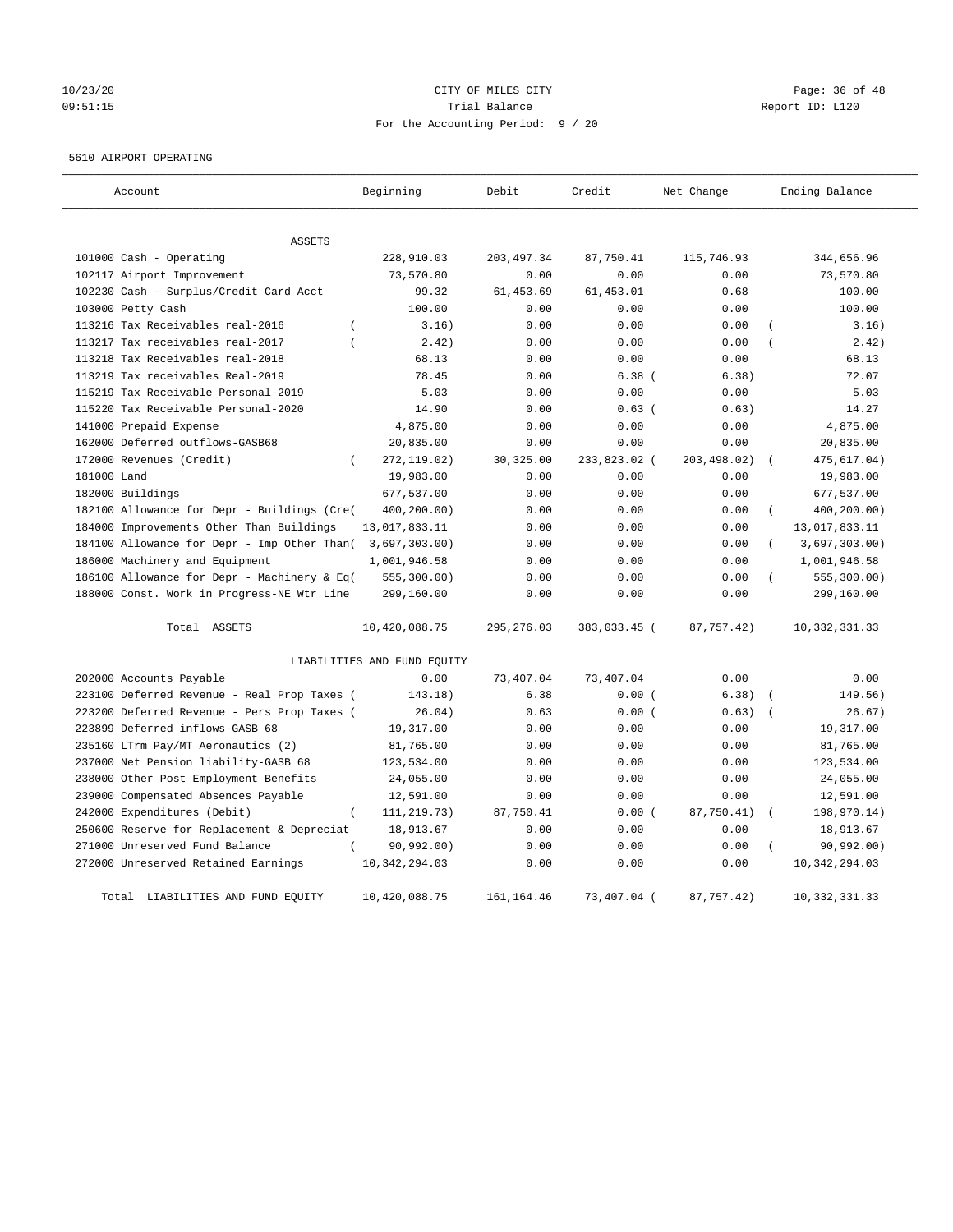CITY OF MILES CITY

Trial Balance

For the Accounting Period: 9 / 20

5610 AIRPORT OPERATING

| Account | Beginning | Debit | Credit | Net Change | Ending Balance |
|---|---|---|---|---|---|
| ASSETS | | | | | |
| 101000 Cash - Operating | 228,910.03 | 203,497.34 | 87,750.41 | 115,746.93 | 344,656.96 |
| 102117 Airport Improvement | 73,570.80 | 0.00 | 0.00 | 0.00 | 73,570.80 |
| 102230 Cash - Surplus/Credit Card Acct | 99.32 | 61,453.69 | 61,453.01 | 0.68 | 100.00 |
| 103000 Petty Cash | 100.00 | 0.00 | 0.00 | 0.00 | 100.00 |
| 113216 Tax Receivables real-2016 | ( 3.16) | 0.00 | 0.00 | 0.00 | ( 3.16) |
| 113217 Tax receivables real-2017 | ( 2.42) | 0.00 | 0.00 | 0.00 | ( 2.42) |
| 113218 Tax Receivables real-2018 | 68.13 | 0.00 | 0.00 | 0.00 | 68.13 |
| 113219 Tax receivables Real-2019 | 78.45 | 0.00 | 6.38 | ( 6.38) | 72.07 |
| 115219 Tax Receivable Personal-2019 | 5.03 | 0.00 | 0.00 | 0.00 | 5.03 |
| 115220 Tax Receivable Personal-2020 | 14.90 | 0.00 | 0.63 | ( 0.63) | 14.27 |
| 141000 Prepaid Expense | 4,875.00 | 0.00 | 0.00 | 0.00 | 4,875.00 |
| 162000 Deferred outflows-GASB68 | 20,835.00 | 0.00 | 0.00 | 0.00 | 20,835.00 |
| 172000 Revenues (Credit) | ( 272,119.02) | 30,325.00 | 233,823.02 | ( 203,498.02) | ( 475,617.04) |
| 181000 Land | 19,983.00 | 0.00 | 0.00 | 0.00 | 19,983.00 |
| 182000 Buildings | 677,537.00 | 0.00 | 0.00 | 0.00 | 677,537.00 |
| 182100 Allowance for Depr - Buildings (Cre | ( 400,200.00) | 0.00 | 0.00 | 0.00 | ( 400,200.00) |
| 184000 Improvements Other Than Buildings | 13,017,833.11 | 0.00 | 0.00 | 0.00 | 13,017,833.11 |
| 184100 Allowance for Depr - Imp Other Than | ( 3,697,303.00) | 0.00 | 0.00 | 0.00 | ( 3,697,303.00) |
| 186000 Machinery and Equipment | 1,001,946.58 | 0.00 | 0.00 | 0.00 | 1,001,946.58 |
| 186100 Allowance for Depr - Machinery & Eq | ( 555,300.00) | 0.00 | 0.00 | 0.00 | ( 555,300.00) |
| 188000 Const. Work in Progress-NE Wtr Line | 299,160.00 | 0.00 | 0.00 | 0.00 | 299,160.00 |
| Total ASSETS | 10,420,088.75 | 295,276.03 | 383,033.45 | ( 87,757.42) | 10,332,331.33 |
| LIABILITIES AND FUND EQUITY | | | | | |
| 202000 Accounts Payable | 0.00 | 73,407.04 | 73,407.04 | 0.00 | 0.00 |
| 223100 Deferred Revenue - Real Prop Taxes | ( 143.18) | 6.38 | 0.00 | ( 6.38) | ( 149.56) |
| 223200 Deferred Revenue - Pers Prop Taxes | ( 26.04) | 0.63 | 0.00 | ( 0.63) | ( 26.67) |
| 223899 Deferred inflows-GASB 68 | 19,317.00 | 0.00 | 0.00 | 0.00 | 19,317.00 |
| 235160 LTrm Pay/MT Aeronautics (2) | 81,765.00 | 0.00 | 0.00 | 0.00 | 81,765.00 |
| 237000 Net Pension liability-GASB 68 | 123,534.00 | 0.00 | 0.00 | 0.00 | 123,534.00 |
| 238000 Other Post Employment Benefits | 24,055.00 | 0.00 | 0.00 | 0.00 | 24,055.00 |
| 239000 Compensated Absences Payable | 12,591.00 | 0.00 | 0.00 | 0.00 | 12,591.00 |
| 242000 Expenditures (Debit) | ( 111,219.73) | 87,750.41 | 0.00 | ( 87,750.41) | ( 198,970.14) |
| 250600 Reserve for Replacement & Depreciat | 18,913.67 | 0.00 | 0.00 | 0.00 | 18,913.67 |
| 271000 Unreserved Fund Balance | ( 90,992.00) | 0.00 | 0.00 | 0.00 | ( 90,992.00) |
| 272000 Unreserved Retained Earnings | 10,342,294.03 | 0.00 | 0.00 | 0.00 | 10,342,294.03 |
| Total LIABILITIES AND FUND EQUITY | 10,420,088.75 | 161,164.46 | 73,407.04 | ( 87,757.42) | 10,332,331.33 |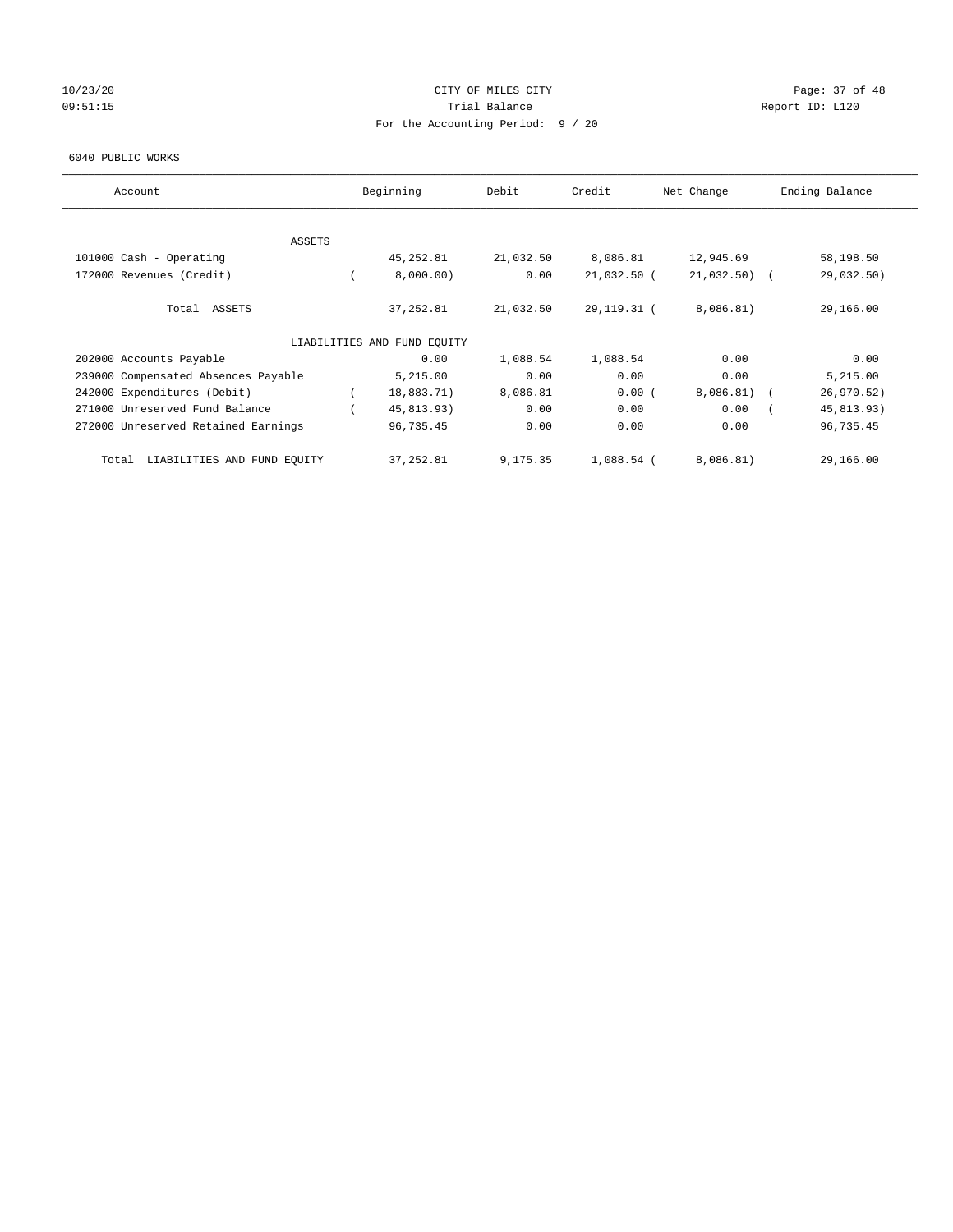CITY OF MILES CITY
Trial Balance
For the Accounting Period: 9 / 20

10/23/20
09:51:15

Report ID: L120

6040 PUBLIC WORKS

| Account | Beginning | Debit | Credit | Net Change | Ending Balance |
|---|---|---|---|---|---|
| ASSETS | | | | | |
| 101000 Cash - Operating | 45,252.81 | 21,032.50 | 8,086.81 | 12,945.69 | 58,198.50 |
| 172000 Revenues (Credit) | ( 8,000.00) | 0.00 | 21,032.50 | ( 21,032.50) | ( 29,032.50) |
| Total ASSETS | 37,252.81 | 21,032.50 | 29,119.31 | ( 8,086.81) | 29,166.00 |
| LIABILITIES AND FUND EQUITY | | | | | |
| 202000 Accounts Payable | 0.00 | 1,088.54 | 1,088.54 | 0.00 | 0.00 |
| 239000 Compensated Absences Payable | 5,215.00 | 0.00 | 0.00 | 0.00 | 5,215.00 |
| 242000 Expenditures (Debit) | ( 18,883.71) | 8,086.81 | 0.00 | ( 8,086.81) | ( 26,970.52) |
| 271000 Unreserved Fund Balance | ( 45,813.93) | 0.00 | 0.00 | 0.00 | ( 45,813.93) |
| 272000 Unreserved Retained Earnings | 96,735.45 | 0.00 | 0.00 | 0.00 | 96,735.45 |
| Total LIABILITIES AND FUND EQUITY | 37,252.81 | 9,175.35 | 1,088.54 | ( 8,086.81) | 29,166.00 |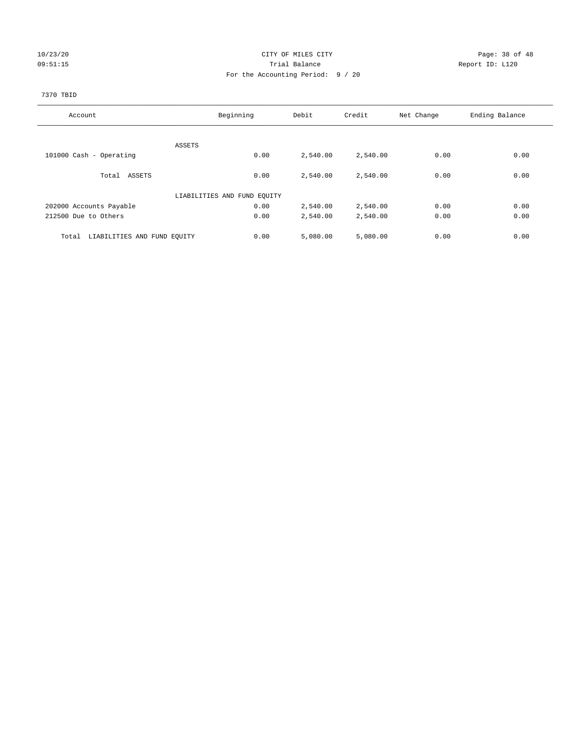10/23/20 CITY OF MILES CITY
09:51:15 Trial Balance Report ID: L120
For the Accounting Period: 9 / 20

7370 TBID

| Account | Beginning | Debit | Credit | Net Change | Ending Balance |
|---|---|---|---|---|---|
| ASSETS | | | | | |
| 101000 Cash - Operating | 0.00 | 2,540.00 | 2,540.00 | 0.00 | 0.00 |
| Total ASSETS | 0.00 | 2,540.00 | 2,540.00 | 0.00 | 0.00 |
| LIABILITIES AND FUND EQUITY | | | | | |
| 202000 Accounts Payable | 0.00 | 2,540.00 | 2,540.00 | 0.00 | 0.00 |
| 212500 Due to Others | 0.00 | 2,540.00 | 2,540.00 | 0.00 | 0.00 |
| Total LIABILITIES AND FUND EQUITY | 0.00 | 5,080.00 | 5,080.00 | 0.00 | 0.00 |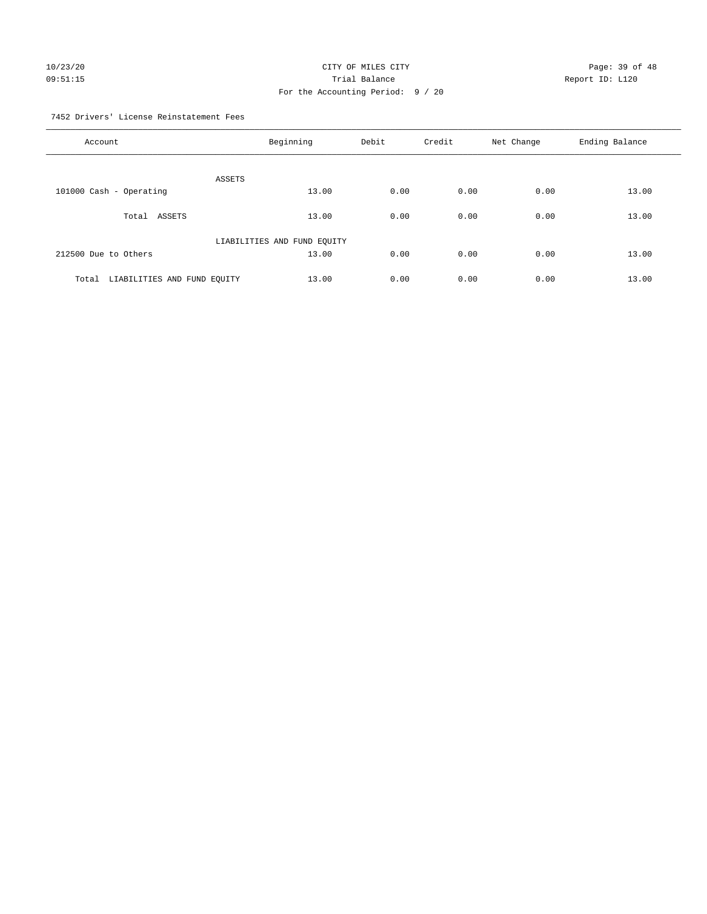CITY OF MILES CITY

Trial Balance

For the Accounting Period: 9 / 20

10/23/20
09:51:15

Report ID: L120

7452 Drivers' License Reinstatement Fees

| Account | Beginning | Debit | Credit | Net Change | Ending Balance |
|---|---|---|---|---|---|
| ASSETS | | | | | |
| 101000 Cash - Operating | 13.00 | 0.00 | 0.00 | 0.00 | 13.00 |
| Total ASSETS | 13.00 | 0.00 | 0.00 | 0.00 | 13.00 |
| LIABILITIES AND FUND EQUITY | | | | | |
| 212500 Due to Others | 13.00 | 0.00 | 0.00 | 0.00 | 13.00 |
| Total LIABILITIES AND FUND EQUITY | 13.00 | 0.00 | 0.00 | 0.00 | 13.00 |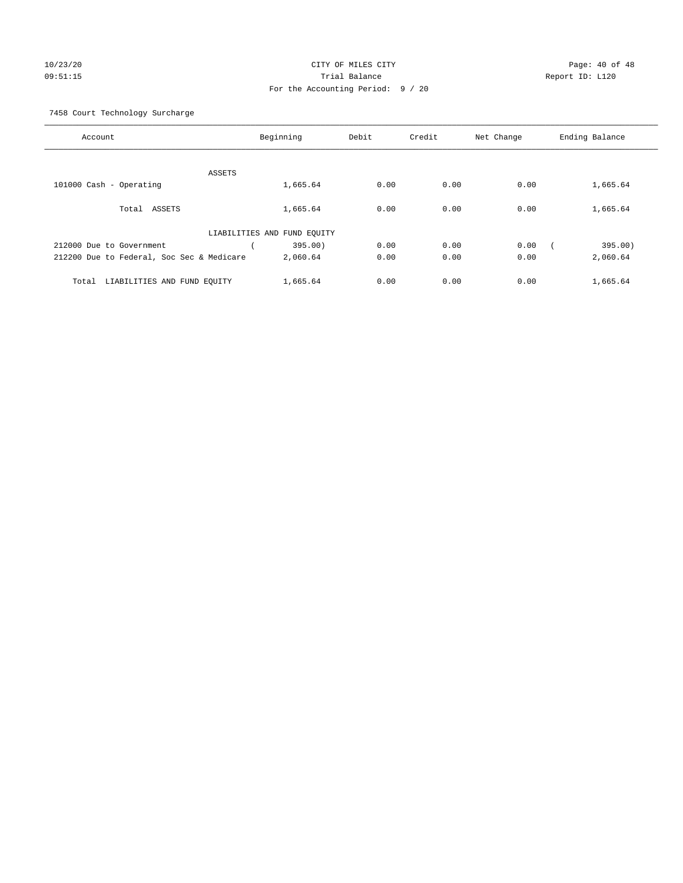CITY OF MILES CITY

Trial Balance

For the Accounting Period: 9 / 20

10/23/20 09:51:15 Report ID: L120

7458 Court Technology Surcharge

| Account | Beginning | Debit | Credit | Net Change | Ending Balance |
|---|---|---|---|---|---|
| ASSETS | | | | | |
| 101000 Cash - Operating | 1,665.64 | 0.00 | 0.00 | 0.00 | 1,665.64 |
| Total ASSETS | 1,665.64 | 0.00 | 0.00 | 0.00 | 1,665.64 |
| LIABILITIES AND FUND EQUITY | | | | | |
| 212000 Due to Government | ( 395.00) | 0.00 | 0.00 | 0.00 | ( 395.00) |
| 212200 Due to Federal, Soc Sec & Medicare | 2,060.64 | 0.00 | 0.00 | 0.00 | 2,060.64 |
| Total LIABILITIES AND FUND EQUITY | 1,665.64 | 0.00 | 0.00 | 0.00 | 1,665.64 |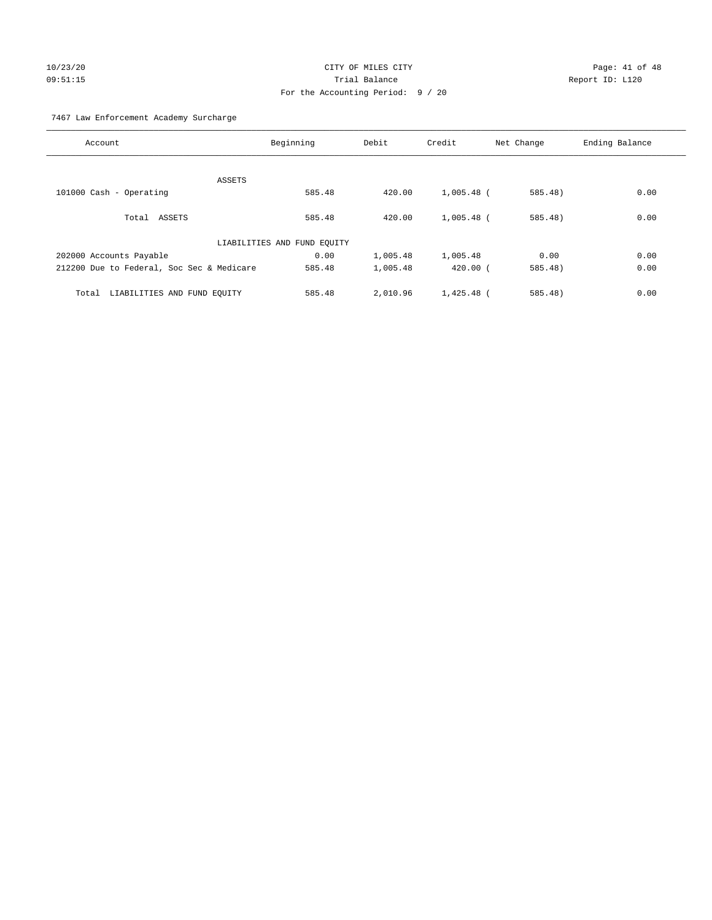CITY OF MILES CITY
Trial Balance
For the Accounting Period: 9 / 20

10/23/20
09:51:15

Report ID: L120

7467 Law Enforcement Academy Surcharge

| Account | Beginning | Debit | Credit | Net Change | Ending Balance |
|---|---|---|---|---|---|
| ASSETS | | | | | |
| 101000 Cash - Operating | 585.48 | 420.00 | 1,005.48 | ( 585.48) | 0.00 |
| Total ASSETS | 585.48 | 420.00 | 1,005.48 | ( 585.48) | 0.00 |
| LIABILITIES AND FUND EQUITY | | | | | |
| 202000 Accounts Payable | 0.00 | 1,005.48 | 1,005.48 | 0.00 | 0.00 |
| 212200 Due to Federal, Soc Sec & Medicare | 585.48 | 1,005.48 | 420.00 | ( 585.48) | 0.00 |
| Total LIABILITIES AND FUND EQUITY | 585.48 | 2,010.96 | 1,425.48 | ( 585.48) | 0.00 |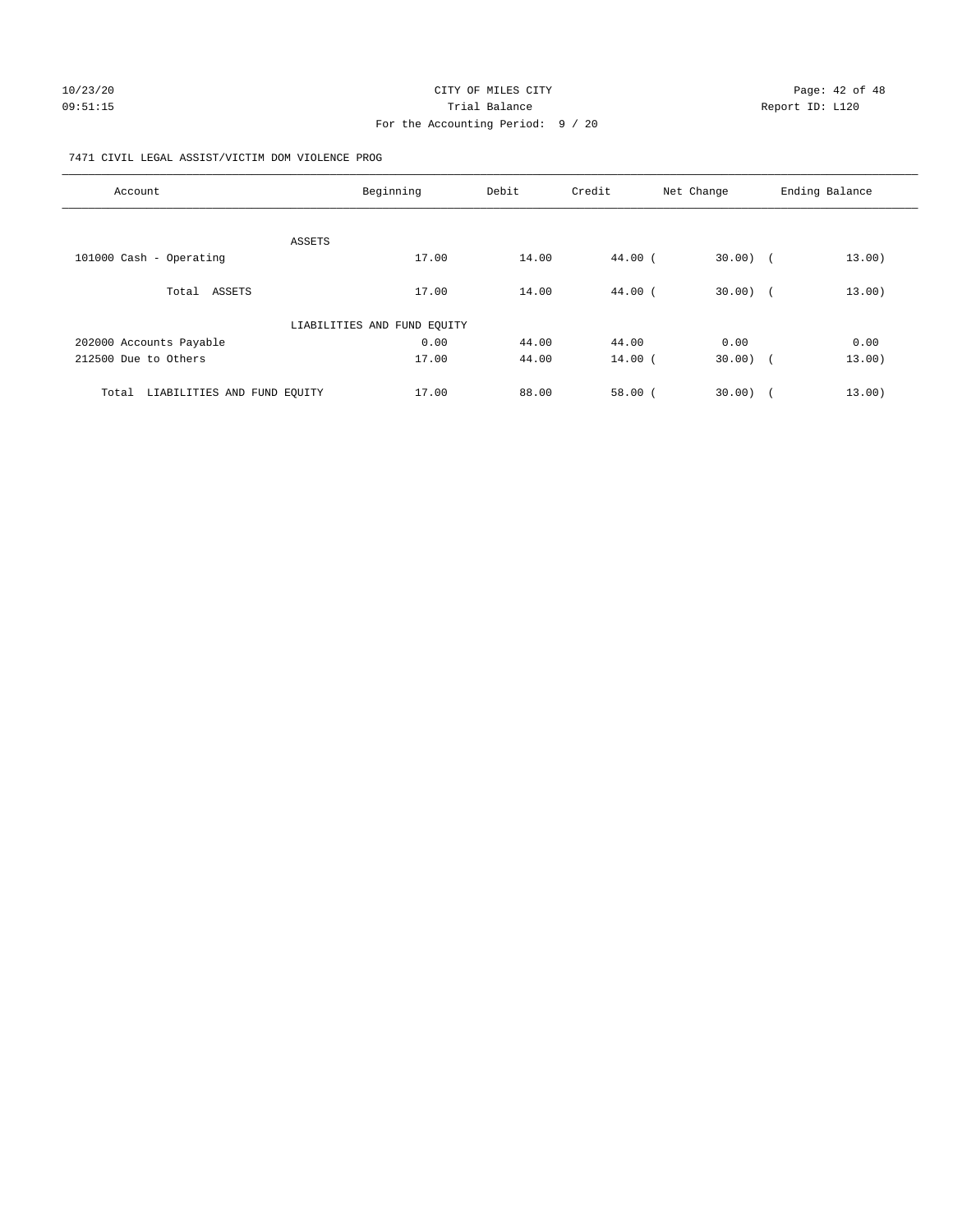CITY OF MILES CITY
Trial Balance
For the Accounting Period: 9 / 20

10/23/20
09:51:15

Report ID: L120

7471 CIVIL LEGAL ASSIST/VICTIM DOM VIOLENCE PROG

| Account | Beginning | Debit | Credit | Net Change | Ending Balance |
|---|---|---|---|---|---|
| ASSETS | | | | | |
| 101000 Cash - Operating | 17.00 | 14.00 | 44.00 | ( 30.00) | ( 13.00) |
| Total ASSETS | 17.00 | 14.00 | 44.00 | ( 30.00) | ( 13.00) |
| LIABILITIES AND FUND EQUITY | | | | | |
| 202000 Accounts Payable | 0.00 | 44.00 | 44.00 | 0.00 | 0.00 |
| 212500 Due to Others | 17.00 | 44.00 | 14.00 | ( 30.00) | ( 13.00) |
| Total LIABILITIES AND FUND EQUITY | 17.00 | 88.00 | 58.00 | ( 30.00) | ( 13.00) |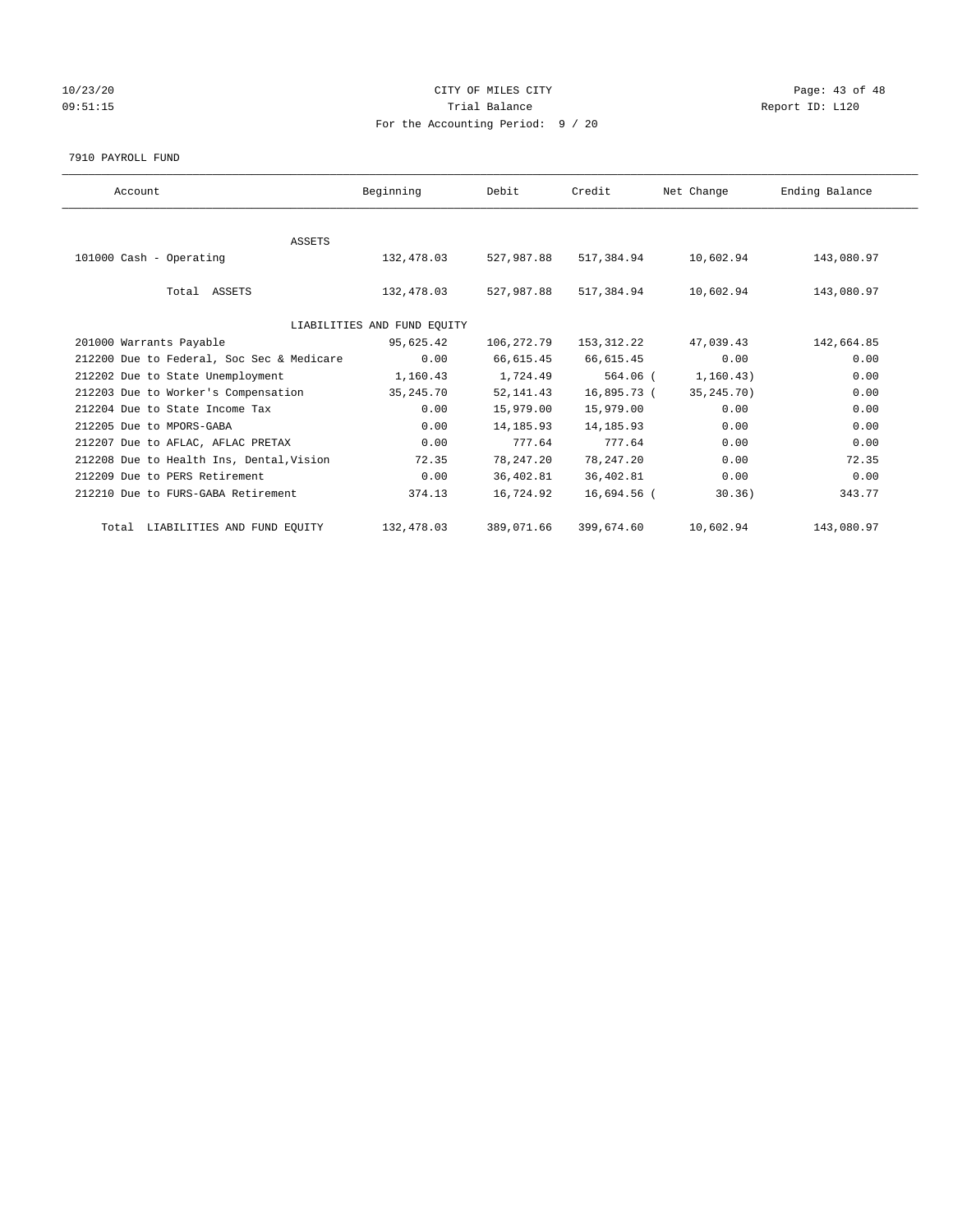CITY OF MILES CITY

Trial Balance

For the Accounting Period: 9 / 20

10/23/20 09:51:15 Report ID: L120

7910 PAYROLL FUND

| Account | Beginning | Debit | Credit | Net Change | Ending Balance |
|---|---|---|---|---|---|
| ASSETS | | | | | |
| 101000 Cash - Operating | 132,478.03 | 527,987.88 | 517,384.94 | 10,602.94 | 143,080.97 |
| Total ASSETS | 132,478.03 | 527,987.88 | 517,384.94 | 10,602.94 | 143,080.97 |
| LIABILITIES AND FUND EQUITY | | | | | |
| 201000 Warrants Payable | 95,625.42 | 106,272.79 | 153,312.22 | 47,039.43 | 142,664.85 |
| 212200 Due to Federal, Soc Sec & Medicare | 0.00 | 66,615.45 | 66,615.45 | 0.00 | 0.00 |
| 212202 Due to State Unemployment | 1,160.43 | 1,724.49 | 564.06 | ( 1,160.43) | 0.00 |
| 212203 Due to Worker's Compensation | 35,245.70 | 52,141.43 | 16,895.73 | ( 35,245.70) | 0.00 |
| 212204 Due to State Income Tax | 0.00 | 15,979.00 | 15,979.00 | 0.00 | 0.00 |
| 212205 Due to MPORS-GABA | 0.00 | 14,185.93 | 14,185.93 | 0.00 | 0.00 |
| 212207 Due to AFLAC, AFLAC PRETAX | 0.00 | 777.64 | 777.64 | 0.00 | 0.00 |
| 212208 Due to Health Ins, Dental,Vision | 72.35 | 78,247.20 | 78,247.20 | 0.00 | 72.35 |
| 212209 Due to PERS Retirement | 0.00 | 36,402.81 | 36,402.81 | 0.00 | 0.00 |
| 212210 Due to FURS-GABA Retirement | 374.13 | 16,724.92 | 16,694.56 | ( 30.36) | 343.77 |
| Total LIABILITIES AND FUND EQUITY | 132,478.03 | 389,071.66 | 399,674.60 | 10,602.94 | 143,080.97 |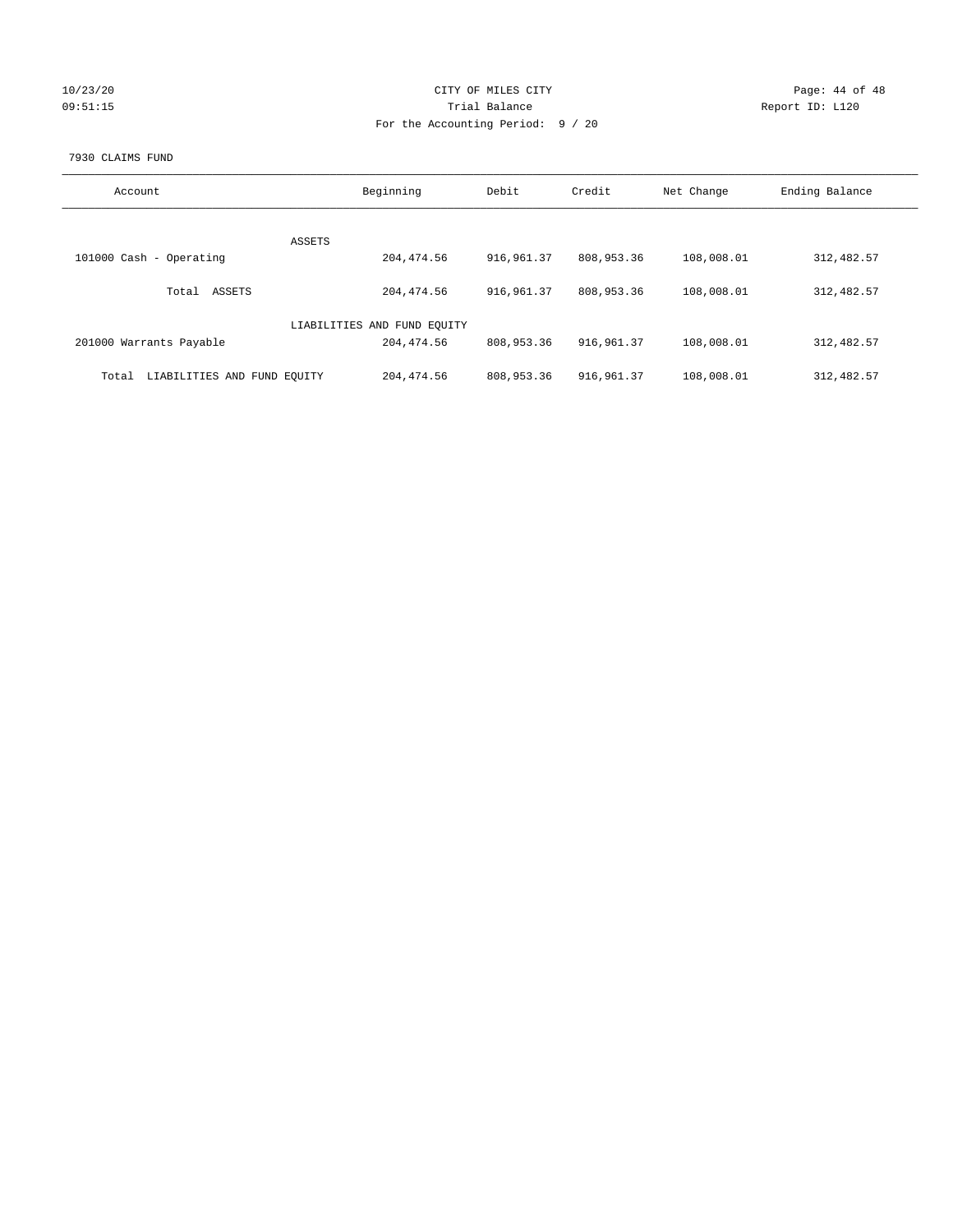CITY OF MILES CITY
Trial Balance
For the Accounting Period: 9 / 20

10/23/20
09:51:15

Report ID: L120

7930 CLAIMS FUND

| Account | Beginning | Debit | Credit | Net Change | Ending Balance |
|---|---|---|---|---|---|
| ASSETS | | | | | |
| 101000 Cash - Operating | 204,474.56 | 916,961.37 | 808,953.36 | 108,008.01 | 312,482.57 |
| Total ASSETS | 204,474.56 | 916,961.37 | 808,953.36 | 108,008.01 | 312,482.57 |
| LIABILITIES AND FUND EQUITY | | | | | |
| 201000 Warrants Payable | 204,474.56 | 808,953.36 | 916,961.37 | 108,008.01 | 312,482.57 |
| Total LIABILITIES AND FUND EQUITY | 204,474.56 | 808,953.36 | 916,961.37 | 108,008.01 | 312,482.57 |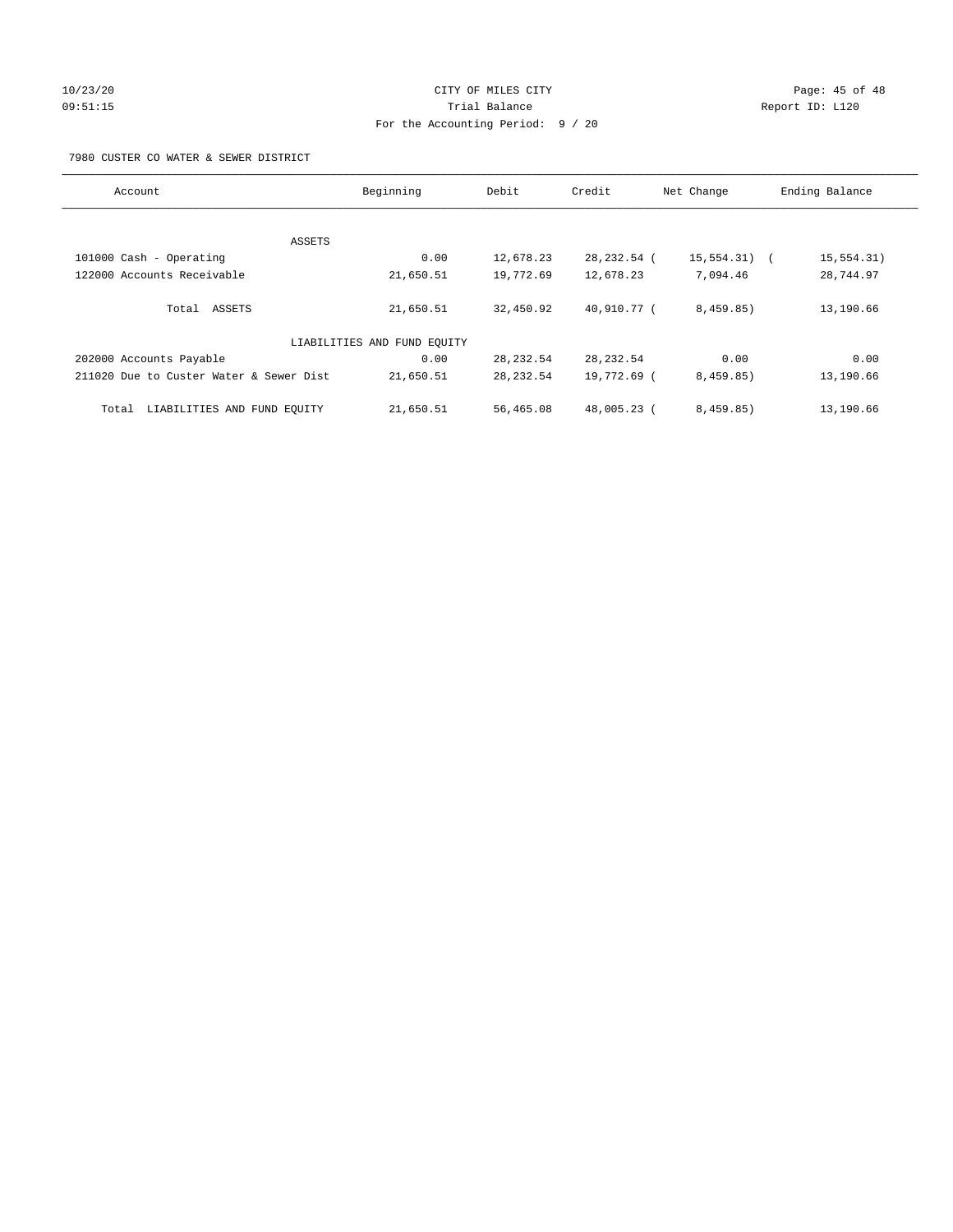CITY OF MILES CITY
Trial Balance
For the Accounting Period: 9 / 20

10/23/20
09:51:15

Report ID: L120

7980 CUSTER CO WATER & SEWER DISTRICT

| Account | Beginning | Debit | Credit | Net Change | Ending Balance |
|---|---|---|---|---|---|
| ASSETS | | | | | |
| 101000 Cash - Operating | 0.00 | 12,678.23 | 28,232.54 | ( 15,554.31) | ( 15,554.31) |
| 122000 Accounts Receivable | 21,650.51 | 19,772.69 | 12,678.23 | 7,094.46 | 28,744.97 |
| Total ASSETS | 21,650.51 | 32,450.92 | 40,910.77 | ( 8,459.85) | 13,190.66 |
| LIABILITIES AND FUND EQUITY | | | | | |
| 202000 Accounts Payable | 0.00 | 28,232.54 | 28,232.54 | 0.00 | 0.00 |
| 211020 Due to Custer Water & Sewer Dist | 21,650.51 | 28,232.54 | 19,772.69 | ( 8,459.85) | 13,190.66 |
| Total LIABILITIES AND FUND EQUITY | 21,650.51 | 56,465.08 | 48,005.23 | ( 8,459.85) | 13,190.66 |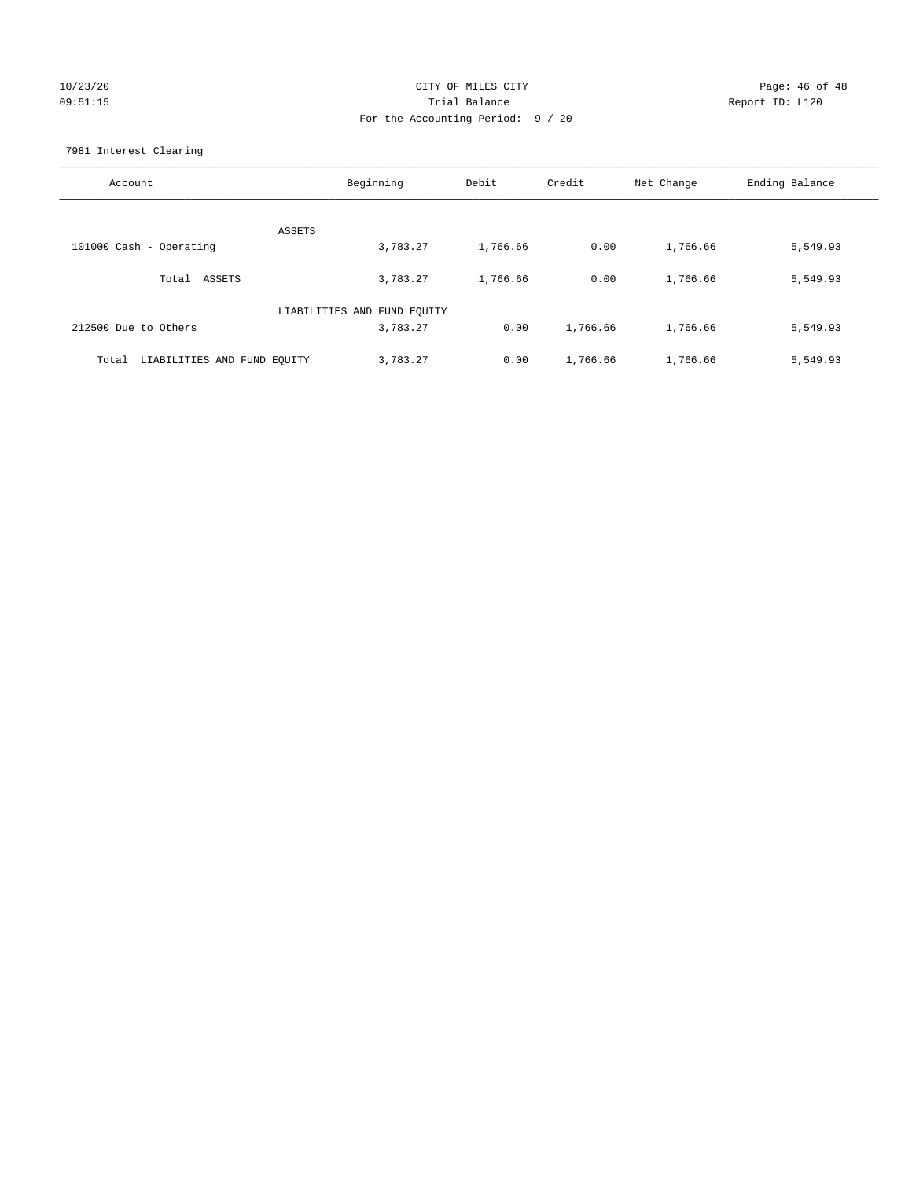10/23/20 CITY OF MILES CITY
09:51:15 Trial Balance Report ID: L120
For the Accounting Period: 9 / 20

7981 Interest Clearing

| Account | Beginning | Debit | Credit | Net Change | Ending Balance |
|---|---|---|---|---|---|
| ASSETS | | | | | |
| 101000 Cash - Operating | 3,783.27 | 1,766.66 | 0.00 | 1,766.66 | 5,549.93 |
| Total ASSETS | 3,783.27 | 1,766.66 | 0.00 | 1,766.66 | 5,549.93 |
| LIABILITIES AND FUND EQUITY | | | | | |
| 212500 Due to Others | 3,783.27 | 0.00 | 1,766.66 | 1,766.66 | 5,549.93 |
| Total LIABILITIES AND FUND EQUITY | 3,783.27 | 0.00 | 1,766.66 | 1,766.66 | 5,549.93 |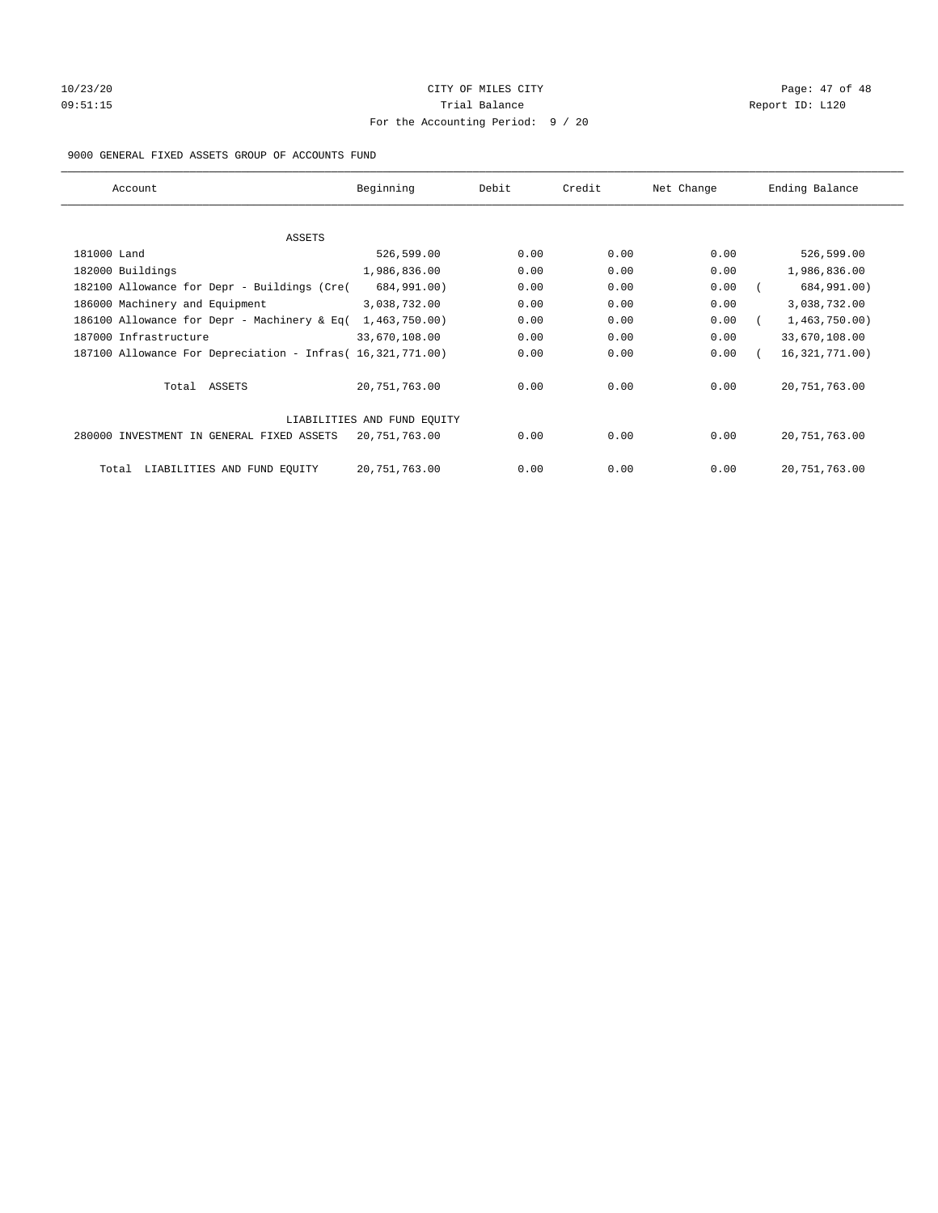9000 GENERAL FIXED ASSETS GROUP OF ACCOUNTS FUND

| Account | Beginning | Debit | Credit | Net Change | Ending Balance |
|---|---|---|---|---|---|
| ASSETS | | | | | |
| 181000 Land | 526,599.00 | 0.00 | 0.00 | 0.00 | 526,599.00 |
| 182000 Buildings | 1,986,836.00 | 0.00 | 0.00 | 0.00 | 1,986,836.00 |
| 182100 Allowance for Depr - Buildings (Cre( | 684,991.00) | 0.00 | 0.00 | 0.00 | ( 684,991.00) |
| 186000 Machinery and Equipment | 3,038,732.00 | 0.00 | 0.00 | 0.00 | 3,038,732.00 |
| 186100 Allowance for Depr - Machinery & Eq( | 1,463,750.00) | 0.00 | 0.00 | 0.00 | ( 1,463,750.00) |
| 187000 Infrastructure | 33,670,108.00 | 0.00 | 0.00 | 0.00 | 33,670,108.00 |
| 187100 Allowance For Depreciation - Infras( | 16,321,771.00) | 0.00 | 0.00 | 0.00 | ( 16,321,771.00) |
| Total ASSETS | 20,751,763.00 | 0.00 | 0.00 | 0.00 | 20,751,763.00 |
| LIABILITIES AND FUND EQUITY | | | | | |
| 280000 INVESTMENT IN GENERAL FIXED ASSETS | 20,751,763.00 | 0.00 | 0.00 | 0.00 | 20,751,763.00 |
| Total LIABILITIES AND FUND EQUITY | 20,751,763.00 | 0.00 | 0.00 | 0.00 | 20,751,763.00 |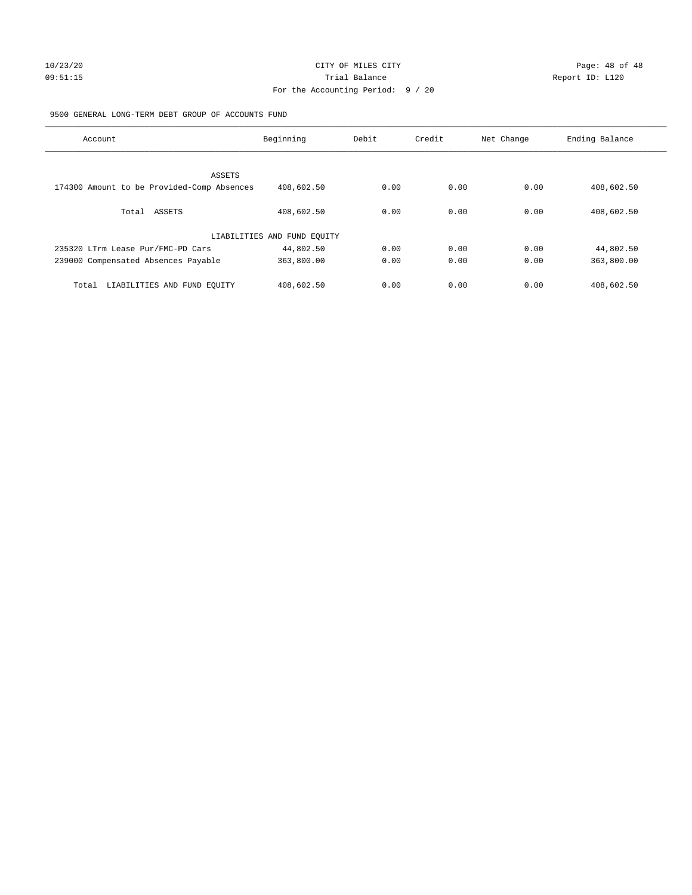CITY OF MILES CITY

Trial Balance

For the Accounting Period: 9 / 20

9500 GENERAL LONG-TERM DEBT GROUP OF ACCOUNTS FUND

| Account | Beginning | Debit | Credit | Net Change | Ending Balance |
|---|---|---|---|---|---|
| ASSETS | | | | | |
| 174300 Amount to be Provided-Comp Absences | 408,602.50 | 0.00 | 0.00 | 0.00 | 408,602.50 |
| Total ASSETS | 408,602.50 | 0.00 | 0.00 | 0.00 | 408,602.50 |
| LIABILITIES AND FUND EQUITY | | | | | |
| 235320 LTrm Lease Pur/FMC-PD Cars | 44,802.50 | 0.00 | 0.00 | 0.00 | 44,802.50 |
| 239000 Compensated Absences Payable | 363,800.00 | 0.00 | 0.00 | 0.00 | 363,800.00 |
| Total LIABILITIES AND FUND EQUITY | 408,602.50 | 0.00 | 0.00 | 0.00 | 408,602.50 |